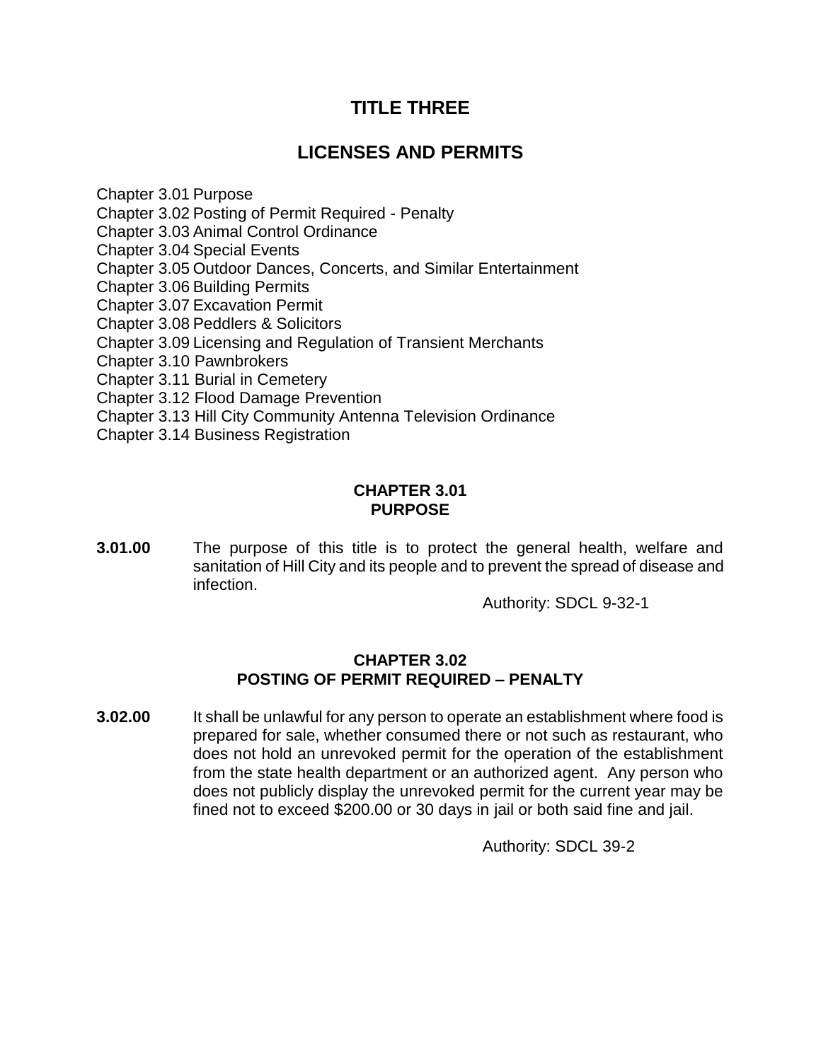# TITLE THREE

# LICENSES AND PERMITS

Chapter 3.01 Purpose
Chapter 3.02 Posting of Permit Required - Penalty
Chapter 3.03 Animal Control Ordinance
Chapter 3.04 Special Events
Chapter 3.05 Outdoor Dances, Concerts, and Similar Entertainment
Chapter 3.06 Building Permits
Chapter 3.07 Excavation Permit
Chapter 3.08 Peddlers & Solicitors
Chapter 3.09 Licensing and Regulation of Transient Merchants
Chapter 3.10 Pawnbrokers
Chapter 3.11 Burial in Cemetery
Chapter 3.12 Flood Damage Prevention
Chapter 3.13 Hill City Community Antenna Television Ordinance
Chapter 3.14 Business Registration

## CHAPTER 3.01
## PURPOSE

**3.01.00** The purpose of this title is to protect the general health, welfare and sanitation of Hill City and its people and to prevent the spread of disease and infection.

Authority: SDCL 9-32-1

## CHAPTER 3.02
## POSTING OF PERMIT REQUIRED – PENALTY

**3.02.00** It shall be unlawful for any person to operate an establishment where food is prepared for sale, whether consumed there or not such as restaurant, who does not hold an unrevoked permit for the operation of the establishment from the state health department or an authorized agent. Any person who does not publicly display the unrevoked permit for the current year may be fined not to exceed $200.00 or 30 days in jail or both said fine and jail.

Authority: SDCL 39-2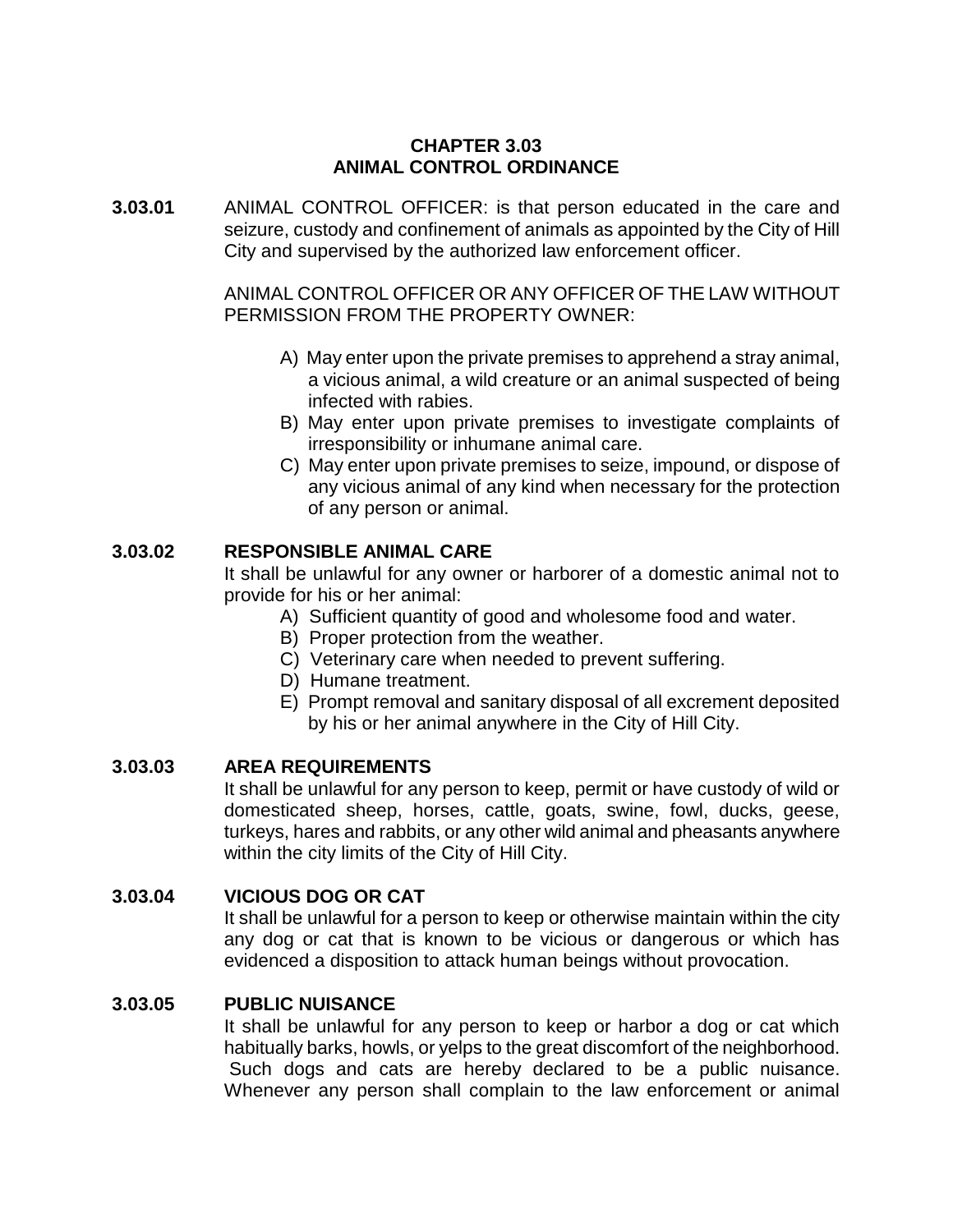# CHAPTER 3.03
# ANIMAL CONTROL ORDINANCE

**3.03.01** ANIMAL CONTROL OFFICER: is that person educated in the care and seizure, custody and confinement of animals as appointed by the City of Hill City and supervised by the authorized law enforcement officer.

ANIMAL CONTROL OFFICER OR ANY OFFICER OF THE LAW WITHOUT PERMISSION FROM THE PROPERTY OWNER:

A) May enter upon the private premises to apprehend a stray animal, a vicious animal, a wild creature or an animal suspected of being infected with rabies.
B) May enter upon private premises to investigate complaints of irresponsibility or inhumane animal care.
C) May enter upon private premises to seize, impound, or dispose of any vicious animal of any kind when necessary for the protection of any person or animal.

## 3.03.02 RESPONSIBLE ANIMAL CARE

It shall be unlawful for any owner or harborer of a domestic animal not to provide for his or her animal:

A) Sufficient quantity of good and wholesome food and water.
B) Proper protection from the weather.
C) Veterinary care when needed to prevent suffering.
D) Humane treatment.
E) Prompt removal and sanitary disposal of all excrement deposited by his or her animal anywhere in the City of Hill City.

## 3.03.03 AREA REQUIREMENTS

It shall be unlawful for any person to keep, permit or have custody of wild or domesticated sheep, horses, cattle, goats, swine, fowl, ducks, geese, turkeys, hares and rabbits, or any other wild animal and pheasants anywhere within the city limits of the City of Hill City.

## 3.03.04 VICIOUS DOG OR CAT

It shall be unlawful for a person to keep or otherwise maintain within the city any dog or cat that is known to be vicious or dangerous or which has evidenced a disposition to attack human beings without provocation.

## 3.03.05 PUBLIC NUISANCE

It shall be unlawful for any person to keep or harbor a dog or cat which habitually barks, howls, or yelps to the great discomfort of the neighborhood. Such dogs and cats are hereby declared to be a public nuisance. Whenever any person shall complain to the law enforcement or animal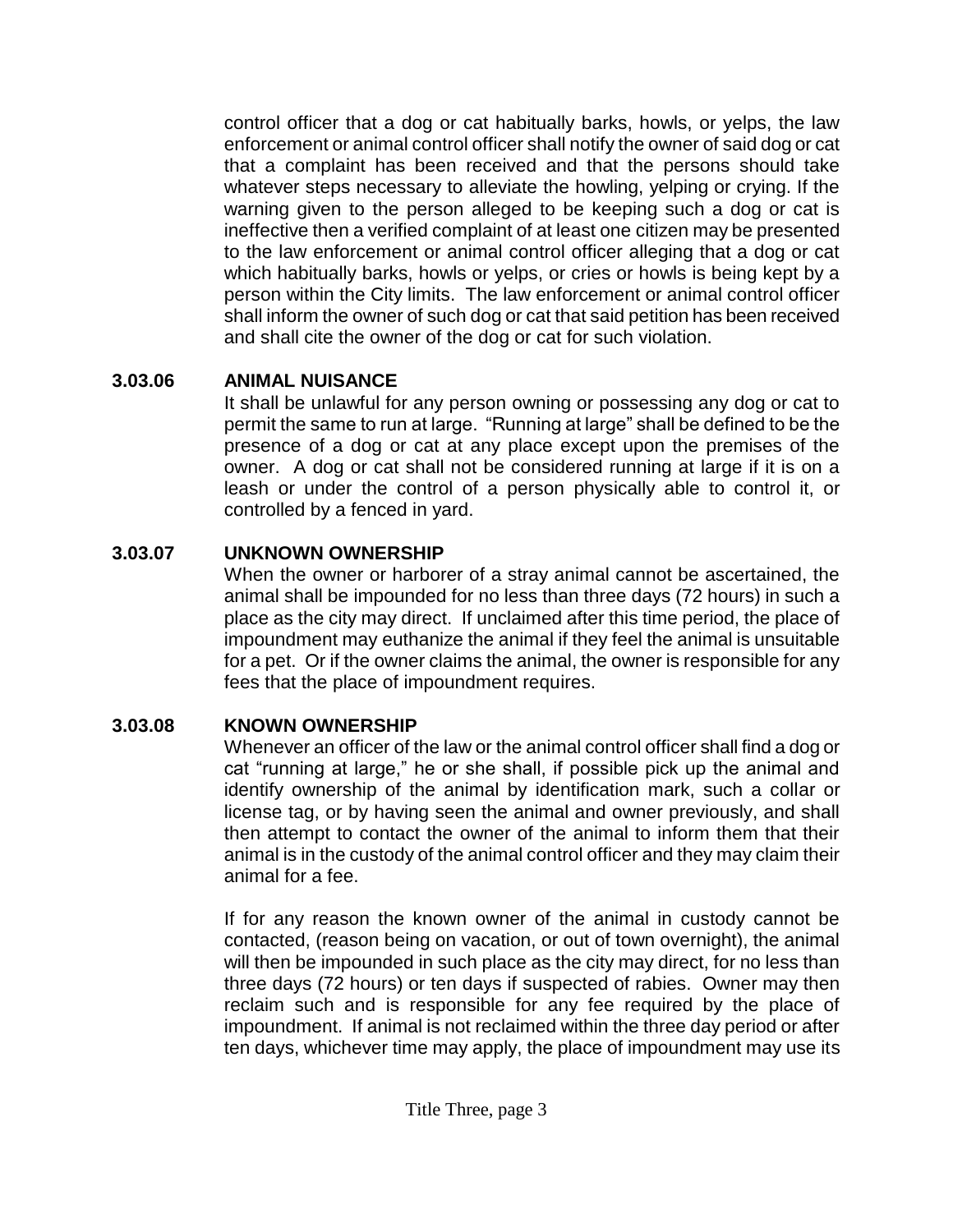control officer that a dog or cat habitually barks, howls, or yelps, the law enforcement or animal control officer shall notify the owner of said dog or cat that a complaint has been received and that the persons should take whatever steps necessary to alleviate the howling, yelping or crying. If the warning given to the person alleged to be keeping such a dog or cat is ineffective then a verified complaint of at least one citizen may be presented to the law enforcement or animal control officer alleging that a dog or cat which habitually barks, howls or yelps, or cries or howls is being kept by a person within the City limits. The law enforcement or animal control officer shall inform the owner of such dog or cat that said petition has been received and shall cite the owner of the dog or cat for such violation.

**3.03.06 ANIMAL NUISANCE**

It shall be unlawful for any person owning or possessing any dog or cat to permit the same to run at large. "Running at large" shall be defined to be the presence of a dog or cat at any place except upon the premises of the owner. A dog or cat shall not be considered running at large if it is on a leash or under the control of a person physically able to control it, or controlled by a fenced in yard.

**3.03.07 UNKNOWN OWNERSHIP**

When the owner or harborer of a stray animal cannot be ascertained, the animal shall be impounded for no less than three days (72 hours) in such a place as the city may direct. If unclaimed after this time period, the place of impoundment may euthanize the animal if they feel the animal is unsuitable for a pet. Or if the owner claims the animal, the owner is responsible for any fees that the place of impoundment requires.

**3.03.08 KNOWN OWNERSHIP**

Whenever an officer of the law or the animal control officer shall find a dog or cat "running at large," he or she shall, if possible pick up the animal and identify ownership of the animal by identification mark, such a collar or license tag, or by having seen the animal and owner previously, and shall then attempt to contact the owner of the animal to inform them that their animal is in the custody of the animal control officer and they may claim their animal for a fee.

If for any reason the known owner of the animal in custody cannot be contacted, (reason being on vacation, or out of town overnight), the animal will then be impounded in such place as the city may direct, for no less than three days (72 hours) or ten days if suspected of rabies. Owner may then reclaim such and is responsible for any fee required by the place of impoundment. If animal is not reclaimed within the three day period or after ten days, whichever time may apply, the place of impoundment may use its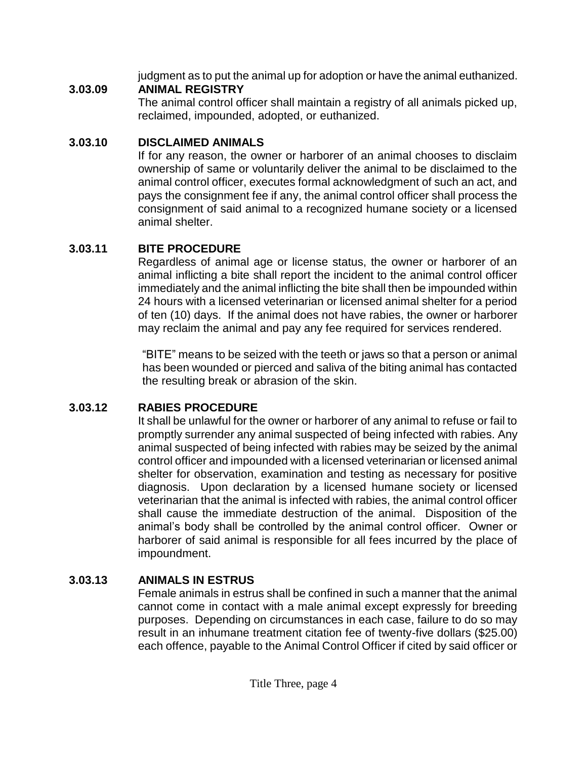judgment as to put the animal up for adoption or have the animal euthanized.

### 3.03.09 ANIMAL REGISTRY

The animal control officer shall maintain a registry of all animals picked up, reclaimed, impounded, adopted, or euthanized.

### 3.03.10 DISCLAIMED ANIMALS

If for any reason, the owner or harborer of an animal chooses to disclaim ownership of same or voluntarily deliver the animal to be disclaimed to the animal control officer, executes formal acknowledgment of such an act, and pays the consignment fee if any, the animal control officer shall process the consignment of said animal to a recognized humane society or a licensed animal shelter.

### 3.03.11 BITE PROCEDURE

Regardless of animal age or license status, the owner or harborer of an animal inflicting a bite shall report the incident to the animal control officer immediately and the animal inflicting the bite shall then be impounded within 24 hours with a licensed veterinarian or licensed animal shelter for a period of ten (10) days. If the animal does not have rabies, the owner or harborer may reclaim the animal and pay any fee required for services rendered.

"BITE" means to be seized with the teeth or jaws so that a person or animal has been wounded or pierced and saliva of the biting animal has contacted the resulting break or abrasion of the skin.

### 3.03.12 RABIES PROCEDURE

It shall be unlawful for the owner or harborer of any animal to refuse or fail to promptly surrender any animal suspected of being infected with rabies. Any animal suspected of being infected with rabies may be seized by the animal control officer and impounded with a licensed veterinarian or licensed animal shelter for observation, examination and testing as necessary for positive diagnosis. Upon declaration by a licensed humane society or licensed veterinarian that the animal is infected with rabies, the animal control officer shall cause the immediate destruction of the animal. Disposition of the animal's body shall be controlled by the animal control officer. Owner or harborer of said animal is responsible for all fees incurred by the place of impoundment.

### 3.03.13 ANIMALS IN ESTRUS

Female animals in estrus shall be confined in such a manner that the animal cannot come in contact with a male animal except expressly for breeding purposes. Depending on circumstances in each case, failure to do so may result in an inhumane treatment citation fee of twenty-five dollars ($25.00) each offence, payable to the Animal Control Officer if cited by said officer or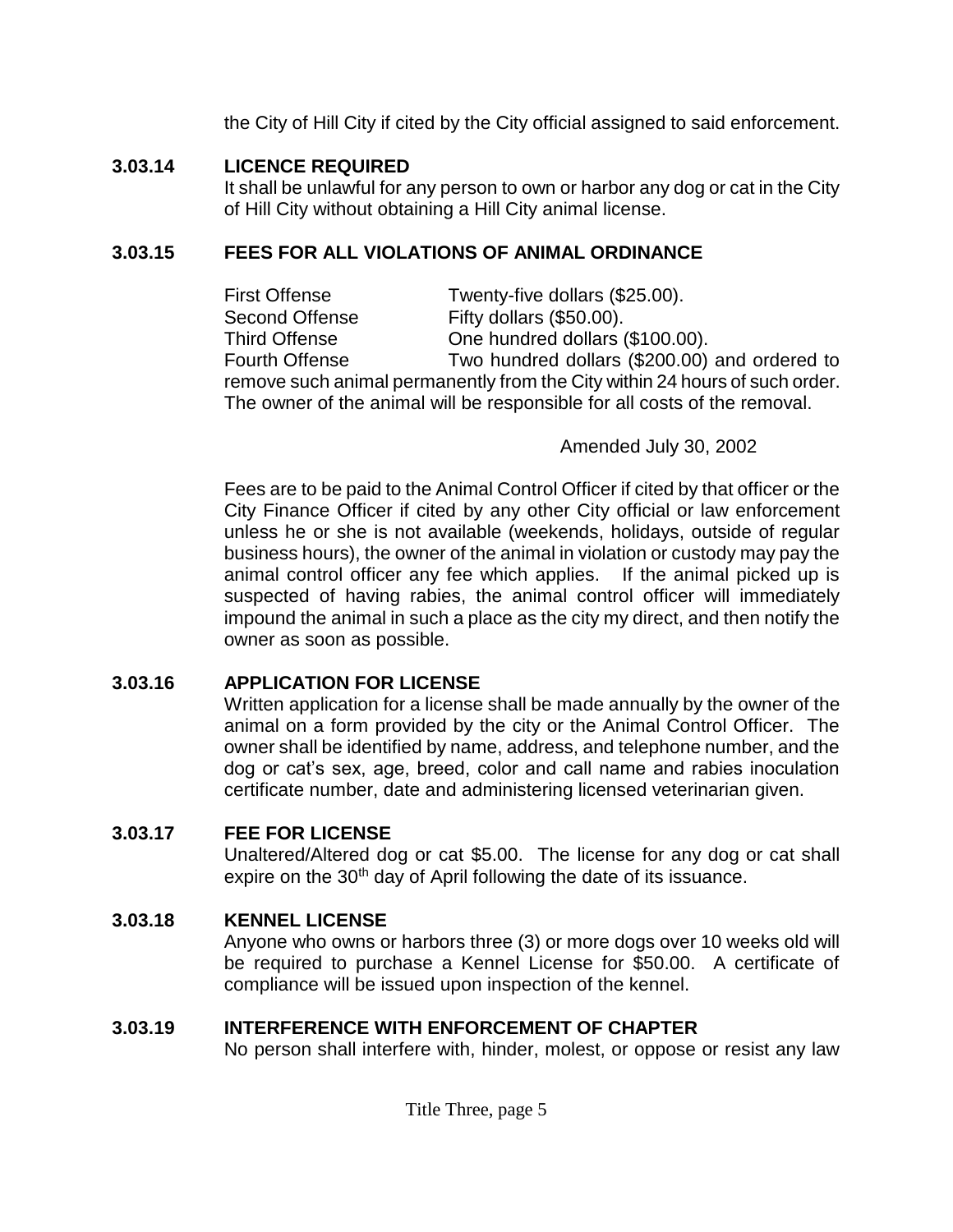the City of Hill City if cited by the City official assigned to said enforcement.

### 3.03.14 LICENCE REQUIRED

It shall be unlawful for any person to own or harbor any dog or cat in the City of Hill City without obtaining a Hill City animal license.

### 3.03.15 FEES FOR ALL VIOLATIONS OF ANIMAL ORDINANCE

First Offense — Twenty-five dollars ($25.00).
Second Offense — Fifty dollars ($50.00).
Third Offense — One hundred dollars ($100.00).
Fourth Offense — Two hundred dollars ($200.00) and ordered to remove such animal permanently from the City within 24 hours of such order. The owner of the animal will be responsible for all costs of the removal.

Amended July 30, 2002

Fees are to be paid to the Animal Control Officer if cited by that officer or the City Finance Officer if cited by any other City official or law enforcement unless he or she is not available (weekends, holidays, outside of regular business hours), the owner of the animal in violation or custody may pay the animal control officer any fee which applies. If the animal picked up is suspected of having rabies, the animal control officer will immediately impound the animal in such a place as the city my direct, and then notify the owner as soon as possible.

### 3.03.16 APPLICATION FOR LICENSE

Written application for a license shall be made annually by the owner of the animal on a form provided by the city or the Animal Control Officer. The owner shall be identified by name, address, and telephone number, and the dog or cat's sex, age, breed, color and call name and rabies inoculation certificate number, date and administering licensed veterinarian given.

### 3.03.17 FEE FOR LICENSE

Unaltered/Altered dog or cat $5.00. The license for any dog or cat shall expire on the 30th day of April following the date of its issuance.

### 3.03.18 KENNEL LICENSE

Anyone who owns or harbors three (3) or more dogs over 10 weeks old will be required to purchase a Kennel License for $50.00. A certificate of compliance will be issued upon inspection of the kennel.

### 3.03.19 INTERFERENCE WITH ENFORCEMENT OF CHAPTER

No person shall interfere with, hinder, molest, or oppose or resist any law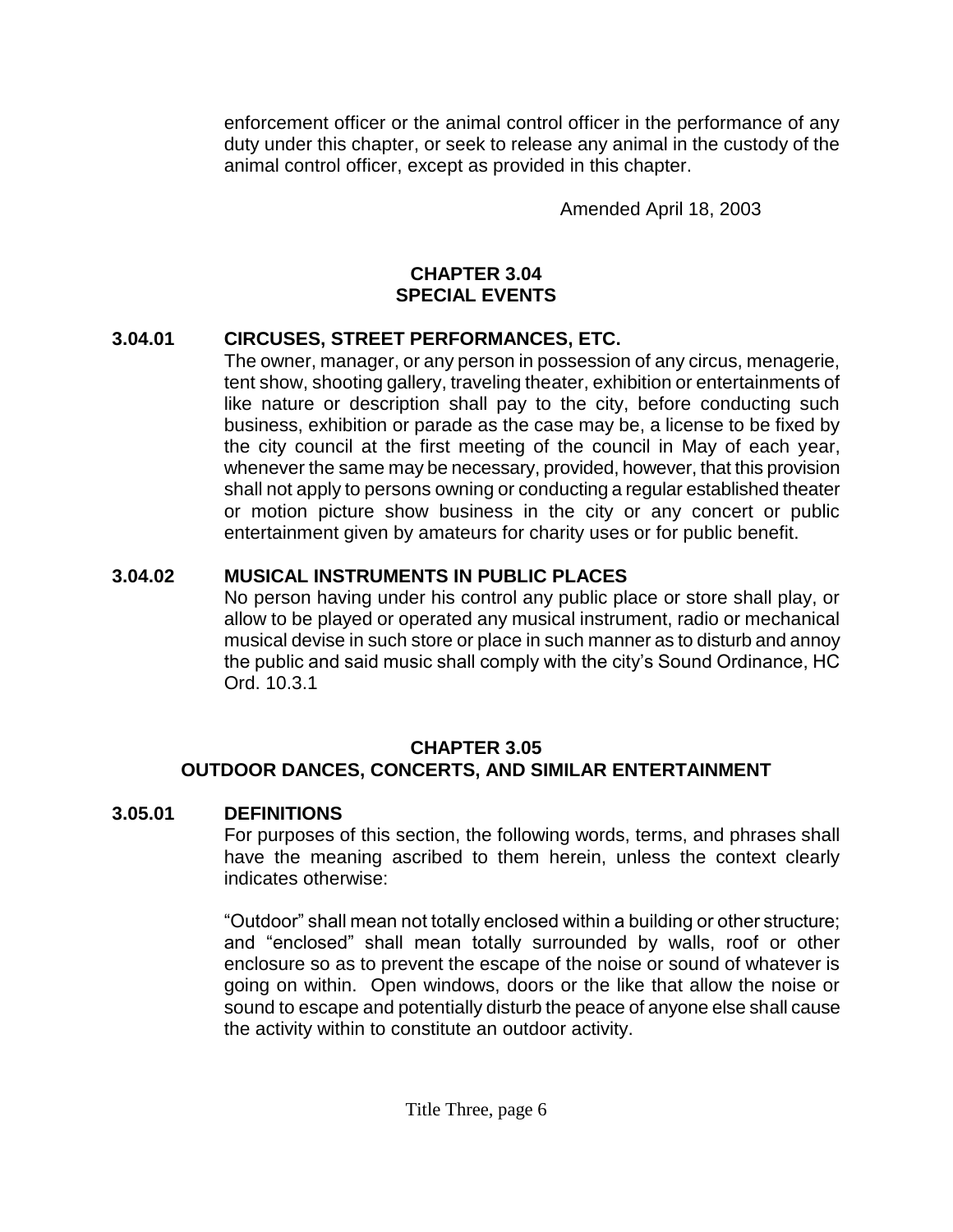enforcement officer or the animal control officer in the performance of any duty under this chapter, or seek to release any animal in the custody of the animal control officer, except as provided in this chapter.

Amended April 18, 2003

## CHAPTER 3.04
## SPECIAL EVENTS

### 3.04.01 CIRCUSES, STREET PERFORMANCES, ETC.

The owner, manager, or any person in possession of any circus, menagerie, tent show, shooting gallery, traveling theater, exhibition or entertainments of like nature or description shall pay to the city, before conducting such business, exhibition or parade as the case may be, a license to be fixed by the city council at the first meeting of the council in May of each year, whenever the same may be necessary, provided, however, that this provision shall not apply to persons owning or conducting a regular established theater or motion picture show business in the city or any concert or public entertainment given by amateurs for charity uses or for public benefit.

### 3.04.02 MUSICAL INSTRUMENTS IN PUBLIC PLACES

No person having under his control any public place or store shall play, or allow to be played or operated any musical instrument, radio or mechanical musical devise in such store or place in such manner as to disturb and annoy the public and said music shall comply with the city's Sound Ordinance, HC Ord. 10.3.1

## CHAPTER 3.05
## OUTDOOR DANCES, CONCERTS, AND SIMILAR ENTERTAINMENT

### 3.05.01 DEFINITIONS

For purposes of this section, the following words, terms, and phrases shall have the meaning ascribed to them herein, unless the context clearly indicates otherwise:

"Outdoor" shall mean not totally enclosed within a building or other structure; and "enclosed" shall mean totally surrounded by walls, roof or other enclosure so as to prevent the escape of the noise or sound of whatever is going on within. Open windows, doors or the like that allow the noise or sound to escape and potentially disturb the peace of anyone else shall cause the activity within to constitute an outdoor activity.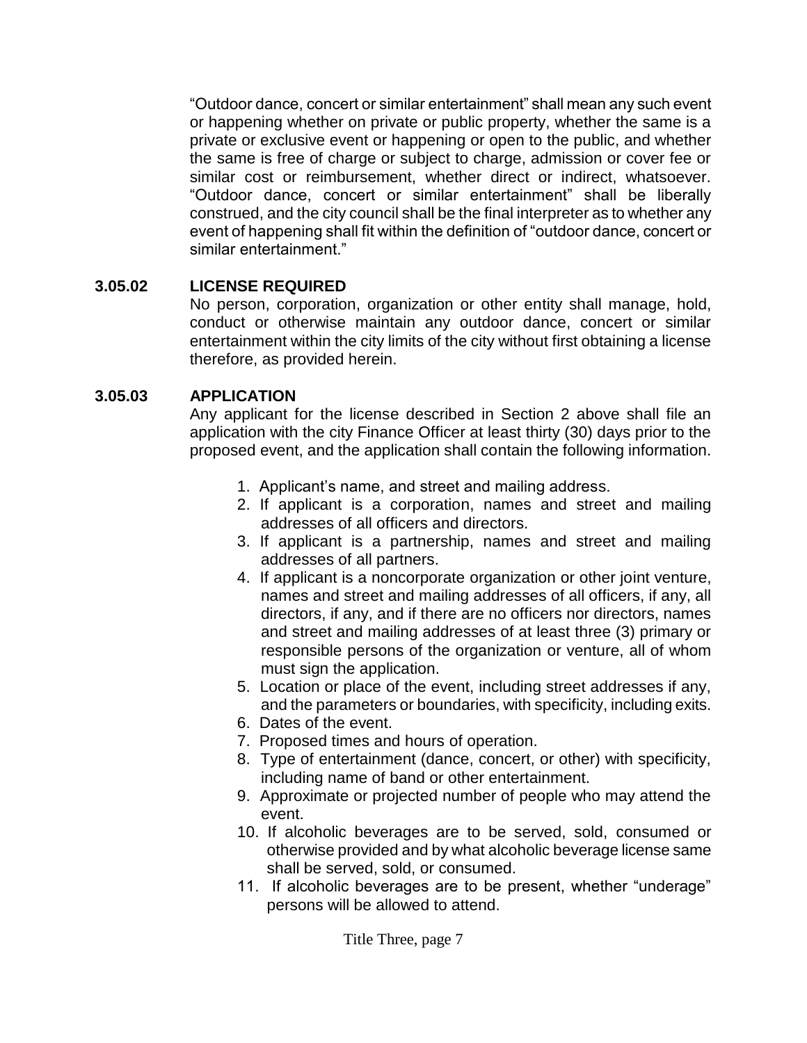"Outdoor dance, concert or similar entertainment" shall mean any such event or happening whether on private or public property, whether the same is a private or exclusive event or happening or open to the public, and whether the same is free of charge or subject to charge, admission or cover fee or similar cost or reimbursement, whether direct or indirect, whatsoever. "Outdoor dance, concert or similar entertainment" shall be liberally construed, and the city council shall be the final interpreter as to whether any event of happening shall fit within the definition of "outdoor dance, concert or similar entertainment."

### 3.05.02 LICENSE REQUIRED

No person, corporation, organization or other entity shall manage, hold, conduct or otherwise maintain any outdoor dance, concert or similar entertainment within the city limits of the city without first obtaining a license therefore, as provided herein.

### 3.05.03 APPLICATION

Any applicant for the license described in Section 2 above shall file an application with the city Finance Officer at least thirty (30) days prior to the proposed event, and the application shall contain the following information.

1. Applicant's name, and street and mailing address.
2. If applicant is a corporation, names and street and mailing addresses of all officers and directors.
3. If applicant is a partnership, names and street and mailing addresses of all partners.
4. If applicant is a noncorporate organization or other joint venture, names and street and mailing addresses of all officers, if any, all directors, if any, and if there are no officers nor directors, names and street and mailing addresses of at least three (3) primary or responsible persons of the organization or venture, all of whom must sign the application.
5. Location or place of the event, including street addresses if any, and the parameters or boundaries, with specificity, including exits.
6. Dates of the event.
7. Proposed times and hours of operation.
8. Type of entertainment (dance, concert, or other) with specificity, including name of band or other entertainment.
9. Approximate or projected number of people who may attend the event.
10. If alcoholic beverages are to be served, sold, consumed or otherwise provided and by what alcoholic beverage license same shall be served, sold, or consumed.
11. If alcoholic beverages are to be present, whether "underage" persons will be allowed to attend.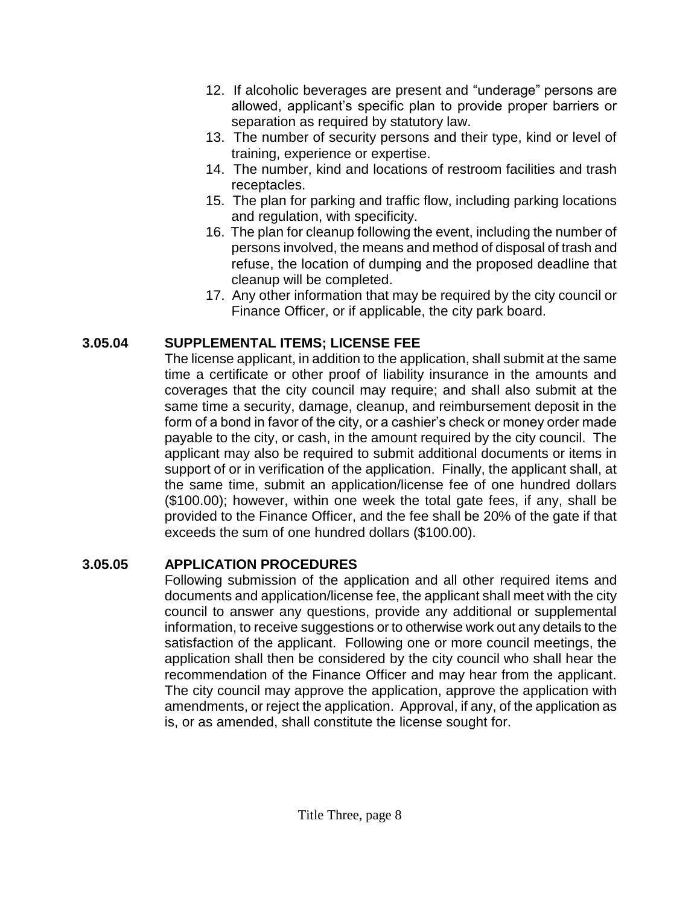12. If alcoholic beverages are present and "underage" persons are allowed, applicant's specific plan to provide proper barriers or separation as required by statutory law.
13. The number of security persons and their type, kind or level of training, experience or expertise.
14. The number, kind and locations of restroom facilities and trash receptacles.
15. The plan for parking and traffic flow, including parking locations and regulation, with specificity.
16. The plan for cleanup following the event, including the number of persons involved, the means and method of disposal of trash and refuse, the location of dumping and the proposed deadline that cleanup will be completed.
17. Any other information that may be required by the city council or Finance Officer, or if applicable, the city park board.

**3.05.04 SUPPLEMENTAL ITEMS; LICENSE FEE**

The license applicant, in addition to the application, shall submit at the same time a certificate or other proof of liability insurance in the amounts and coverages that the city council may require; and shall also submit at the same time a security, damage, cleanup, and reimbursement deposit in the form of a bond in favor of the city, or a cashier's check or money order made payable to the city, or cash, in the amount required by the city council. The applicant may also be required to submit additional documents or items in support of or in verification of the application. Finally, the applicant shall, at the same time, submit an application/license fee of one hundred dollars ($100.00); however, within one week the total gate fees, if any, shall be provided to the Finance Officer, and the fee shall be 20% of the gate if that exceeds the sum of one hundred dollars ($100.00).

**3.05.05 APPLICATION PROCEDURES**

Following submission of the application and all other required items and documents and application/license fee, the applicant shall meet with the city council to answer any questions, provide any additional or supplemental information, to receive suggestions or to otherwise work out any details to the satisfaction of the applicant. Following one or more council meetings, the application shall then be considered by the city council who shall hear the recommendation of the Finance Officer and may hear from the applicant. The city council may approve the application, approve the application with amendments, or reject the application. Approval, if any, of the application as is, or as amended, shall constitute the license sought for.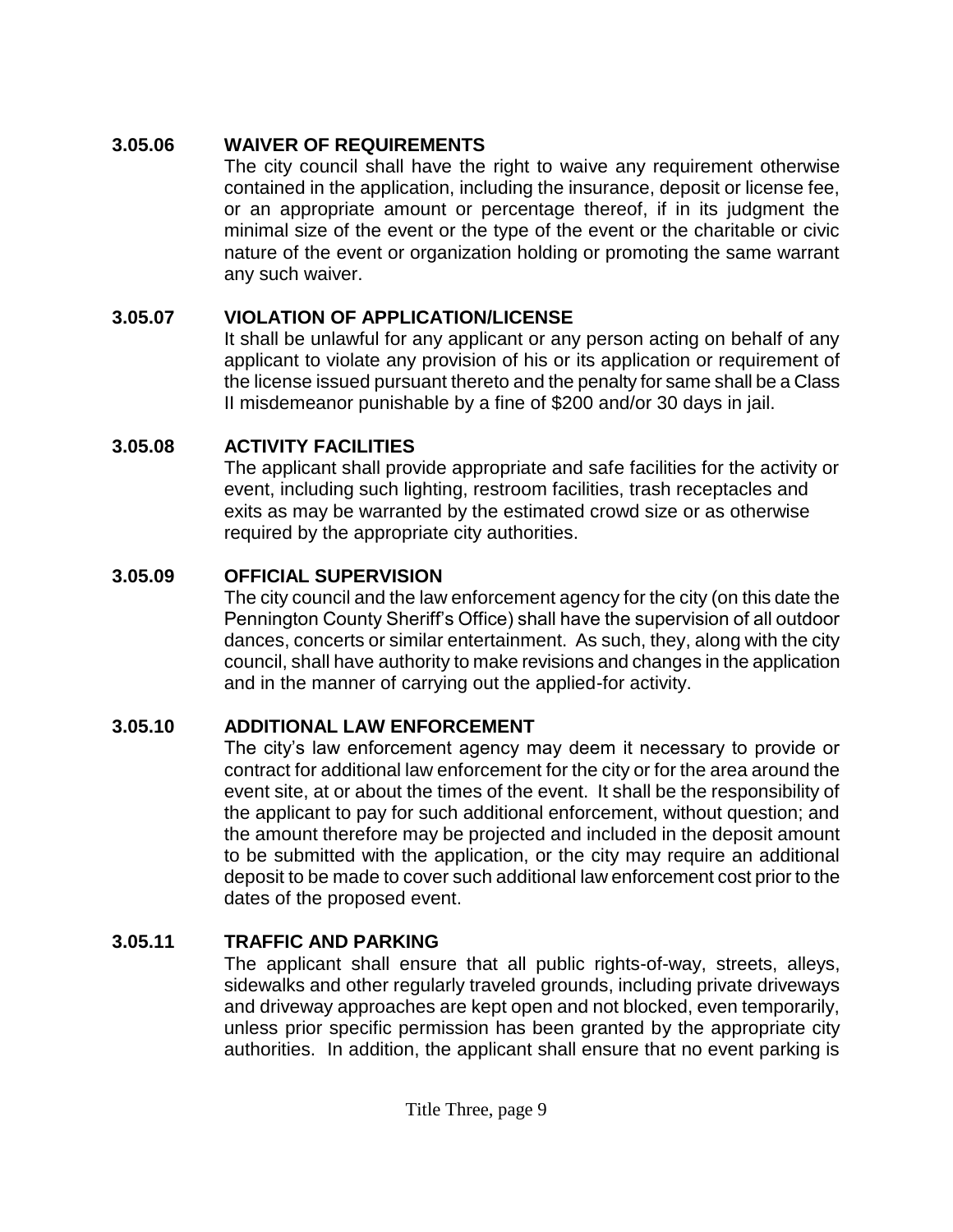### 3.05.06 WAIVER OF REQUIREMENTS

The city council shall have the right to waive any requirement otherwise contained in the application, including the insurance, deposit or license fee, or an appropriate amount or percentage thereof, if in its judgment the minimal size of the event or the type of the event or the charitable or civic nature of the event or organization holding or promoting the same warrant any such waiver.

### 3.05.07 VIOLATION OF APPLICATION/LICENSE

It shall be unlawful for any applicant or any person acting on behalf of any applicant to violate any provision of his or its application or requirement of the license issued pursuant thereto and the penalty for same shall be a Class II misdemeanor punishable by a fine of $200 and/or 30 days in jail.

### 3.05.08 ACTIVITY FACILITIES

The applicant shall provide appropriate and safe facilities for the activity or event, including such lighting, restroom facilities, trash receptacles and exits as may be warranted by the estimated crowd size or as otherwise required by the appropriate city authorities.

### 3.05.09 OFFICIAL SUPERVISION

The city council and the law enforcement agency for the city (on this date the Pennington County Sheriff's Office) shall have the supervision of all outdoor dances, concerts or similar entertainment. As such, they, along with the city council, shall have authority to make revisions and changes in the application and in the manner of carrying out the applied-for activity.

### 3.05.10 ADDITIONAL LAW ENFORCEMENT

The city's law enforcement agency may deem it necessary to provide or contract for additional law enforcement for the city or for the area around the event site, at or about the times of the event. It shall be the responsibility of the applicant to pay for such additional enforcement, without question; and the amount therefore may be projected and included in the deposit amount to be submitted with the application, or the city may require an additional deposit to be made to cover such additional law enforcement cost prior to the dates of the proposed event.

### 3.05.11 TRAFFIC AND PARKING

The applicant shall ensure that all public rights-of-way, streets, alleys, sidewalks and other regularly traveled grounds, including private driveways and driveway approaches are kept open and not blocked, even temporarily, unless prior specific permission has been granted by the appropriate city authorities. In addition, the applicant shall ensure that no event parking is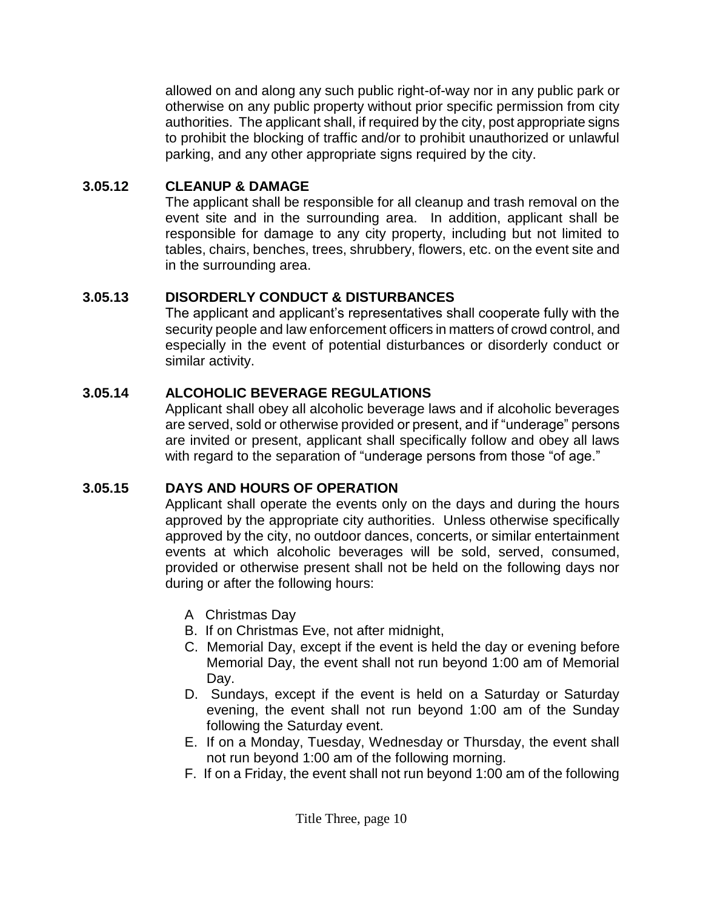allowed on and along any such public right-of-way nor in any public park or otherwise on any public property without prior specific permission from city authorities. The applicant shall, if required by the city, post appropriate signs to prohibit the blocking of traffic and/or to prohibit unauthorized or unlawful parking, and any other appropriate signs required by the city.

### 3.05.12 CLEANUP & DAMAGE

The applicant shall be responsible for all cleanup and trash removal on the event site and in the surrounding area. In addition, applicant shall be responsible for damage to any city property, including but not limited to tables, chairs, benches, trees, shrubbery, flowers, etc. on the event site and in the surrounding area.

### 3.05.13 DISORDERLY CONDUCT & DISTURBANCES

The applicant and applicant's representatives shall cooperate fully with the security people and law enforcement officers in matters of crowd control, and especially in the event of potential disturbances or disorderly conduct or similar activity.

### 3.05.14 ALCOHOLIC BEVERAGE REGULATIONS

Applicant shall obey all alcoholic beverage laws and if alcoholic beverages are served, sold or otherwise provided or present, and if "underage" persons are invited or present, applicant shall specifically follow and obey all laws with regard to the separation of "underage persons from those "of age."

### 3.05.15 DAYS AND HOURS OF OPERATION

Applicant shall operate the events only on the days and during the hours approved by the appropriate city authorities. Unless otherwise specifically approved by the city, no outdoor dances, concerts, or similar entertainment events at which alcoholic beverages will be sold, served, consumed, provided or otherwise present shall not be held on the following days nor during or after the following hours:

A Christmas Day

B. If on Christmas Eve, not after midnight,

C. Memorial Day, except if the event is held the day or evening before Memorial Day, the event shall not run beyond 1:00 am of Memorial Day.

D. Sundays, except if the event is held on a Saturday or Saturday evening, the event shall not run beyond 1:00 am of the Sunday following the Saturday event.

E. If on a Monday, Tuesday, Wednesday or Thursday, the event shall not run beyond 1:00 am of the following morning.

F. If on a Friday, the event shall not run beyond 1:00 am of the following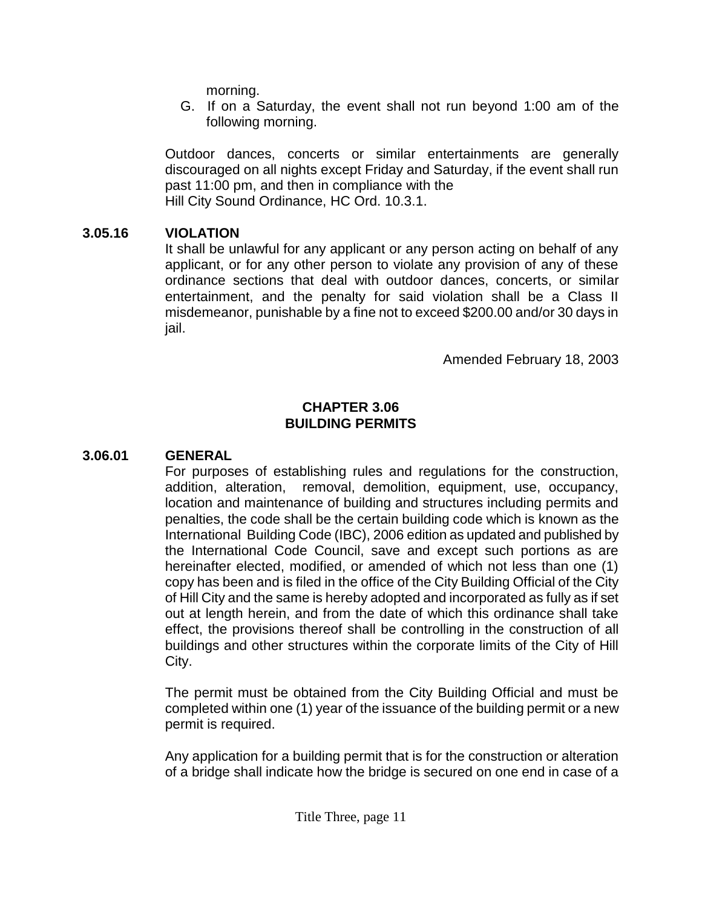morning.

G. If on a Saturday, the event shall not run beyond 1:00 am of the following morning.

Outdoor dances, concerts or similar entertainments are generally discouraged on all nights except Friday and Saturday, if the event shall run past 11:00 pm, and then in compliance with the Hill City Sound Ordinance, HC Ord. 10.3.1.

### 3.05.16 VIOLATION

It shall be unlawful for any applicant or any person acting on behalf of any applicant, or for any other person to violate any provision of any of these ordinance sections that deal with outdoor dances, concerts, or similar entertainment, and the penalty for said violation shall be a Class II misdemeanor, punishable by a fine not to exceed $200.00 and/or 30 days in jail.

Amended February 18, 2003

## CHAPTER 3.06
## BUILDING PERMITS

### 3.06.01 GENERAL

For purposes of establishing rules and regulations for the construction, addition, alteration, removal, demolition, equipment, use, occupancy, location and maintenance of building and structures including permits and penalties, the code shall be the certain building code which is known as the International Building Code (IBC), 2006 edition as updated and published by the International Code Council, save and except such portions as are hereinafter elected, modified, or amended of which not less than one (1) copy has been and is filed in the office of the City Building Official of the City of Hill City and the same is hereby adopted and incorporated as fully as if set out at length herein, and from the date of which this ordinance shall take effect, the provisions thereof shall be controlling in the construction of all buildings and other structures within the corporate limits of the City of Hill City.

The permit must be obtained from the City Building Official and must be completed within one (1) year of the issuance of the building permit or a new permit is required.

Any application for a building permit that is for the construction or alteration of a bridge shall indicate how the bridge is secured on one end in case of a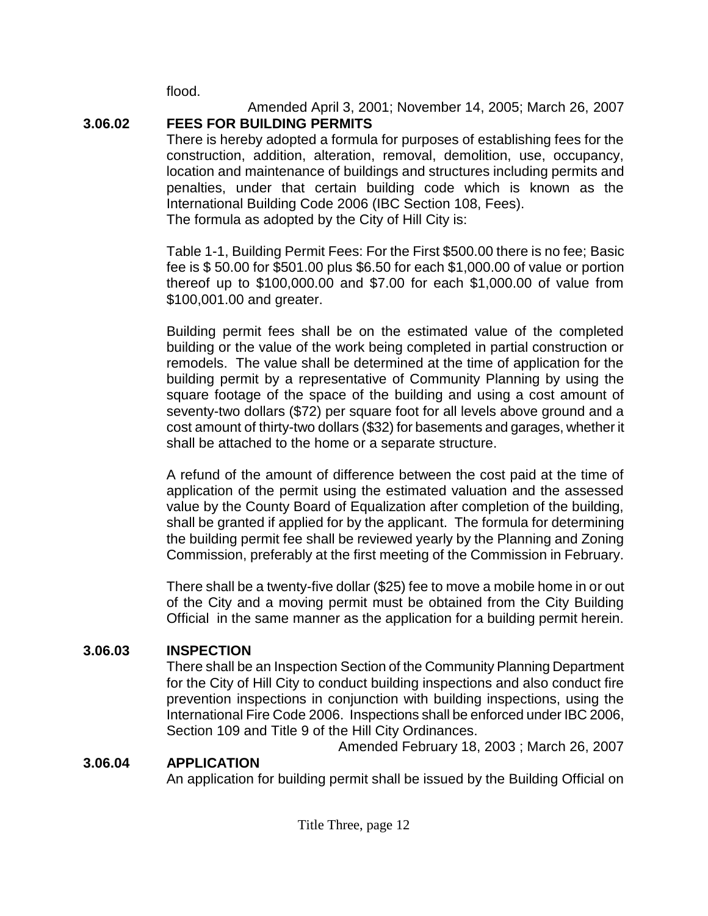flood.

Amended April 3, 2001; November 14, 2005; March 26, 2007

### 3.06.02 FEES FOR BUILDING PERMITS

There is hereby adopted a formula for purposes of establishing fees for the construction, addition, alteration, removal, demolition, use, occupancy, location and maintenance of buildings and structures including permits and penalties, under that certain building code which is known as the International Building Code 2006 (IBC Section 108, Fees).
The formula as adopted by the City of Hill City is:

Table 1-1, Building Permit Fees: For the First $500.00 there is no fee; Basic fee is $ 50.00 for $501.00 plus $6.50 for each $1,000.00 of value or portion thereof up to $100,000.00 and $7.00 for each $1,000.00 of value from $100,001.00 and greater.

Building permit fees shall be on the estimated value of the completed building or the value of the work being completed in partial construction or remodels. The value shall be determined at the time of application for the building permit by a representative of Community Planning by using the square footage of the space of the building and using a cost amount of seventy-two dollars ($72) per square foot for all levels above ground and a cost amount of thirty-two dollars ($32) for basements and garages, whether it shall be attached to the home or a separate structure.

A refund of the amount of difference between the cost paid at the time of application of the permit using the estimated valuation and the assessed value by the County Board of Equalization after completion of the building, shall be granted if applied for by the applicant. The formula for determining the building permit fee shall be reviewed yearly by the Planning and Zoning Commission, preferably at the first meeting of the Commission in February.

There shall be a twenty-five dollar ($25) fee to move a mobile home in or out of the City and a moving permit must be obtained from the City Building Official in the same manner as the application for a building permit herein.

### 3.06.03 INSPECTION

There shall be an Inspection Section of the Community Planning Department for the City of Hill City to conduct building inspections and also conduct fire prevention inspections in conjunction with building inspections, using the International Fire Code 2006. Inspections shall be enforced under IBC 2006, Section 109 and Title 9 of the Hill City Ordinances.

Amended February 18, 2003 ; March 26, 2007

### 3.06.04 APPLICATION

An application for building permit shall be issued by the Building Official on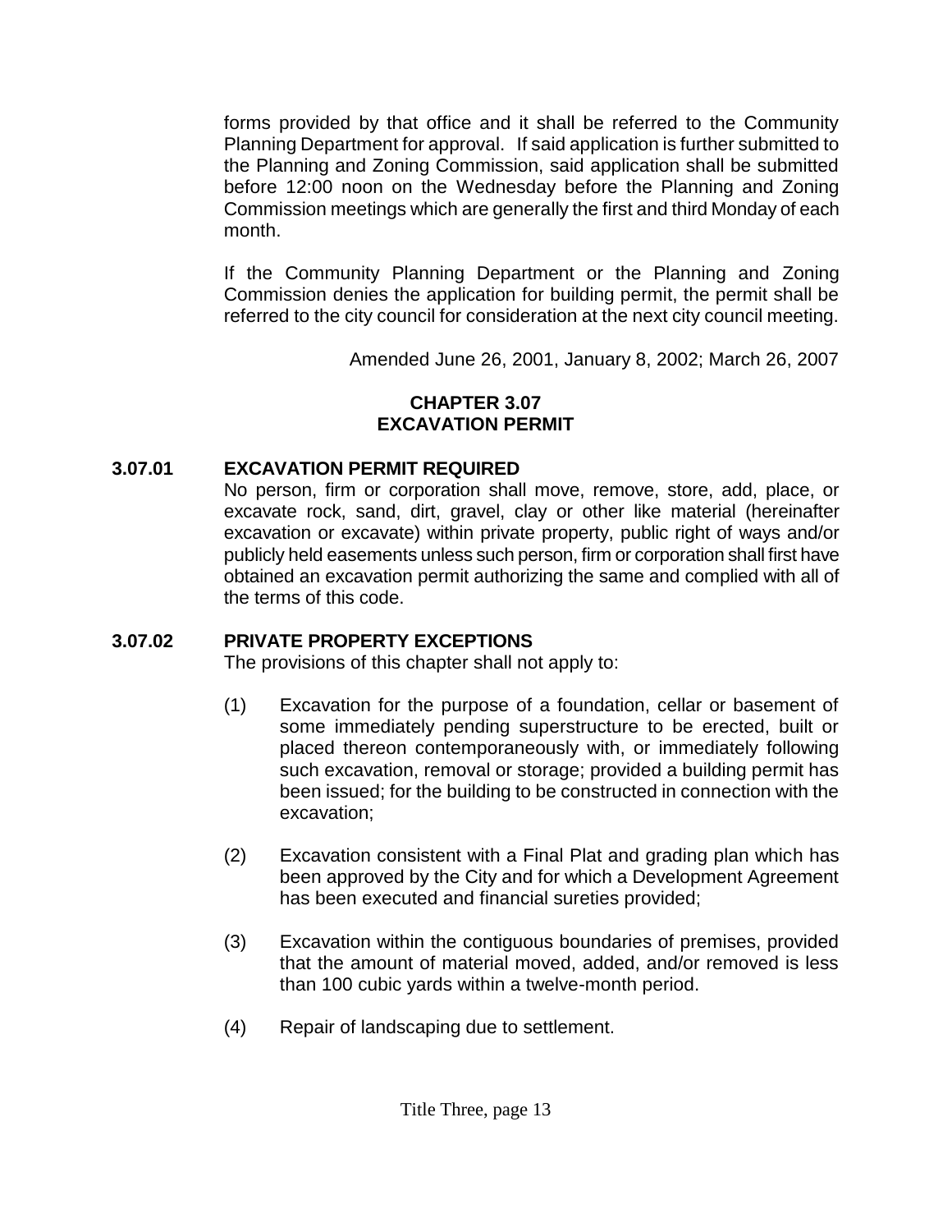forms provided by that office and it shall be referred to the Community Planning Department for approval. If said application is further submitted to the Planning and Zoning Commission, said application shall be submitted before 12:00 noon on the Wednesday before the Planning and Zoning Commission meetings which are generally the first and third Monday of each month.

If the Community Planning Department or the Planning and Zoning Commission denies the application for building permit, the permit shall be referred to the city council for consideration at the next city council meeting.

Amended June 26, 2001, January 8, 2002; March 26, 2007

## CHAPTER 3.07
## EXCAVATION PERMIT

### 3.07.01 EXCAVATION PERMIT REQUIRED

No person, firm or corporation shall move, remove, store, add, place, or excavate rock, sand, dirt, gravel, clay or other like material (hereinafter excavation or excavate) within private property, public right of ways and/or publicly held easements unless such person, firm or corporation shall first have obtained an excavation permit authorizing the same and complied with all of the terms of this code.

### 3.07.02 PRIVATE PROPERTY EXCEPTIONS

The provisions of this chapter shall not apply to:

(1) Excavation for the purpose of a foundation, cellar or basement of some immediately pending superstructure to be erected, built or placed thereon contemporaneously with, or immediately following such excavation, removal or storage; provided a building permit has been issued; for the building to be constructed in connection with the excavation;

(2) Excavation consistent with a Final Plat and grading plan which has been approved by the City and for which a Development Agreement has been executed and financial sureties provided;

(3) Excavation within the contiguous boundaries of premises, provided that the amount of material moved, added, and/or removed is less than 100 cubic yards within a twelve-month period.

(4) Repair of landscaping due to settlement.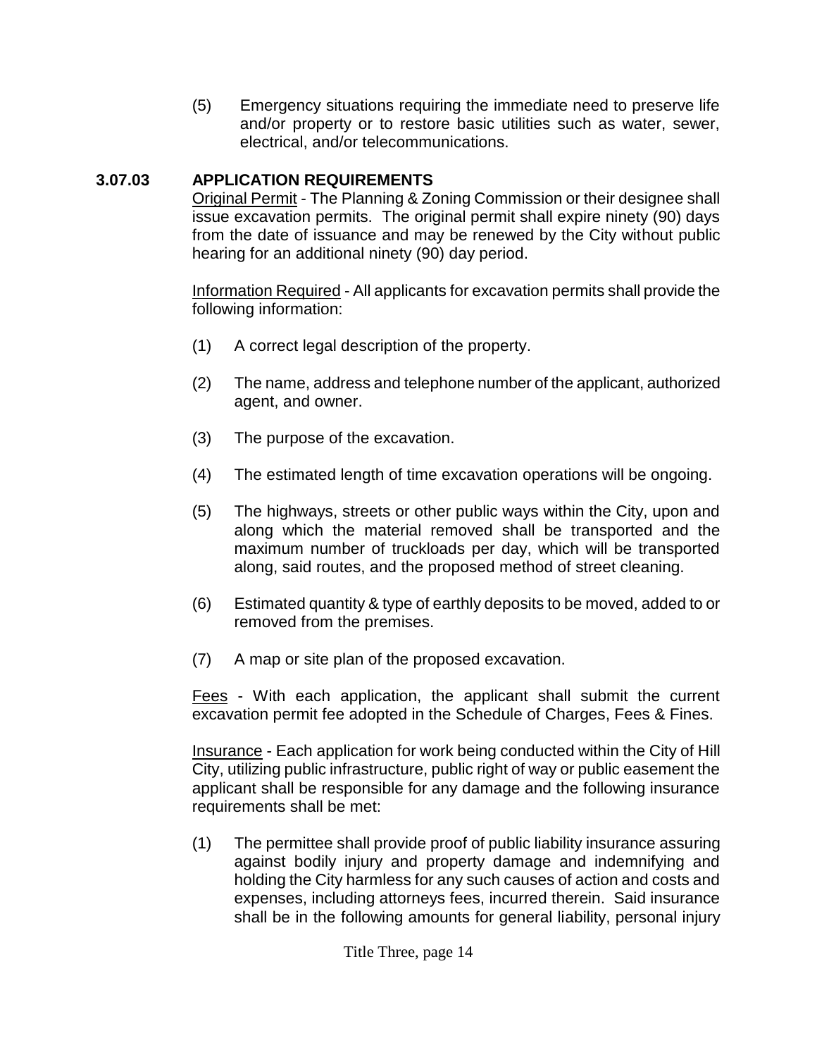(5) Emergency situations requiring the immediate need to preserve life and/or property or to restore basic utilities such as water, sewer, electrical, and/or telecommunications.

### 3.07.03 APPLICATION REQUIREMENTS

Original Permit - The Planning & Zoning Commission or their designee shall issue excavation permits. The original permit shall expire ninety (90) days from the date of issuance and may be renewed by the City without public hearing for an additional ninety (90) day period.

Information Required - All applicants for excavation permits shall provide the following information:

(1) A correct legal description of the property.

(2) The name, address and telephone number of the applicant, authorized agent, and owner.

(3) The purpose of the excavation.

(4) The estimated length of time excavation operations will be ongoing.

(5) The highways, streets or other public ways within the City, upon and along which the material removed shall be transported and the maximum number of truckloads per day, which will be transported along, said routes, and the proposed method of street cleaning.

(6) Estimated quantity & type of earthly deposits to be moved, added to or removed from the premises.

(7) A map or site plan of the proposed excavation.

Fees - With each application, the applicant shall submit the current excavation permit fee adopted in the Schedule of Charges, Fees & Fines.

Insurance - Each application for work being conducted within the City of Hill City, utilizing public infrastructure, public right of way or public easement the applicant shall be responsible for any damage and the following insurance requirements shall be met:

(1) The permittee shall provide proof of public liability insurance assuring against bodily injury and property damage and indemnifying and holding the City harmless for any such causes of action and costs and expenses, including attorneys fees, incurred therein. Said insurance shall be in the following amounts for general liability, personal injury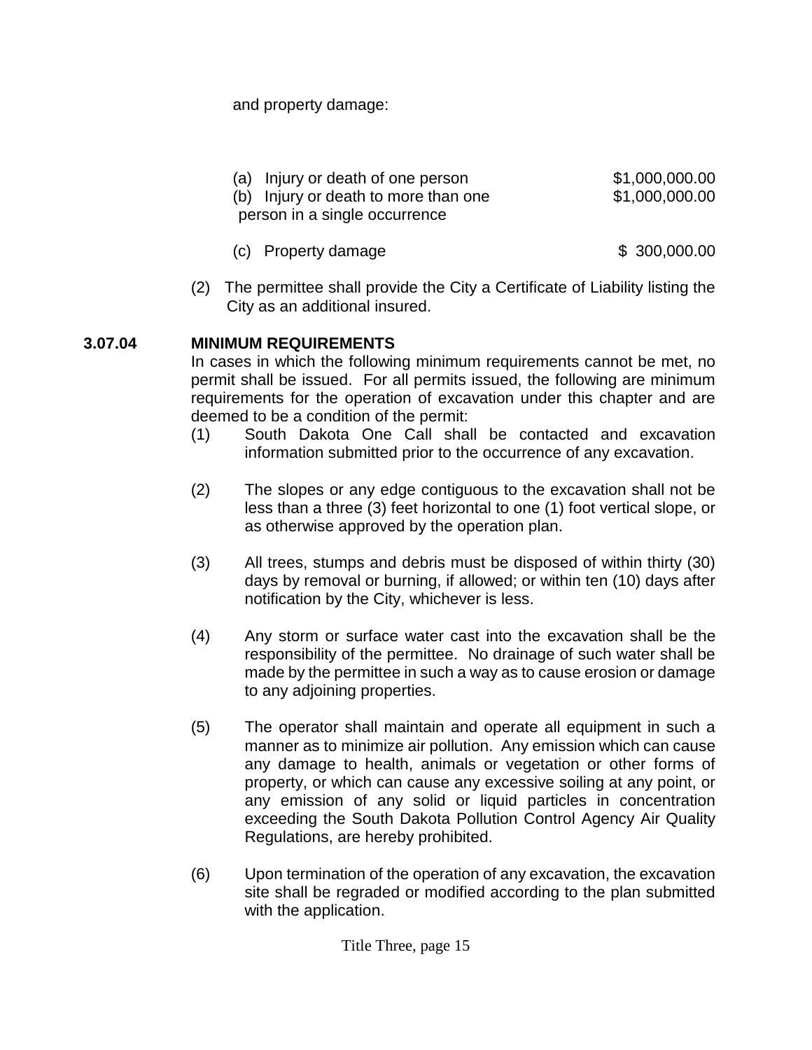and property damage:

| | |
|---|---|
| (a) Injury or death of one person | $1,000,000.00 |
| (b) Injury or death to more than one person in a single occurrence | $1,000,000.00 |
| (c) Property damage | $ 300,000.00 |

(2) The permittee shall provide the City a Certificate of Liability listing the City as an additional insured.

**3.07.04 MINIMUM REQUIREMENTS**

In cases in which the following minimum requirements cannot be met, no permit shall be issued. For all permits issued, the following are minimum requirements for the operation of excavation under this chapter and are deemed to be a condition of the permit:

(1) South Dakota One Call shall be contacted and excavation information submitted prior to the occurrence of any excavation.

(2) The slopes or any edge contiguous to the excavation shall not be less than a three (3) feet horizontal to one (1) foot vertical slope, or as otherwise approved by the operation plan.

(3) All trees, stumps and debris must be disposed of within thirty (30) days by removal or burning, if allowed; or within ten (10) days after notification by the City, whichever is less.

(4) Any storm or surface water cast into the excavation shall be the responsibility of the permittee. No drainage of such water shall be made by the permittee in such a way as to cause erosion or damage to any adjoining properties.

(5) The operator shall maintain and operate all equipment in such a manner as to minimize air pollution. Any emission which can cause any damage to health, animals or vegetation or other forms of property, or which can cause any excessive soiling at any point, or any emission of any solid or liquid particles in concentration exceeding the South Dakota Pollution Control Agency Air Quality Regulations, are hereby prohibited.

(6) Upon termination of the operation of any excavation, the excavation site shall be regraded or modified according to the plan submitted with the application.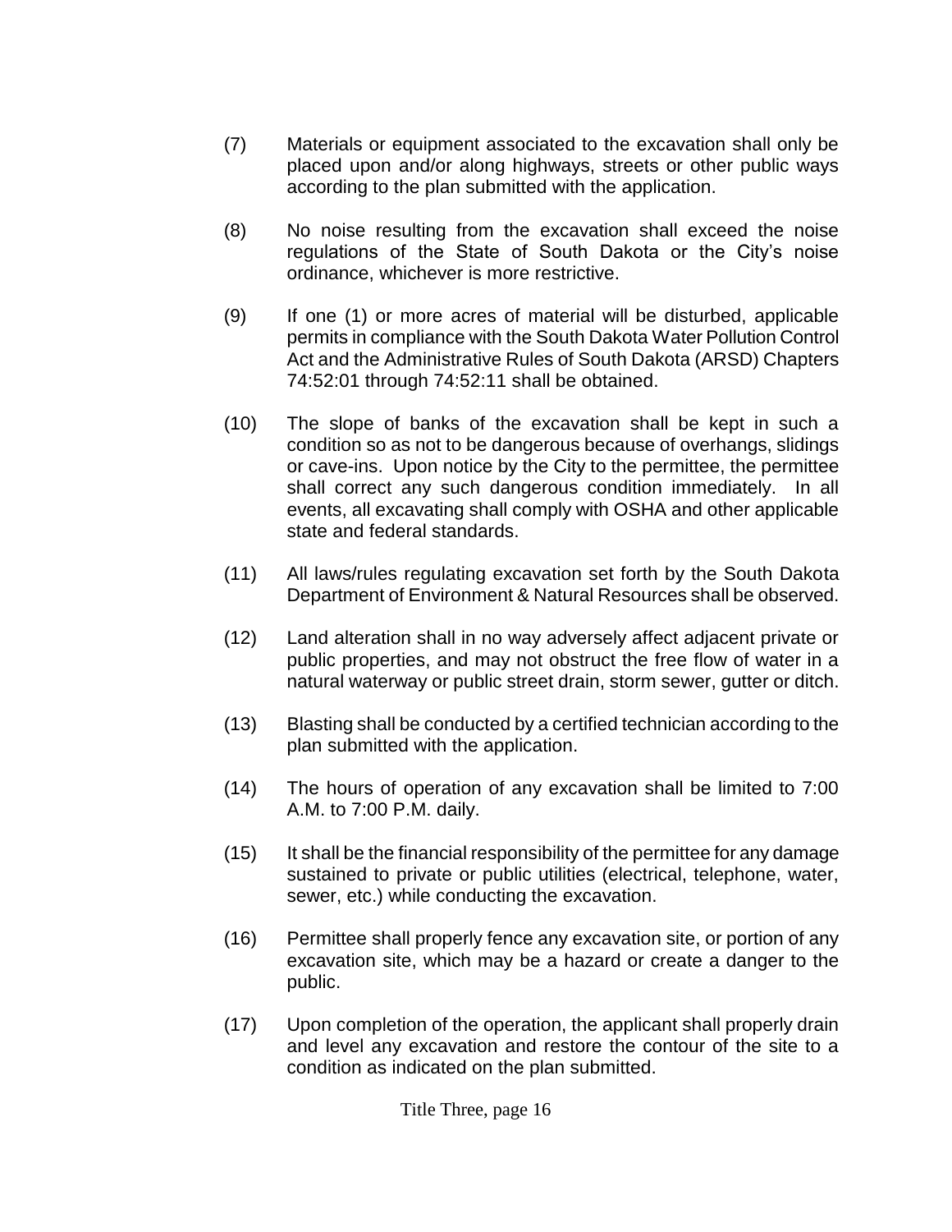(7) Materials or equipment associated to the excavation shall only be placed upon and/or along highways, streets or other public ways according to the plan submitted with the application.

(8) No noise resulting from the excavation shall exceed the noise regulations of the State of South Dakota or the City's noise ordinance, whichever is more restrictive.

(9) If one (1) or more acres of material will be disturbed, applicable permits in compliance with the South Dakota Water Pollution Control Act and the Administrative Rules of South Dakota (ARSD) Chapters 74:52:01 through 74:52:11 shall be obtained.

(10) The slope of banks of the excavation shall be kept in such a condition so as not to be dangerous because of overhangs, slidings or cave-ins. Upon notice by the City to the permittee, the permittee shall correct any such dangerous condition immediately. In all events, all excavating shall comply with OSHA and other applicable state and federal standards.

(11) All laws/rules regulating excavation set forth by the South Dakota Department of Environment & Natural Resources shall be observed.

(12) Land alteration shall in no way adversely affect adjacent private or public properties, and may not obstruct the free flow of water in a natural waterway or public street drain, storm sewer, gutter or ditch.

(13) Blasting shall be conducted by a certified technician according to the plan submitted with the application.

(14) The hours of operation of any excavation shall be limited to 7:00 A.M. to 7:00 P.M. daily.

(15) It shall be the financial responsibility of the permittee for any damage sustained to private or public utilities (electrical, telephone, water, sewer, etc.) while conducting the excavation.

(16) Permittee shall properly fence any excavation site, or portion of any excavation site, which may be a hazard or create a danger to the public.

(17) Upon completion of the operation, the applicant shall properly drain and level any excavation and restore the contour of the site to a condition as indicated on the plan submitted.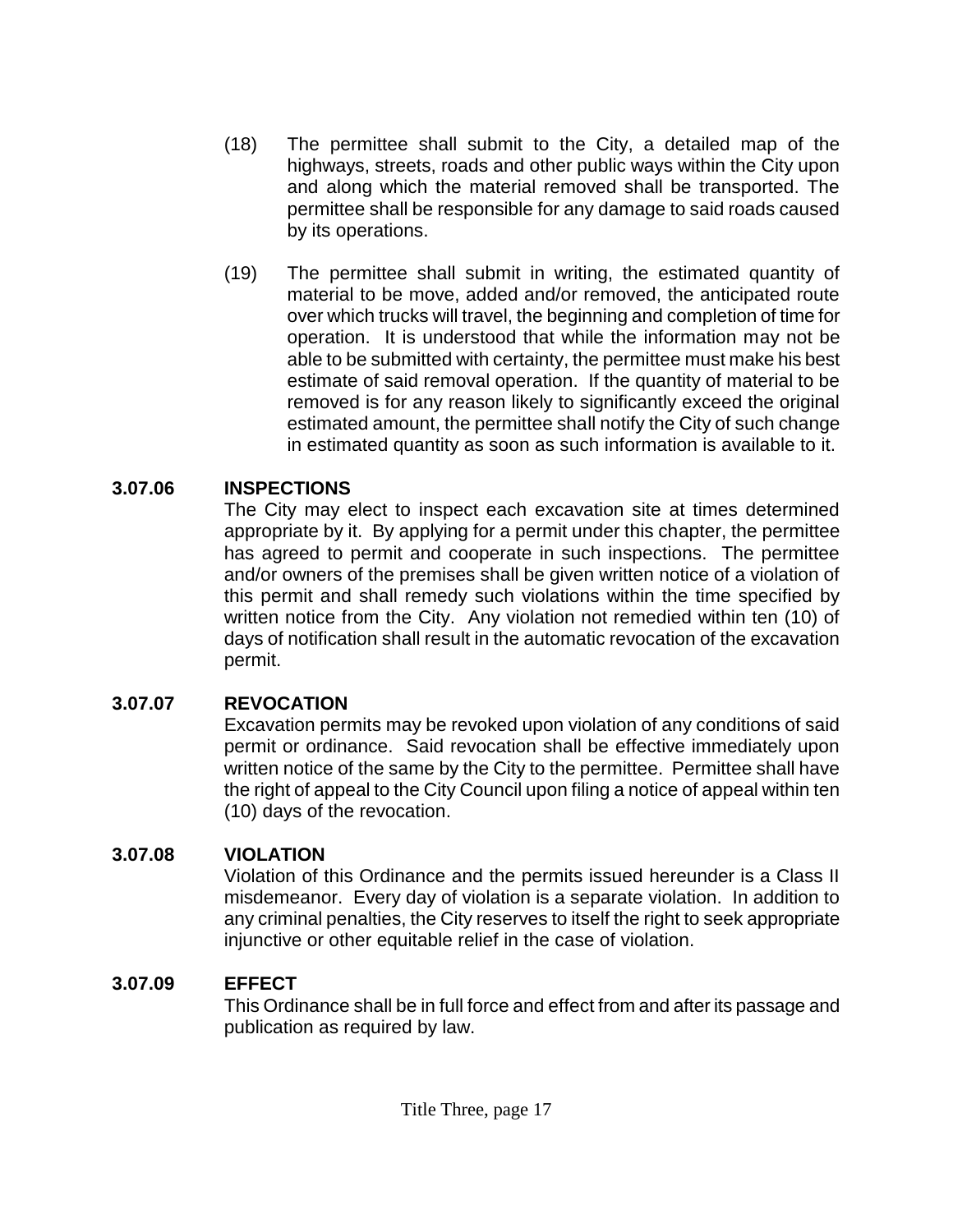(18) The permittee shall submit to the City, a detailed map of the highways, streets, roads and other public ways within the City upon and along which the material removed shall be transported. The permittee shall be responsible for any damage to said roads caused by its operations.

(19) The permittee shall submit in writing, the estimated quantity of material to be move, added and/or removed, the anticipated route over which trucks will travel, the beginning and completion of time for operation. It is understood that while the information may not be able to be submitted with certainty, the permittee must make his best estimate of said removal operation. If the quantity of material to be removed is for any reason likely to significantly exceed the original estimated amount, the permittee shall notify the City of such change in estimated quantity as soon as such information is available to it.

**3.07.06 INSPECTIONS**

The City may elect to inspect each excavation site at times determined appropriate by it. By applying for a permit under this chapter, the permittee has agreed to permit and cooperate in such inspections. The permittee and/or owners of the premises shall be given written notice of a violation of this permit and shall remedy such violations within the time specified by written notice from the City. Any violation not remedied within ten (10) of days of notification shall result in the automatic revocation of the excavation permit.

**3.07.07 REVOCATION**

Excavation permits may be revoked upon violation of any conditions of said permit or ordinance. Said revocation shall be effective immediately upon written notice of the same by the City to the permittee. Permittee shall have the right of appeal to the City Council upon filing a notice of appeal within ten (10) days of the revocation.

**3.07.08 VIOLATION**

Violation of this Ordinance and the permits issued hereunder is a Class II misdemeanor. Every day of violation is a separate violation. In addition to any criminal penalties, the City reserves to itself the right to seek appropriate injunctive or other equitable relief in the case of violation.

**3.07.09 EFFECT**

This Ordinance shall be in full force and effect from and after its passage and publication as required by law.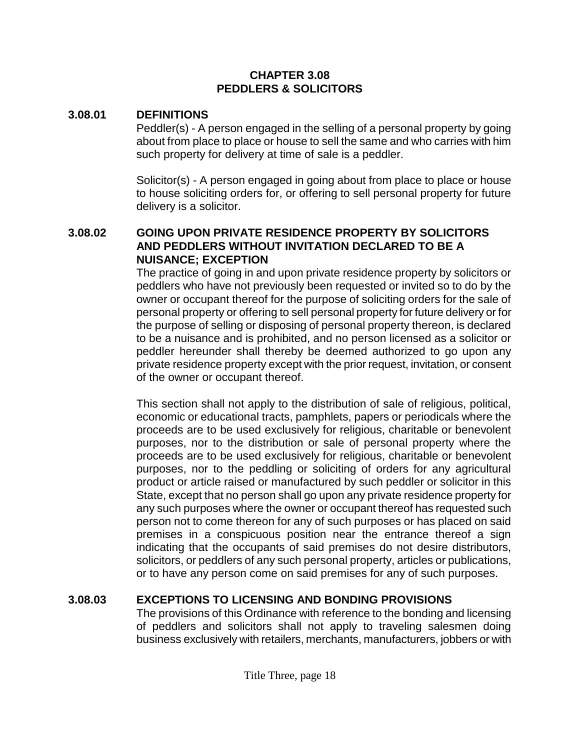## CHAPTER 3.08
## PEDDLERS & SOLICITORS

### 3.08.01 DEFINITIONS

Peddler(s) - A person engaged in the selling of a personal property by going about from place to place or house to sell the same and who carries with him such property for delivery at time of sale is a peddler.

Solicitor(s) - A person engaged in going about from place to place or house to house soliciting orders for, or offering to sell personal property for future delivery is a solicitor.

### 3.08.02 GOING UPON PRIVATE RESIDENCE PROPERTY BY SOLICITORS AND PEDDLERS WITHOUT INVITATION DECLARED TO BE A NUISANCE; EXCEPTION

The practice of going in and upon private residence property by solicitors or peddlers who have not previously been requested or invited so to do by the owner or occupant thereof for the purpose of soliciting orders for the sale of personal property or offering to sell personal property for future delivery or for the purpose of selling or disposing of personal property thereon, is declared to be a nuisance and is prohibited, and no person licensed as a solicitor or peddler hereunder shall thereby be deemed authorized to go upon any private residence property except with the prior request, invitation, or consent of the owner or occupant thereof.

This section shall not apply to the distribution of sale of religious, political, economic or educational tracts, pamphlets, papers or periodicals where the proceeds are to be used exclusively for religious, charitable or benevolent purposes, nor to the distribution or sale of personal property where the proceeds are to be used exclusively for religious, charitable or benevolent purposes, nor to the peddling or soliciting of orders for any agricultural product or article raised or manufactured by such peddler or solicitor in this State, except that no person shall go upon any private residence property for any such purposes where the owner or occupant thereof has requested such person not to come thereon for any of such purposes or has placed on said premises in a conspicuous position near the entrance thereof a sign indicating that the occupants of said premises do not desire distributors, solicitors, or peddlers of any such personal property, articles or publications, or to have any person come on said premises for any of such purposes.

### 3.08.03 EXCEPTIONS TO LICENSING AND BONDING PROVISIONS

The provisions of this Ordinance with reference to the bonding and licensing of peddlers and solicitors shall not apply to traveling salesmen doing business exclusively with retailers, merchants, manufacturers, jobbers or with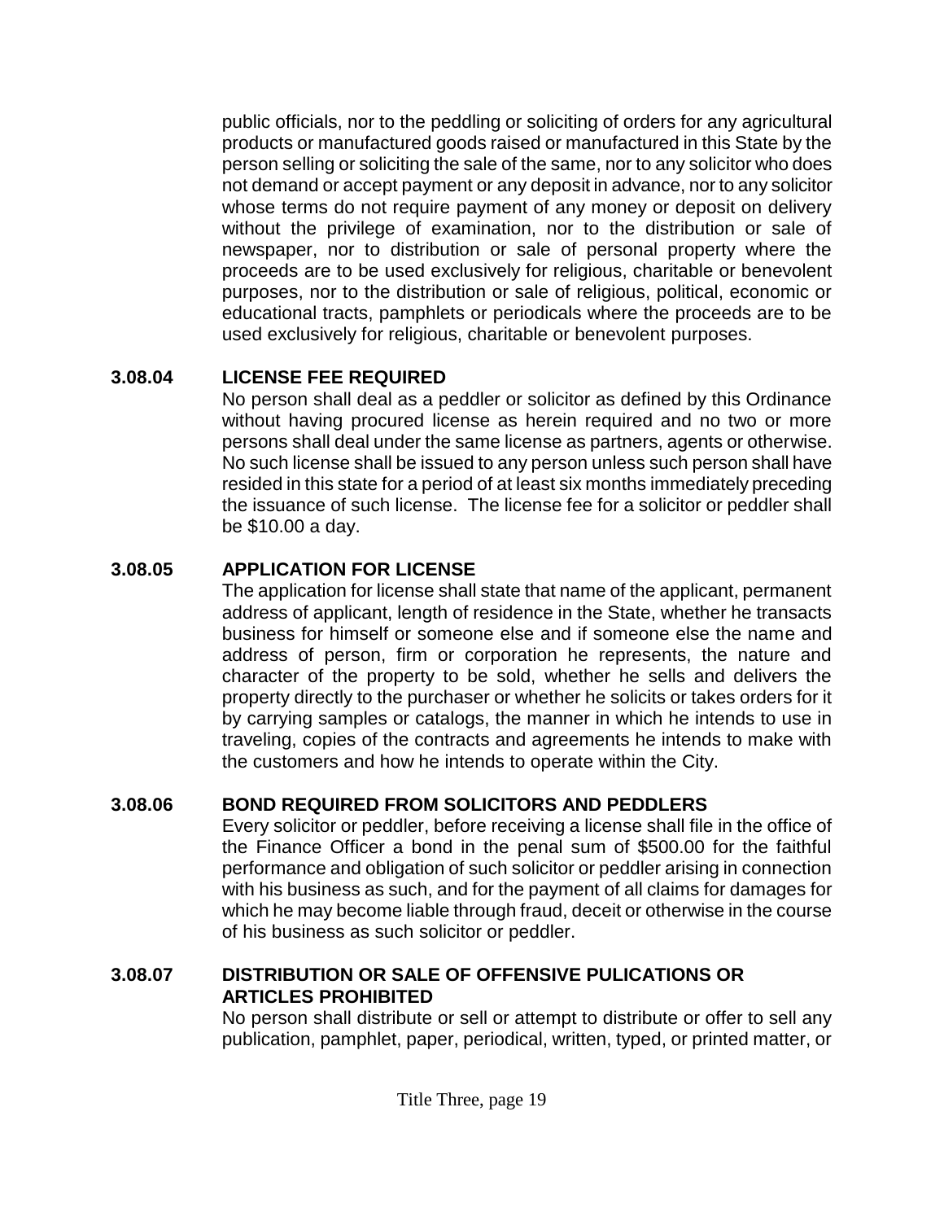public officials, nor to the peddling or soliciting of orders for any agricultural products or manufactured goods raised or manufactured in this State by the person selling or soliciting the sale of the same, nor to any solicitor who does not demand or accept payment or any deposit in advance, nor to any solicitor whose terms do not require payment of any money or deposit on delivery without the privilege of examination, nor to the distribution or sale of newspaper, nor to distribution or sale of personal property where the proceeds are to be used exclusively for religious, charitable or benevolent purposes, nor to the distribution or sale of religious, political, economic or educational tracts, pamphlets or periodicals where the proceeds are to be used exclusively for religious, charitable or benevolent purposes.

**3.08.04 LICENSE FEE REQUIRED**

No person shall deal as a peddler or solicitor as defined by this Ordinance without having procured license as herein required and no two or more persons shall deal under the same license as partners, agents or otherwise. No such license shall be issued to any person unless such person shall have resided in this state for a period of at least six months immediately preceding the issuance of such license. The license fee for a solicitor or peddler shall be $10.00 a day.

**3.08.05 APPLICATION FOR LICENSE**

The application for license shall state that name of the applicant, permanent address of applicant, length of residence in the State, whether he transacts business for himself or someone else and if someone else the name and address of person, firm or corporation he represents, the nature and character of the property to be sold, whether he sells and delivers the property directly to the purchaser or whether he solicits or takes orders for it by carrying samples or catalogs, the manner in which he intends to use in traveling, copies of the contracts and agreements he intends to make with the customers and how he intends to operate within the City.

**3.08.06 BOND REQUIRED FROM SOLICITORS AND PEDDLERS**

Every solicitor or peddler, before receiving a license shall file in the office of the Finance Officer a bond in the penal sum of $500.00 for the faithful performance and obligation of such solicitor or peddler arising in connection with his business as such, and for the payment of all claims for damages for which he may become liable through fraud, deceit or otherwise in the course of his business as such solicitor or peddler.

**3.08.07 DISTRIBUTION OR SALE OF OFFENSIVE PULICATIONS OR ARTICLES PROHIBITED**

No person shall distribute or sell or attempt to distribute or offer to sell any publication, pamphlet, paper, periodical, written, typed, or printed matter, or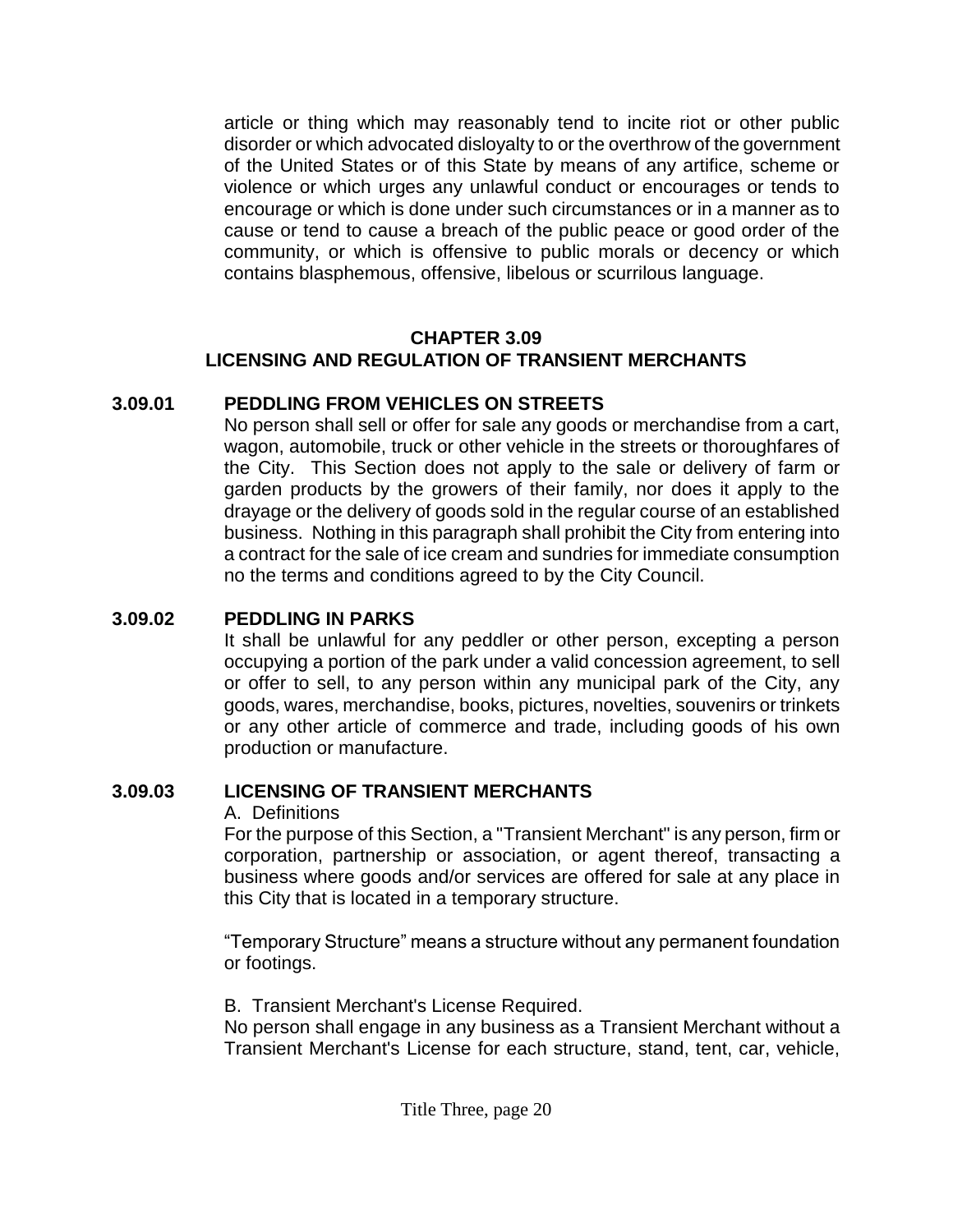article or thing which may reasonably tend to incite riot or other public disorder or which advocated disloyalty to or the overthrow of the government of the United States or of this State by means of any artifice, scheme or violence or which urges any unlawful conduct or encourages or tends to encourage or which is done under such circumstances or in a manner as to cause or tend to cause a breach of the public peace or good order of the community, or which is offensive to public morals or decency or which contains blasphemous, offensive, libelous or scurrilous language.

## CHAPTER 3.09
## LICENSING AND REGULATION OF TRANSIENT MERCHANTS

### 3.09.01 PEDDLING FROM VEHICLES ON STREETS

No person shall sell or offer for sale any goods or merchandise from a cart, wagon, automobile, truck or other vehicle in the streets or thoroughfares of the City. This Section does not apply to the sale or delivery of farm or garden products by the growers of their family, nor does it apply to the drayage or the delivery of goods sold in the regular course of an established business. Nothing in this paragraph shall prohibit the City from entering into a contract for the sale of ice cream and sundries for immediate consumption no the terms and conditions agreed to by the City Council.

### 3.09.02 PEDDLING IN PARKS

It shall be unlawful for any peddler or other person, excepting a person occupying a portion of the park under a valid concession agreement, to sell or offer to sell, to any person within any municipal park of the City, any goods, wares, merchandise, books, pictures, novelties, souvenirs or trinkets or any other article of commerce and trade, including goods of his own production or manufacture.

### 3.09.03 LICENSING OF TRANSIENT MERCHANTS

A. Definitions

For the purpose of this Section, a "Transient Merchant" is any person, firm or corporation, partnership or association, or agent thereof, transacting a business where goods and/or services are offered for sale at any place in this City that is located in a temporary structure.

“Temporary Structure” means a structure without any permanent foundation or footings.

B. Transient Merchant's License Required.

No person shall engage in any business as a Transient Merchant without a Transient Merchant's License for each structure, stand, tent, car, vehicle,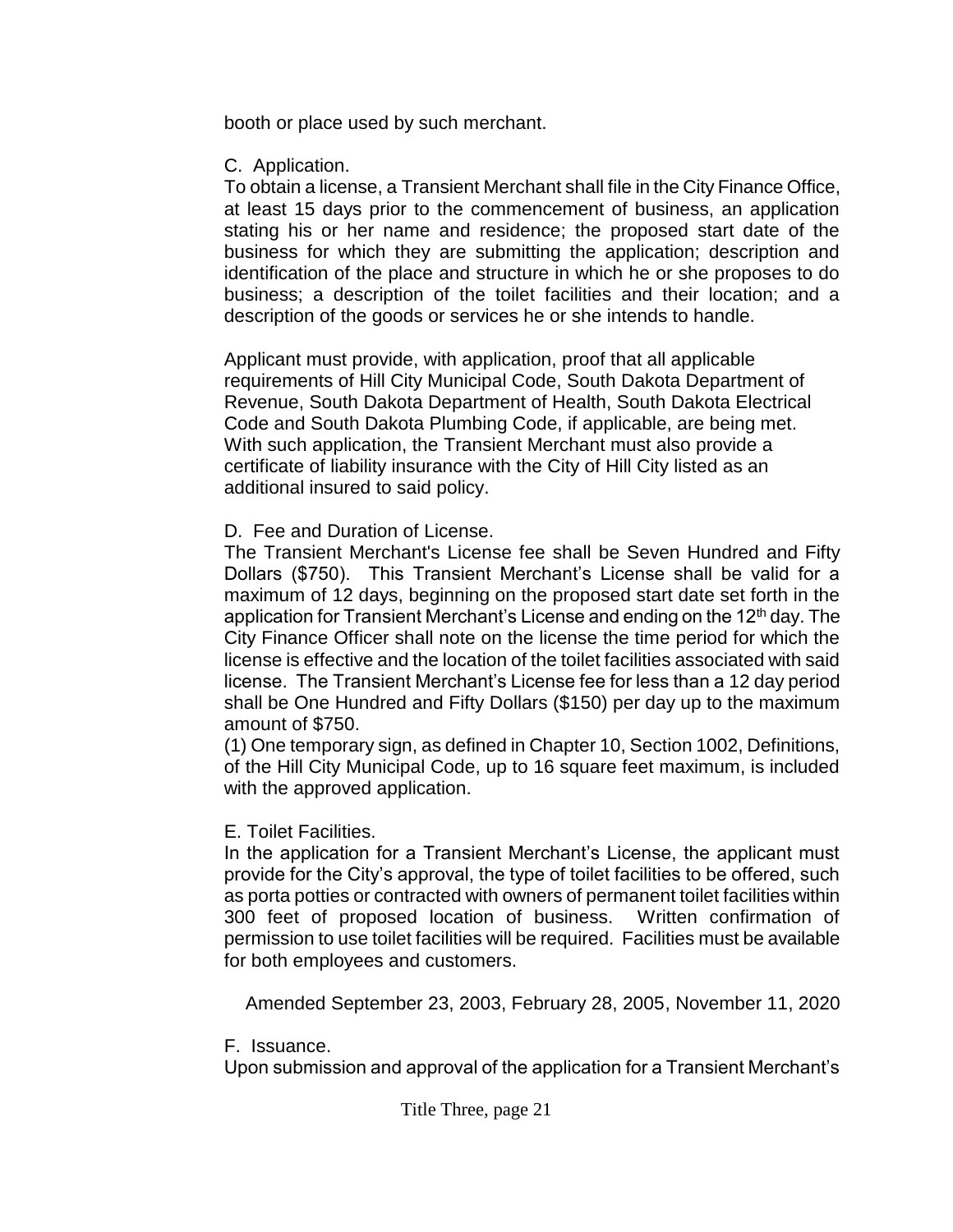booth or place used by such merchant.

C. Application.

To obtain a license, a Transient Merchant shall file in the City Finance Office, at least 15 days prior to the commencement of business, an application stating his or her name and residence; the proposed start date of the business for which they are submitting the application; description and identification of the place and structure in which he or she proposes to do business; a description of the toilet facilities and their location; and a description of the goods or services he or she intends to handle.

Applicant must provide, with application, proof that all applicable requirements of Hill City Municipal Code, South Dakota Department of Revenue, South Dakota Department of Health, South Dakota Electrical Code and South Dakota Plumbing Code, if applicable, are being met. With such application, the Transient Merchant must also provide a certificate of liability insurance with the City of Hill City listed as an additional insured to said policy.

D. Fee and Duration of License.

The Transient Merchant's License fee shall be Seven Hundred and Fifty Dollars ($750). This Transient Merchant's License shall be valid for a maximum of 12 days, beginning on the proposed start date set forth in the application for Transient Merchant's License and ending on the 12th day. The City Finance Officer shall note on the license the time period for which the license is effective and the location of the toilet facilities associated with said license. The Transient Merchant's License fee for less than a 12 day period shall be One Hundred and Fifty Dollars ($150) per day up to the maximum amount of $750.

(1) One temporary sign, as defined in Chapter 10, Section 1002, Definitions, of the Hill City Municipal Code, up to 16 square feet maximum, is included with the approved application.

E. Toilet Facilities.

In the application for a Transient Merchant's License, the applicant must provide for the City's approval, the type of toilet facilities to be offered, such as porta potties or contracted with owners of permanent toilet facilities within 300 feet of proposed location of business. Written confirmation of permission to use toilet facilities will be required. Facilities must be available for both employees and customers.

Amended September 23, 2003, February 28, 2005, November 11, 2020

F. Issuance.

Upon submission and approval of the application for a Transient Merchant's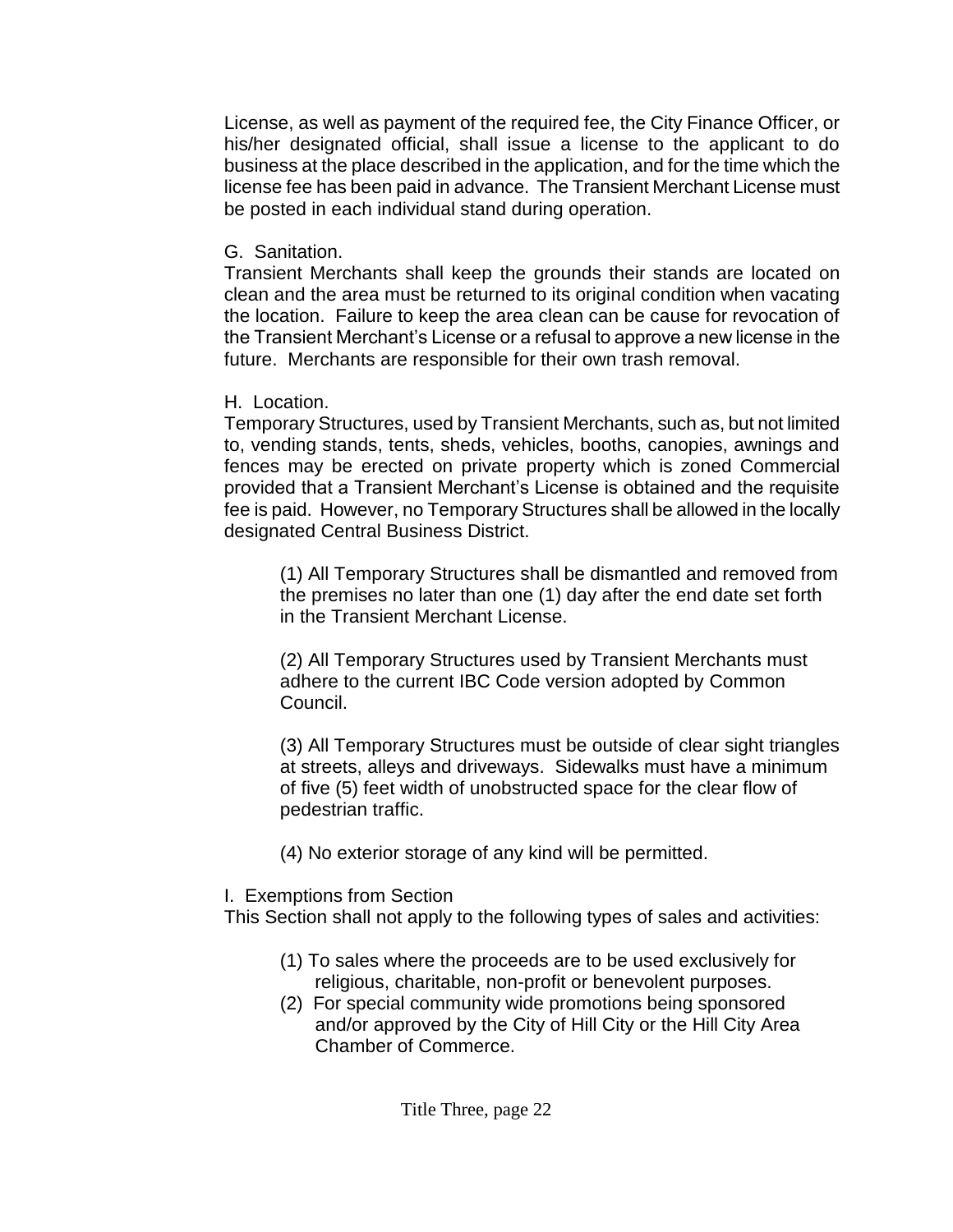License, as well as payment of the required fee, the City Finance Officer, or his/her designated official, shall issue a license to the applicant to do business at the place described in the application, and for the time which the license fee has been paid in advance. The Transient Merchant License must be posted in each individual stand during operation.

G. Sanitation.

Transient Merchants shall keep the grounds their stands are located on clean and the area must be returned to its original condition when vacating the location. Failure to keep the area clean can be cause for revocation of the Transient Merchant's License or a refusal to approve a new license in the future. Merchants are responsible for their own trash removal.

H. Location.

Temporary Structures, used by Transient Merchants, such as, but not limited to, vending stands, tents, sheds, vehicles, booths, canopies, awnings and fences may be erected on private property which is zoned Commercial provided that a Transient Merchant's License is obtained and the requisite fee is paid. However, no Temporary Structures shall be allowed in the locally designated Central Business District.

(1) All Temporary Structures shall be dismantled and removed from the premises no later than one (1) day after the end date set forth in the Transient Merchant License.

(2) All Temporary Structures used by Transient Merchants must adhere to the current IBC Code version adopted by Common Council.

(3) All Temporary Structures must be outside of clear sight triangles at streets, alleys and driveways. Sidewalks must have a minimum of five (5) feet width of unobstructed space for the clear flow of pedestrian traffic.

(4) No exterior storage of any kind will be permitted.

I. Exemptions from Section

This Section shall not apply to the following types of sales and activities:

(1) To sales where the proceeds are to be used exclusively for religious, charitable, non-profit or benevolent purposes.

(2) For special community wide promotions being sponsored and/or approved by the City of Hill City or the Hill City Area Chamber of Commerce.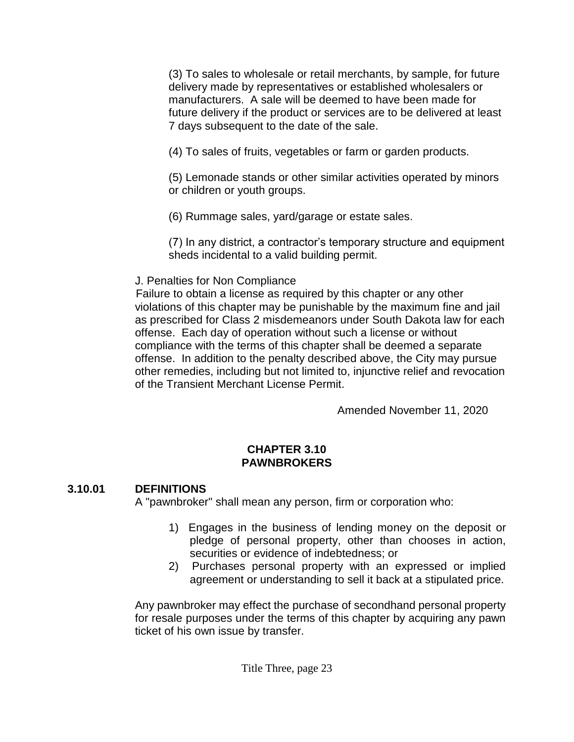(3) To sales to wholesale or retail merchants, by sample, for future delivery made by representatives or established wholesalers or manufacturers. A sale will be deemed to have been made for future delivery if the product or services are to be delivered at least 7 days subsequent to the date of the sale.

(4) To sales of fruits, vegetables or farm or garden products.

(5) Lemonade stands or other similar activities operated by minors or children or youth groups.

(6) Rummage sales, yard/garage or estate sales.

(7) In any district, a contractor's temporary structure and equipment sheds incidental to a valid building permit.

J. Penalties for Non Compliance

Failure to obtain a license as required by this chapter or any other violations of this chapter may be punishable by the maximum fine and jail as prescribed for Class 2 misdemeanors under South Dakota law for each offense. Each day of operation without such a license or without compliance with the terms of this chapter shall be deemed a separate offense. In addition to the penalty described above, the City may pursue other remedies, including but not limited to, injunctive relief and revocation of the Transient Merchant License Permit.

Amended November 11, 2020

## CHAPTER 3.10
## PAWNBROKERS

**3.10.01 DEFINITIONS**

A "pawnbroker" shall mean any person, firm or corporation who:

1) Engages in the business of lending money on the deposit or pledge of personal property, other than chooses in action, securities or evidence of indebtedness; or
2) Purchases personal property with an expressed or implied agreement or understanding to sell it back at a stipulated price.

Any pawnbroker may effect the purchase of secondhand personal property for resale purposes under the terms of this chapter by acquiring any pawn ticket of his own issue by transfer.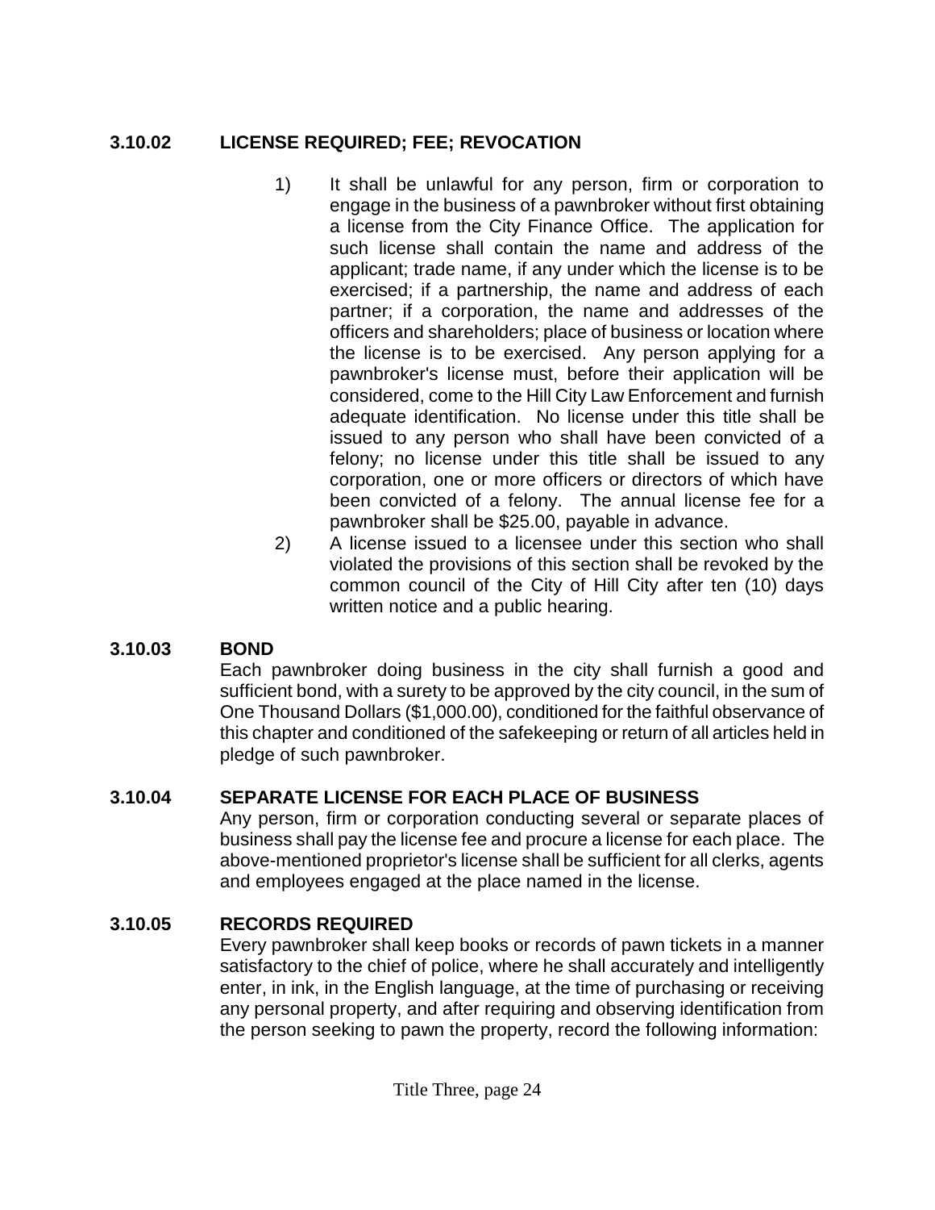### 3.10.02 LICENSE REQUIRED; FEE; REVOCATION

1) It shall be unlawful for any person, firm or corporation to engage in the business of a pawnbroker without first obtaining a license from the City Finance Office. The application for such license shall contain the name and address of the applicant; trade name, if any under which the license is to be exercised; if a partnership, the name and address of each partner; if a corporation, the name and addresses of the officers and shareholders; place of business or location where the license is to be exercised. Any person applying for a pawnbroker's license must, before their application will be considered, come to the Hill City Law Enforcement and furnish adequate identification. No license under this title shall be issued to any person who shall have been convicted of a felony; no license under this title shall be issued to any corporation, one or more officers or directors of which have been convicted of a felony. The annual license fee for a pawnbroker shall be $25.00, payable in advance.
2) A license issued to a licensee under this section who shall violated the provisions of this section shall be revoked by the common council of the City of Hill City after ten (10) days written notice and a public hearing.

### 3.10.03 BOND

Each pawnbroker doing business in the city shall furnish a good and sufficient bond, with a surety to be approved by the city council, in the sum of One Thousand Dollars ($1,000.00), conditioned for the faithful observance of this chapter and conditioned of the safekeeping or return of all articles held in pledge of such pawnbroker.

### 3.10.04 SEPARATE LICENSE FOR EACH PLACE OF BUSINESS

Any person, firm or corporation conducting several or separate places of business shall pay the license fee and procure a license for each place. The above-mentioned proprietor's license shall be sufficient for all clerks, agents and employees engaged at the place named in the license.

### 3.10.05 RECORDS REQUIRED

Every pawnbroker shall keep books or records of pawn tickets in a manner satisfactory to the chief of police, where he shall accurately and intelligently enter, in ink, in the English language, at the time of purchasing or receiving any personal property, and after requiring and observing identification from the person seeking to pawn the property, record the following information: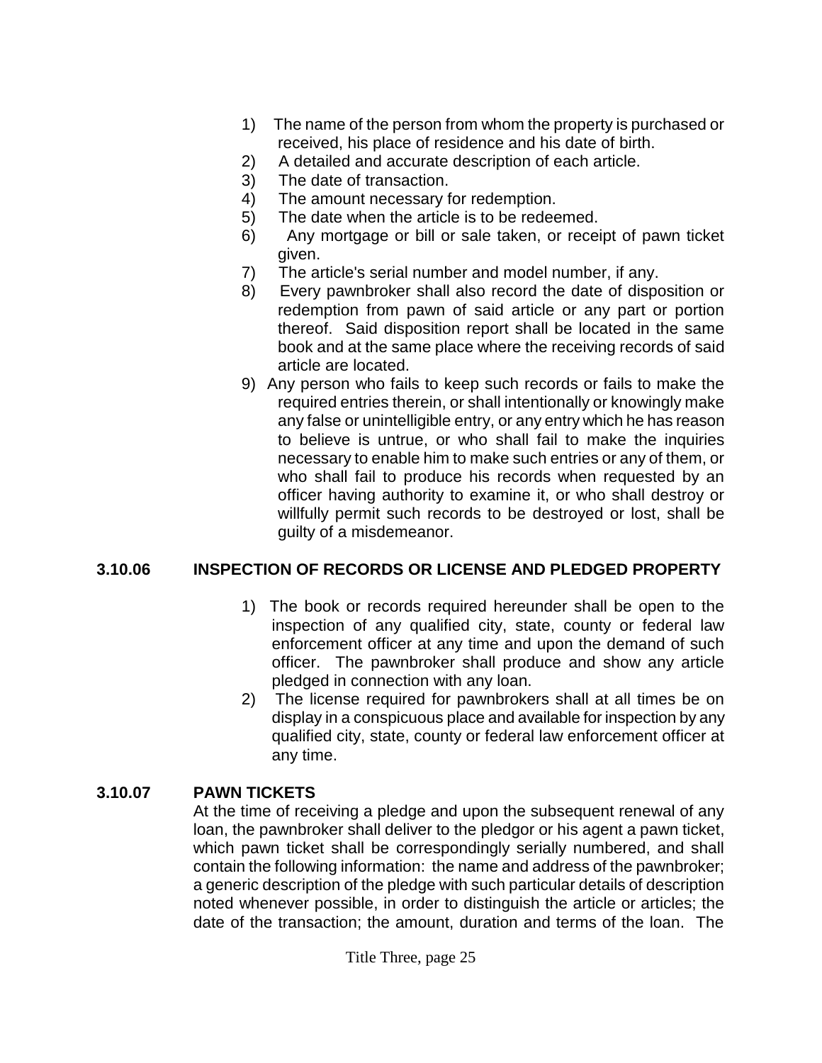1) The name of the person from whom the property is purchased or received, his place of residence and his date of birth.
2) A detailed and accurate description of each article.
3) The date of transaction.
4) The amount necessary for redemption.
5) The date when the article is to be redeemed.
6) Any mortgage or bill or sale taken, or receipt of pawn ticket given.
7) The article's serial number and model number, if any.
8) Every pawnbroker shall also record the date of disposition or redemption from pawn of said article or any part or portion thereof. Said disposition report shall be located in the same book and at the same place where the receiving records of said article are located.
9) Any person who fails to keep such records or fails to make the required entries therein, or shall intentionally or knowingly make any false or unintelligible entry, or any entry which he has reason to believe is untrue, or who shall fail to make the inquiries necessary to enable him to make such entries or any of them, or who shall fail to produce his records when requested by an officer having authority to examine it, or who shall destroy or willfully permit such records to be destroyed or lost, shall be guilty of a misdemeanor.

## 3.10.06 INSPECTION OF RECORDS OR LICENSE AND PLEDGED PROPERTY

1) The book or records required hereunder shall be open to the inspection of any qualified city, state, county or federal law enforcement officer at any time and upon the demand of such officer. The pawnbroker shall produce and show any article pledged in connection with any loan.
2) The license required for pawnbrokers shall at all times be on display in a conspicuous place and available for inspection by any qualified city, state, county or federal law enforcement officer at any time.

## 3.10.07 PAWN TICKETS

At the time of receiving a pledge and upon the subsequent renewal of any loan, the pawnbroker shall deliver to the pledgor or his agent a pawn ticket, which pawn ticket shall be correspondingly serially numbered, and shall contain the following information: the name and address of the pawnbroker; a generic description of the pledge with such particular details of description noted whenever possible, in order to distinguish the article or articles; the date of the transaction; the amount, duration and terms of the loan. The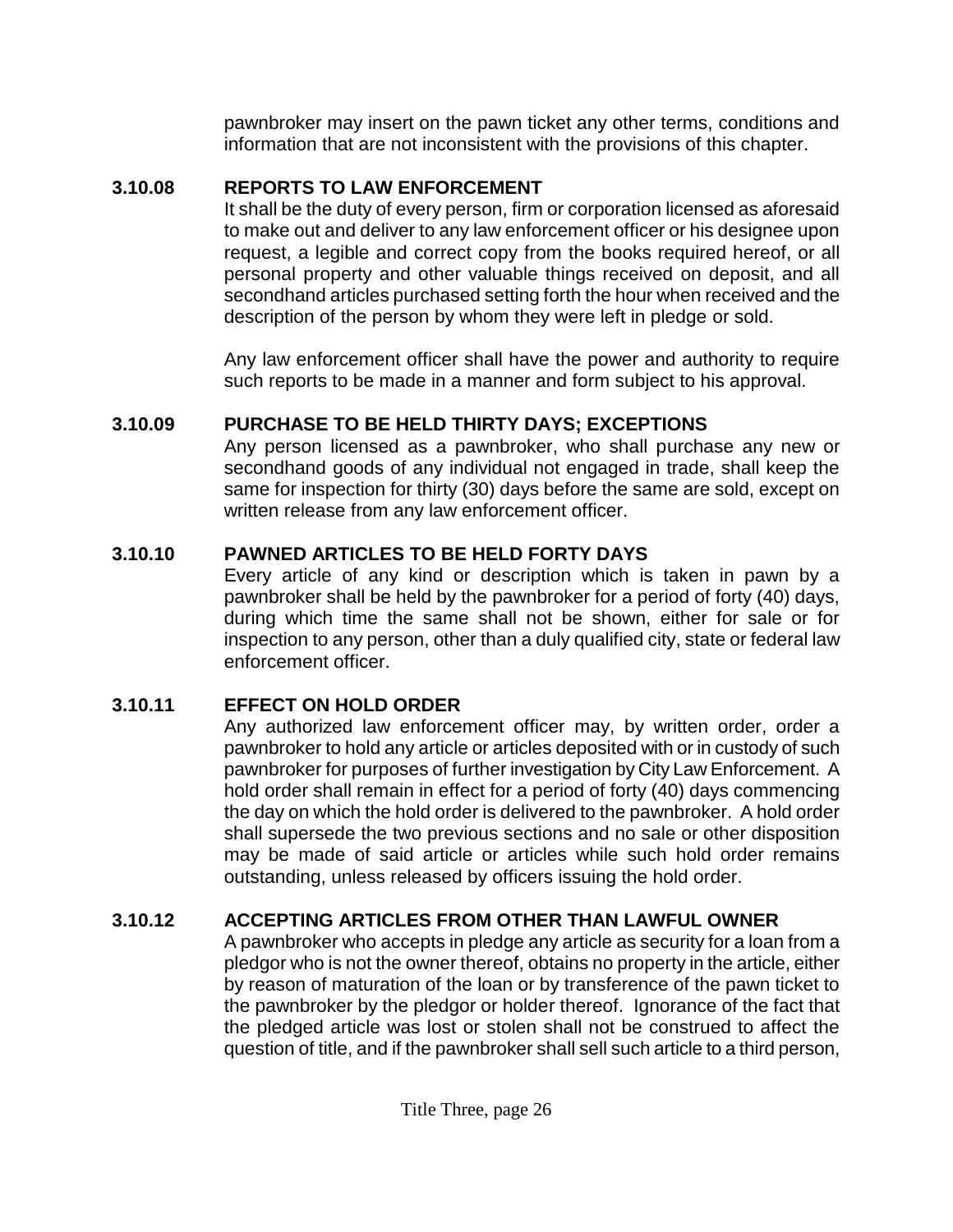pawnbroker may insert on the pawn ticket any other terms, conditions and information that are not inconsistent with the provisions of this chapter.

### 3.10.08 REPORTS TO LAW ENFORCEMENT

It shall be the duty of every person, firm or corporation licensed as aforesaid to make out and deliver to any law enforcement officer or his designee upon request, a legible and correct copy from the books required hereof, or all personal property and other valuable things received on deposit, and all secondhand articles purchased setting forth the hour when received and the description of the person by whom they were left in pledge or sold.

Any law enforcement officer shall have the power and authority to require such reports to be made in a manner and form subject to his approval.

### 3.10.09 PURCHASE TO BE HELD THIRTY DAYS; EXCEPTIONS

Any person licensed as a pawnbroker, who shall purchase any new or secondhand goods of any individual not engaged in trade, shall keep the same for inspection for thirty (30) days before the same are sold, except on written release from any law enforcement officer.

### 3.10.10 PAWNED ARTICLES TO BE HELD FORTY DAYS

Every article of any kind or description which is taken in pawn by a pawnbroker shall be held by the pawnbroker for a period of forty (40) days, during which time the same shall not be shown, either for sale or for inspection to any person, other than a duly qualified city, state or federal law enforcement officer.

### 3.10.11 EFFECT ON HOLD ORDER

Any authorized law enforcement officer may, by written order, order a pawnbroker to hold any article or articles deposited with or in custody of such pawnbroker for purposes of further investigation by City Law Enforcement. A hold order shall remain in effect for a period of forty (40) days commencing the day on which the hold order is delivered to the pawnbroker. A hold order shall supersede the two previous sections and no sale or other disposition may be made of said article or articles while such hold order remains outstanding, unless released by officers issuing the hold order.

### 3.10.12 ACCEPTING ARTICLES FROM OTHER THAN LAWFUL OWNER

A pawnbroker who accepts in pledge any article as security for a loan from a pledgor who is not the owner thereof, obtains no property in the article, either by reason of maturation of the loan or by transference of the pawn ticket to the pawnbroker by the pledgor or holder thereof. Ignorance of the fact that the pledged article was lost or stolen shall not be construed to affect the question of title, and if the pawnbroker shall sell such article to a third person,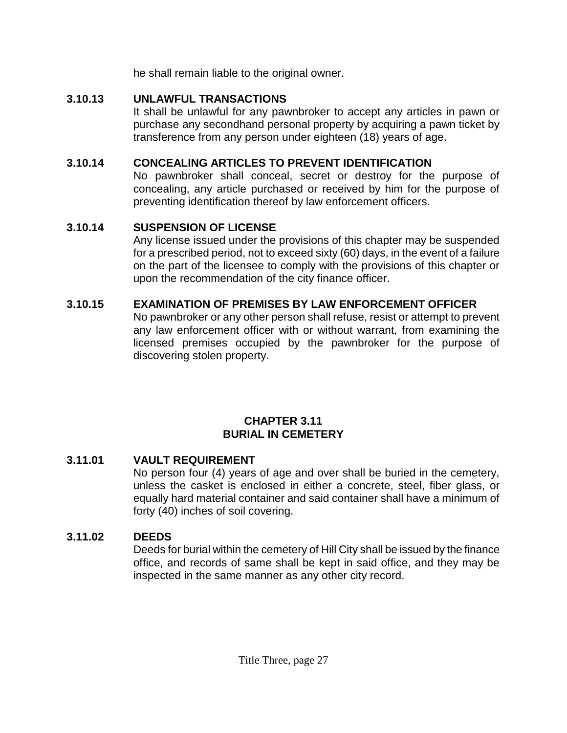he shall remain liable to the original owner.

### 3.10.13 UNLAWFUL TRANSACTIONS

It shall be unlawful for any pawnbroker to accept any articles in pawn or purchase any secondhand personal property by acquiring a pawn ticket by transference from any person under eighteen (18) years of age.

### 3.10.14 CONCEALING ARTICLES TO PREVENT IDENTIFICATION

No pawnbroker shall conceal, secret or destroy for the purpose of concealing, any article purchased or received by him for the purpose of preventing identification thereof by law enforcement officers.

### 3.10.14 SUSPENSION OF LICENSE

Any license issued under the provisions of this chapter may be suspended for a prescribed period, not to exceed sixty (60) days, in the event of a failure on the part of the licensee to comply with the provisions of this chapter or upon the recommendation of the city finance officer.

### 3.10.15 EXAMINATION OF PREMISES BY LAW ENFORCEMENT OFFICER

No pawnbroker or any other person shall refuse, resist or attempt to prevent any law enforcement officer with or without warrant, from examining the licensed premises occupied by the pawnbroker for the purpose of discovering stolen property.

## CHAPTER 3.11
## BURIAL IN CEMETERY

### 3.11.01 VAULT REQUIREMENT

No person four (4) years of age and over shall be buried in the cemetery, unless the casket is enclosed in either a concrete, steel, fiber glass, or equally hard material container and said container shall have a minimum of forty (40) inches of soil covering.

### 3.11.02 DEEDS

Deeds for burial within the cemetery of Hill City shall be issued by the finance office, and records of same shall be kept in said office, and they may be inspected in the same manner as any other city record.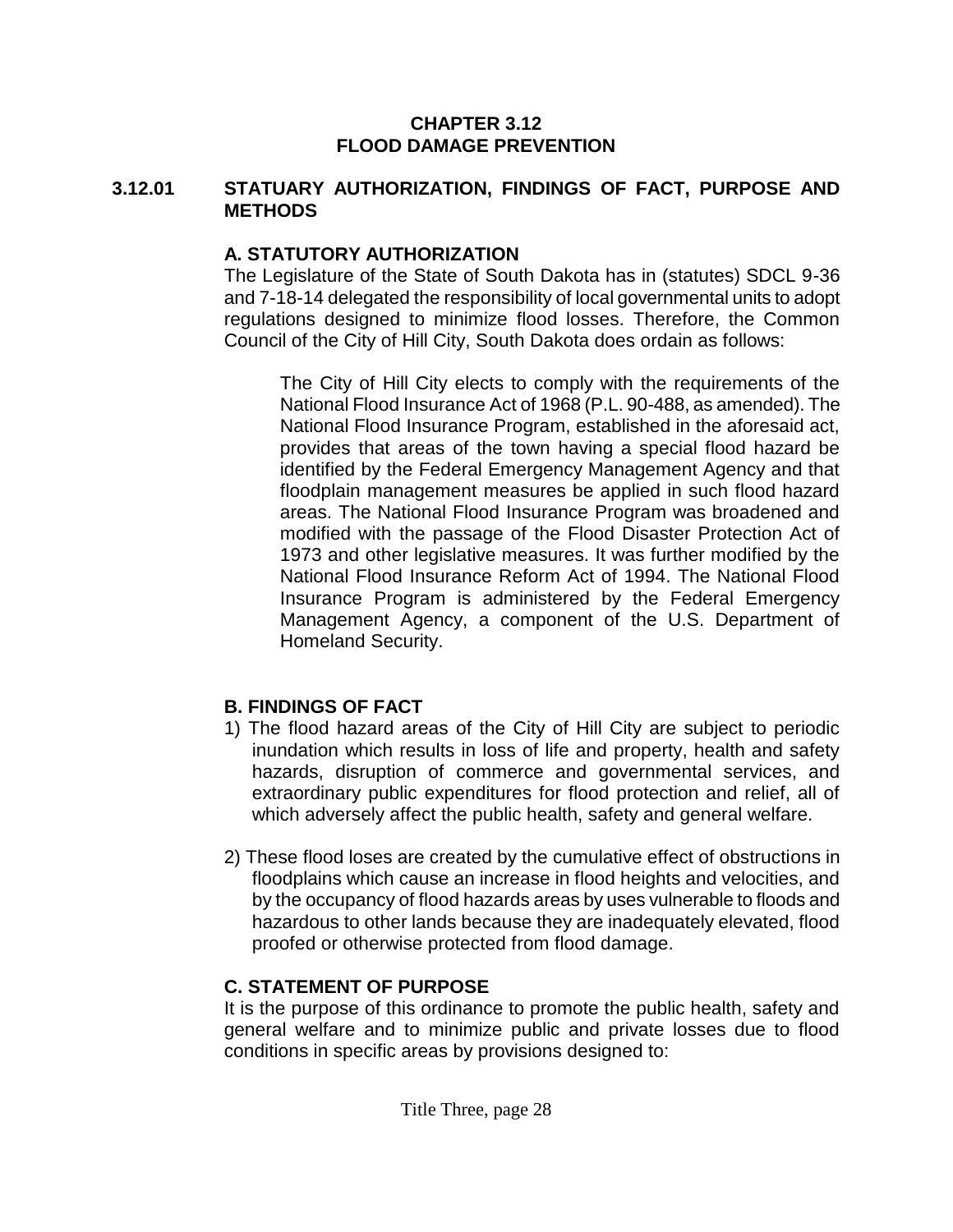# CHAPTER 3.12
# FLOOD DAMAGE PREVENTION

## 3.12.01 STATUARY AUTHORIZATION, FINDINGS OF FACT, PURPOSE AND METHODS

### A. STATUTORY AUTHORIZATION

The Legislature of the State of South Dakota has in (statutes) SDCL 9-36 and 7-18-14 delegated the responsibility of local governmental units to adopt regulations designed to minimize flood losses. Therefore, the Common Council of the City of Hill City, South Dakota does ordain as follows:

> The City of Hill City elects to comply with the requirements of the National Flood Insurance Act of 1968 (P.L. 90-488, as amended). The National Flood Insurance Program, established in the aforesaid act, provides that areas of the town having a special flood hazard be identified by the Federal Emergency Management Agency and that floodplain management measures be applied in such flood hazard areas. The National Flood Insurance Program was broadened and modified with the passage of the Flood Disaster Protection Act of 1973 and other legislative measures. It was further modified by the National Flood Insurance Reform Act of 1994. The National Flood Insurance Program is administered by the Federal Emergency Management Agency, a component of the U.S. Department of Homeland Security.

### B. FINDINGS OF FACT

1) The flood hazard areas of the City of Hill City are subject to periodic inundation which results in loss of life and property, health and safety hazards, disruption of commerce and governmental services, and extraordinary public expenditures for flood protection and relief, all of which adversely affect the public health, safety and general welfare.

2) These flood loses are created by the cumulative effect of obstructions in floodplains which cause an increase in flood heights and velocities, and by the occupancy of flood hazards areas by uses vulnerable to floods and hazardous to other lands because they are inadequately elevated, flood proofed or otherwise protected from flood damage.

### C. STATEMENT OF PURPOSE

It is the purpose of this ordinance to promote the public health, safety and general welfare and to minimize public and private losses due to flood conditions in specific areas by provisions designed to: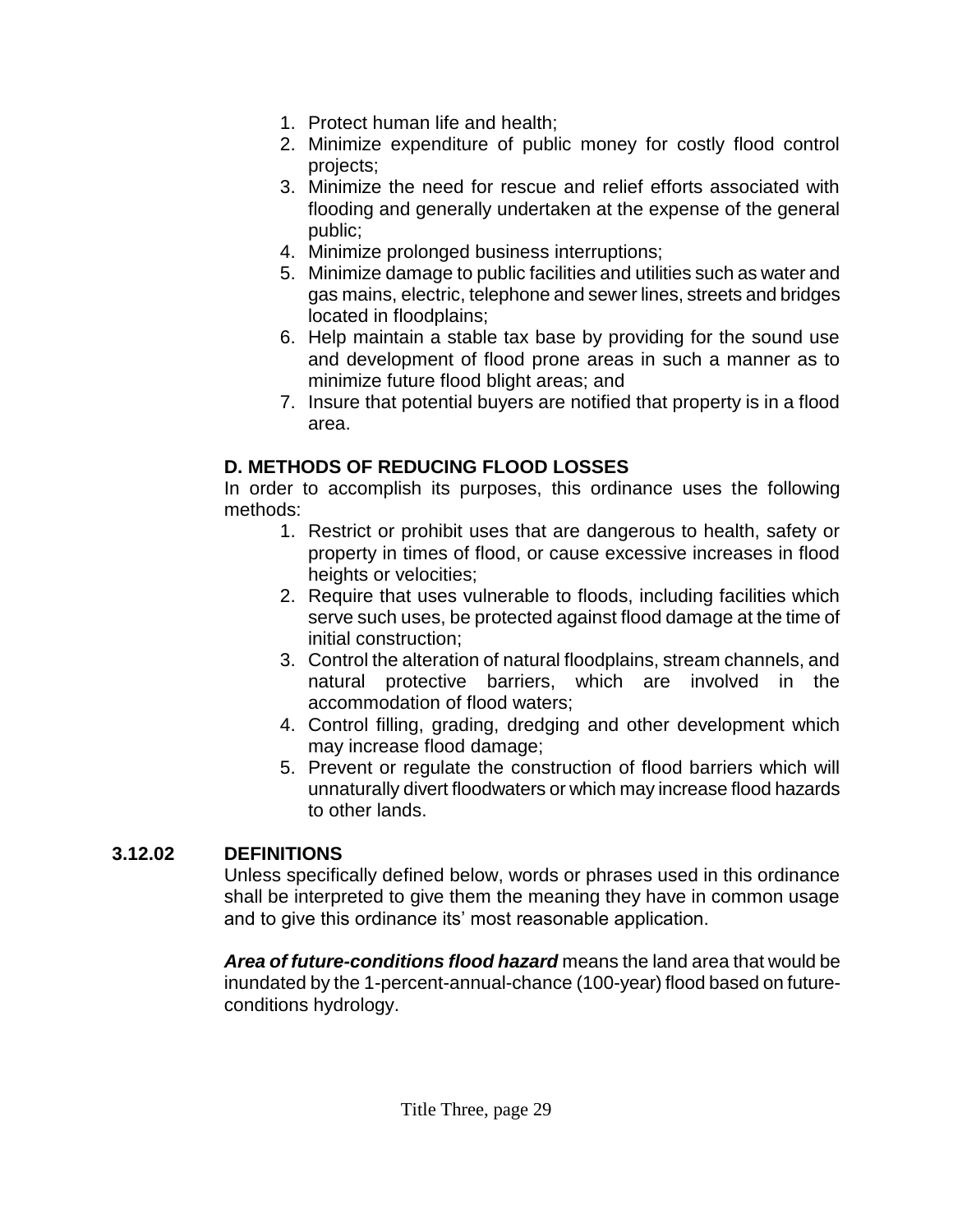1. Protect human life and health;
2. Minimize expenditure of public money for costly flood control projects;
3. Minimize the need for rescue and relief efforts associated with flooding and generally undertaken at the expense of the general public;
4. Minimize prolonged business interruptions;
5. Minimize damage to public facilities and utilities such as water and gas mains, electric, telephone and sewer lines, streets and bridges located in floodplains;
6. Help maintain a stable tax base by providing for the sound use and development of flood prone areas in such a manner as to minimize future flood blight areas; and
7. Insure that potential buyers are notified that property is in a flood area.

**D. METHODS OF REDUCING FLOOD LOSSES**

In order to accomplish its purposes, this ordinance uses the following methods:

1. Restrict or prohibit uses that are dangerous to health, safety or property in times of flood, or cause excessive increases in flood heights or velocities;
2. Require that uses vulnerable to floods, including facilities which serve such uses, be protected against flood damage at the time of initial construction;
3. Control the alteration of natural floodplains, stream channels, and natural protective barriers, which are involved in the accommodation of flood waters;
4. Control filling, grading, dredging and other development which may increase flood damage;
5. Prevent or regulate the construction of flood barriers which will unnaturally divert floodwaters or which may increase flood hazards to other lands.

## 3.12.02 DEFINITIONS

Unless specifically defined below, words or phrases used in this ordinance shall be interpreted to give them the meaning they have in common usage and to give this ordinance its' most reasonable application.

***Area of future-conditions flood hazard*** means the land area that would be inundated by the 1-percent-annual-chance (100-year) flood based on future-conditions hydrology.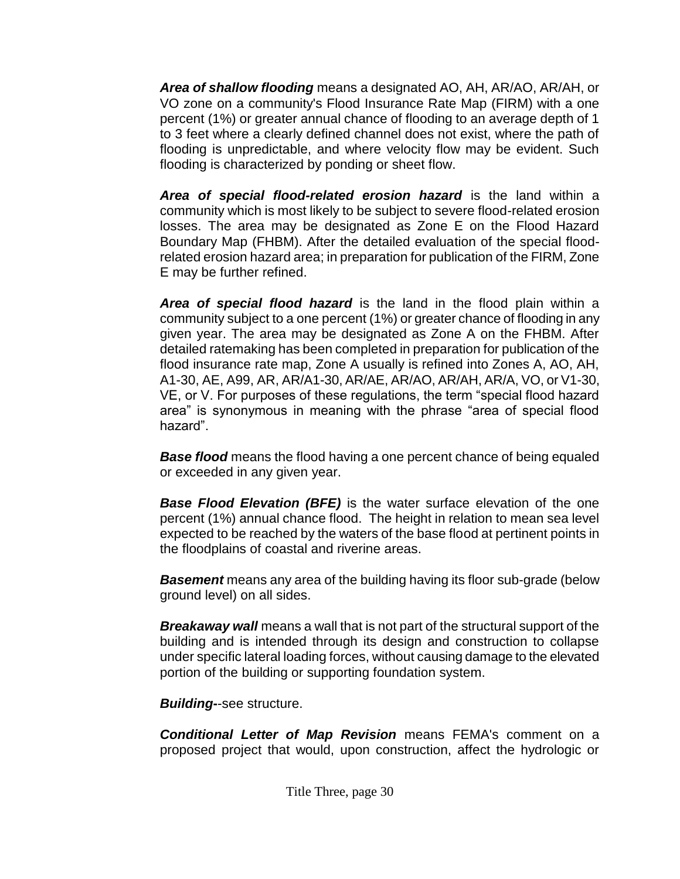***Area of shallow flooding*** means a designated AO, AH, AR/AO, AR/AH, or VO zone on a community's Flood Insurance Rate Map (FIRM) with a one percent (1%) or greater annual chance of flooding to an average depth of 1 to 3 feet where a clearly defined channel does not exist, where the path of flooding is unpredictable, and where velocity flow may be evident. Such flooding is characterized by ponding or sheet flow.

***Area of special flood-related erosion hazard*** is the land within a community which is most likely to be subject to severe flood-related erosion losses. The area may be designated as Zone E on the Flood Hazard Boundary Map (FHBM). After the detailed evaluation of the special flood-related erosion hazard area; in preparation for publication of the FIRM, Zone E may be further refined.

***Area of special flood hazard*** is the land in the flood plain within a community subject to a one percent (1%) or greater chance of flooding in any given year. The area may be designated as Zone A on the FHBM. After detailed ratemaking has been completed in preparation for publication of the flood insurance rate map, Zone A usually is refined into Zones A, AO, AH, A1-30, AE, A99, AR, AR/A1-30, AR/AE, AR/AO, AR/AH, AR/A, VO, or V1-30, VE, or V. For purposes of these regulations, the term "special flood hazard area" is synonymous in meaning with the phrase "area of special flood hazard".

***Base flood*** means the flood having a one percent chance of being equaled or exceeded in any given year.

***Base Flood Elevation (BFE)*** is the water surface elevation of the one percent (1%) annual chance flood. The height in relation to mean sea level expected to be reached by the waters of the base flood at pertinent points in the floodplains of coastal and riverine areas.

***Basement*** means any area of the building having its floor sub-grade (below ground level) on all sides.

***Breakaway wall*** means a wall that is not part of the structural support of the building and is intended through its design and construction to collapse under specific lateral loading forces, without causing damage to the elevated portion of the building or supporting foundation system.

***Building-***-see structure.

***Conditional Letter of Map Revision*** means FEMA's comment on a proposed project that would, upon construction, affect the hydrologic or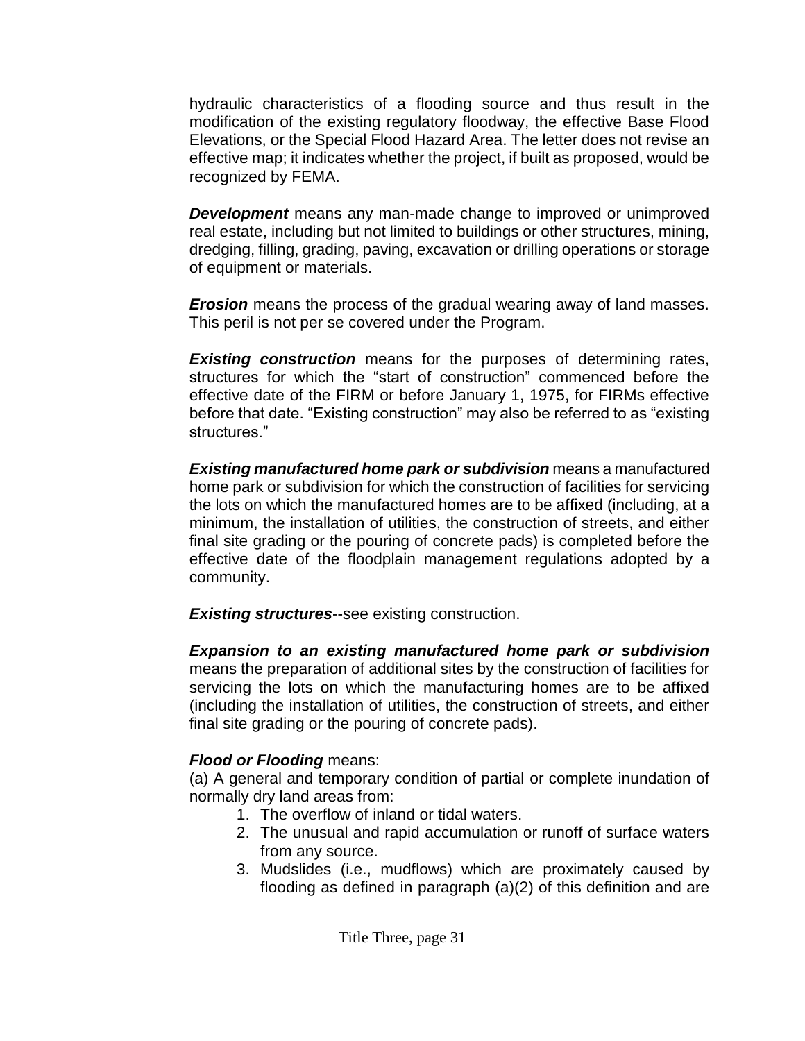hydraulic characteristics of a flooding source and thus result in the modification of the existing regulatory floodway, the effective Base Flood Elevations, or the Special Flood Hazard Area. The letter does not revise an effective map; it indicates whether the project, if built as proposed, would be recognized by FEMA.

***Development*** means any man-made change to improved or unimproved real estate, including but not limited to buildings or other structures, mining, dredging, filling, grading, paving, excavation or drilling operations or storage of equipment or materials.

***Erosion*** means the process of the gradual wearing away of land masses. This peril is not per se covered under the Program.

***Existing construction*** means for the purposes of determining rates, structures for which the "start of construction" commenced before the effective date of the FIRM or before January 1, 1975, for FIRMs effective before that date. "Existing construction" may also be referred to as "existing structures."

***Existing manufactured home park or subdivision*** means a manufactured home park or subdivision for which the construction of facilities for servicing the lots on which the manufactured homes are to be affixed (including, at a minimum, the installation of utilities, the construction of streets, and either final site grading or the pouring of concrete pads) is completed before the effective date of the floodplain management regulations adopted by a community.

***Existing structures***--see existing construction.

***Expansion to an existing manufactured home park or subdivision*** means the preparation of additional sites by the construction of facilities for servicing the lots on which the manufacturing homes are to be affixed (including the installation of utilities, the construction of streets, and either final site grading or the pouring of concrete pads).

***Flood or Flooding*** means:

(a) A general and temporary condition of partial or complete inundation of normally dry land areas from:

1. The overflow of inland or tidal waters.
2. The unusual and rapid accumulation or runoff of surface waters from any source.
3. Mudslides (i.e., mudflows) which are proximately caused by flooding as defined in paragraph (a)(2) of this definition and are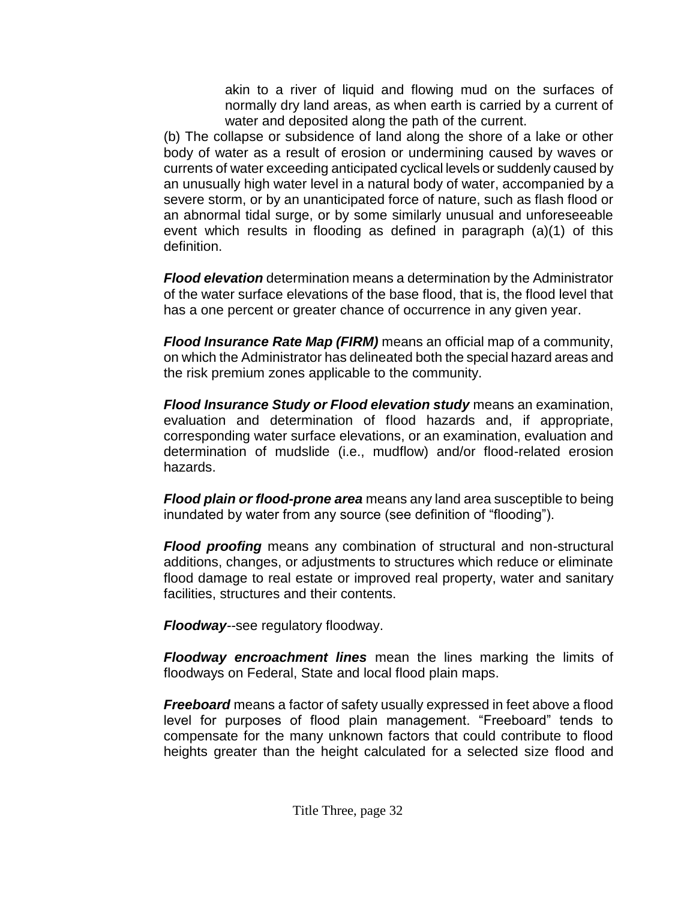akin to a river of liquid and flowing mud on the surfaces of normally dry land areas, as when earth is carried by a current of water and deposited along the path of the current.

(b) The collapse or subsidence of land along the shore of a lake or other body of water as a result of erosion or undermining caused by waves or currents of water exceeding anticipated cyclical levels or suddenly caused by an unusually high water level in a natural body of water, accompanied by a severe storm, or by an unanticipated force of nature, such as flash flood or an abnormal tidal surge, or by some similarly unusual and unforeseeable event which results in flooding as defined in paragraph (a)(1) of this definition.

***Flood elevation*** determination means a determination by the Administrator of the water surface elevations of the base flood, that is, the flood level that has a one percent or greater chance of occurrence in any given year.

***Flood Insurance Rate Map (FIRM)*** means an official map of a community, on which the Administrator has delineated both the special hazard areas and the risk premium zones applicable to the community.

***Flood Insurance Study or Flood elevation study*** means an examination, evaluation and determination of flood hazards and, if appropriate, corresponding water surface elevations, or an examination, evaluation and determination of mudslide (i.e., mudflow) and/or flood-related erosion hazards.

***Flood plain or flood-prone area*** means any land area susceptible to being inundated by water from any source (see definition of "flooding").

***Flood proofing*** means any combination of structural and non-structural additions, changes, or adjustments to structures which reduce or eliminate flood damage to real estate or improved real property, water and sanitary facilities, structures and their contents.

***Floodway***--see regulatory floodway.

***Floodway encroachment lines*** mean the lines marking the limits of floodways on Federal, State and local flood plain maps.

***Freeboard*** means a factor of safety usually expressed in feet above a flood level for purposes of flood plain management. "Freeboard" tends to compensate for the many unknown factors that could contribute to flood heights greater than the height calculated for a selected size flood and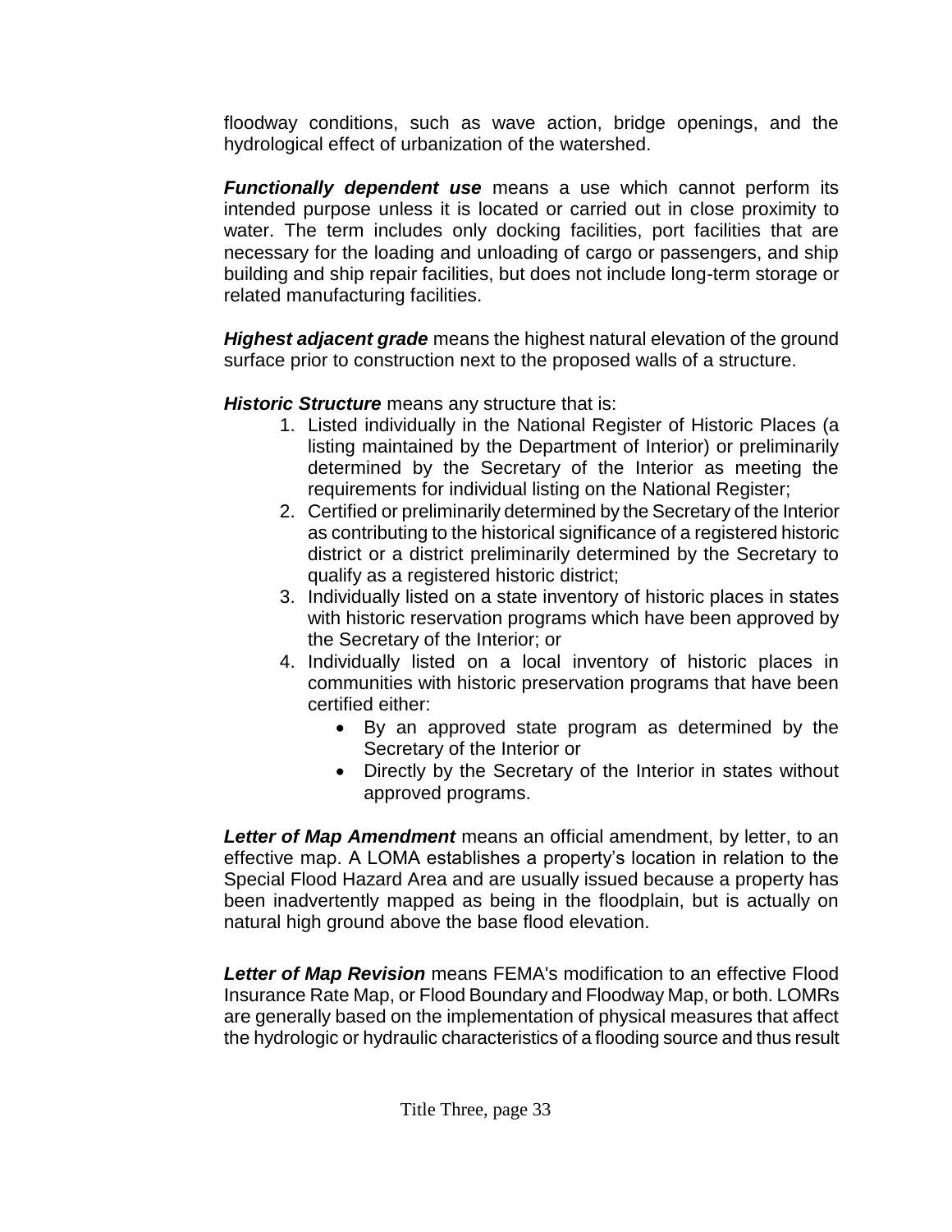floodway conditions, such as wave action, bridge openings, and the hydrological effect of urbanization of the watershed.

***Functionally dependent use*** means a use which cannot perform its intended purpose unless it is located or carried out in close proximity to water. The term includes only docking facilities, port facilities that are necessary for the loading and unloading of cargo or passengers, and ship building and ship repair facilities, but does not include long-term storage or related manufacturing facilities.

***Highest adjacent grade*** means the highest natural elevation of the ground surface prior to construction next to the proposed walls of a structure.

***Historic Structure*** means any structure that is:

1. Listed individually in the National Register of Historic Places (a listing maintained by the Department of Interior) or preliminarily determined by the Secretary of the Interior as meeting the requirements for individual listing on the National Register;
2. Certified or preliminarily determined by the Secretary of the Interior as contributing to the historical significance of a registered historic district or a district preliminarily determined by the Secretary to qualify as a registered historic district;
3. Individually listed on a state inventory of historic places in states with historic reservation programs which have been approved by the Secretary of the Interior; or
4. Individually listed on a local inventory of historic places in communities with historic preservation programs that have been certified either:
    - By an approved state program as determined by the Secretary of the Interior or
    - Directly by the Secretary of the Interior in states without approved programs.

***Letter of Map Amendment*** means an official amendment, by letter, to an effective map. A LOMA establishes a property's location in relation to the Special Flood Hazard Area and are usually issued because a property has been inadvertently mapped as being in the floodplain, but is actually on natural high ground above the base flood elevation.

***Letter of Map Revision*** means FEMA's modification to an effective Flood Insurance Rate Map, or Flood Boundary and Floodway Map, or both. LOMRs are generally based on the implementation of physical measures that affect the hydrologic or hydraulic characteristics of a flooding source and thus result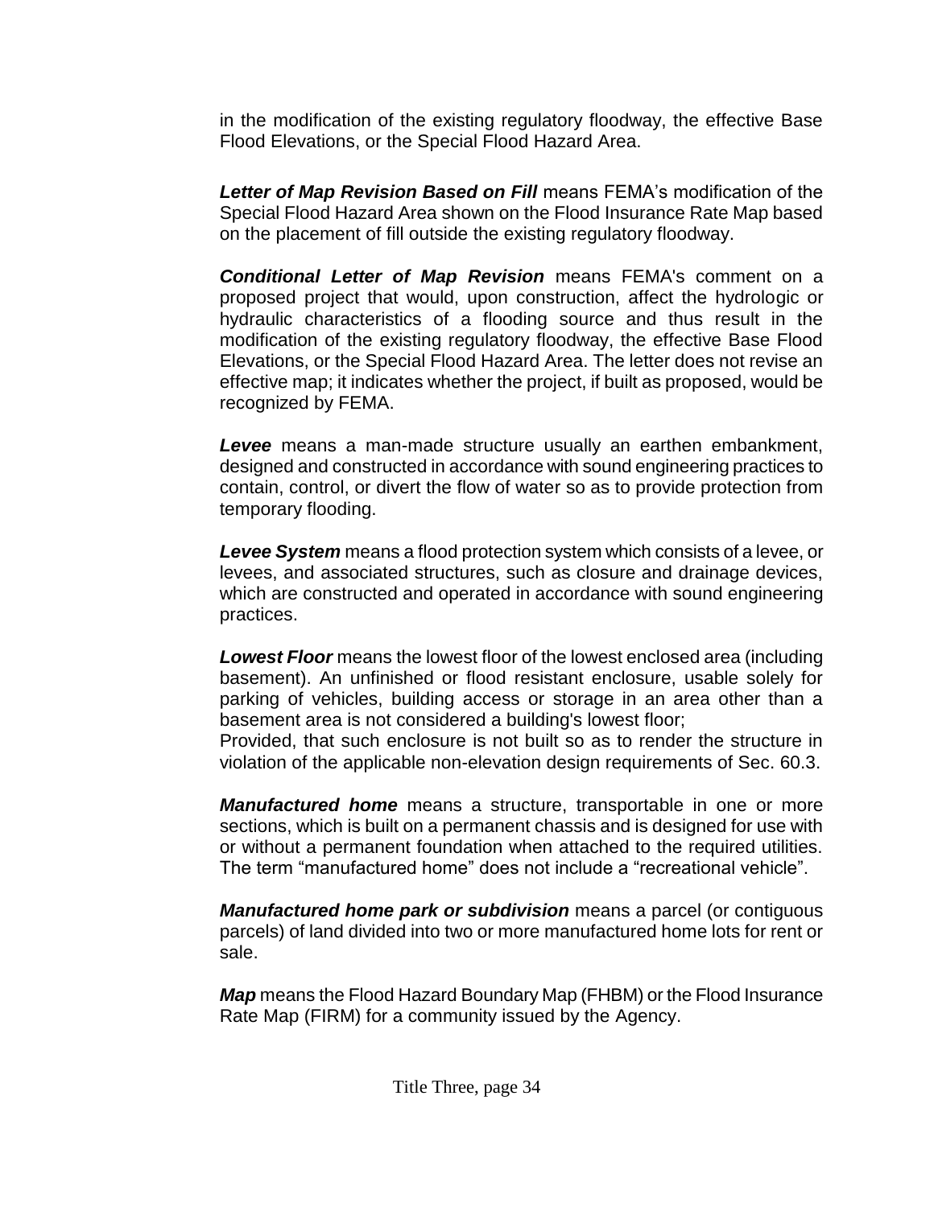in the modification of the existing regulatory floodway, the effective Base Flood Elevations, or the Special Flood Hazard Area.

***Letter of Map Revision Based on Fill*** means FEMA's modification of the Special Flood Hazard Area shown on the Flood Insurance Rate Map based on the placement of fill outside the existing regulatory floodway.

***Conditional Letter of Map Revision*** means FEMA's comment on a proposed project that would, upon construction, affect the hydrologic or hydraulic characteristics of a flooding source and thus result in the modification of the existing regulatory floodway, the effective Base Flood Elevations, or the Special Flood Hazard Area. The letter does not revise an effective map; it indicates whether the project, if built as proposed, would be recognized by FEMA.

***Levee*** means a man-made structure usually an earthen embankment, designed and constructed in accordance with sound engineering practices to contain, control, or divert the flow of water so as to provide protection from temporary flooding.

***Levee System*** means a flood protection system which consists of a levee, or levees, and associated structures, such as closure and drainage devices, which are constructed and operated in accordance with sound engineering practices.

***Lowest Floor*** means the lowest floor of the lowest enclosed area (including basement). An unfinished or flood resistant enclosure, usable solely for parking of vehicles, building access or storage in an area other than a basement area is not considered a building's lowest floor;
Provided, that such enclosure is not built so as to render the structure in violation of the applicable non-elevation design requirements of Sec. 60.3.

***Manufactured home*** means a structure, transportable in one or more sections, which is built on a permanent chassis and is designed for use with or without a permanent foundation when attached to the required utilities. The term "manufactured home" does not include a "recreational vehicle".

***Manufactured home park or subdivision*** means a parcel (or contiguous parcels) of land divided into two or more manufactured home lots for rent or sale.

***Map*** means the Flood Hazard Boundary Map (FHBM) or the Flood Insurance Rate Map (FIRM) for a community issued by the Agency.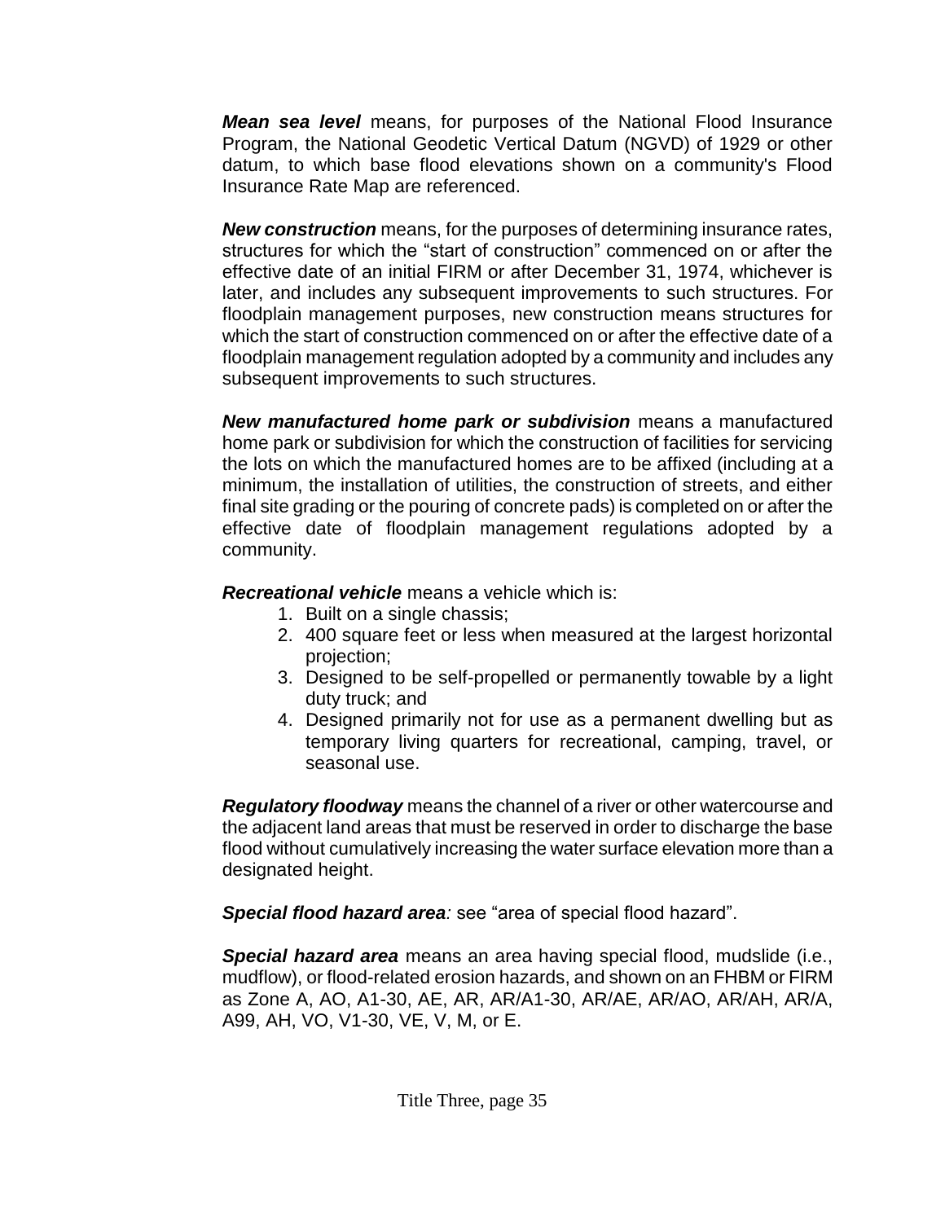***Mean sea level*** means, for purposes of the National Flood Insurance Program, the National Geodetic Vertical Datum (NGVD) of 1929 or other datum, to which base flood elevations shown on a community's Flood Insurance Rate Map are referenced.

***New construction*** means, for the purposes of determining insurance rates, structures for which the “start of construction” commenced on or after the effective date of an initial FIRM or after December 31, 1974, whichever is later, and includes any subsequent improvements to such structures. For floodplain management purposes, new construction means structures for which the start of construction commenced on or after the effective date of a floodplain management regulation adopted by a community and includes any subsequent improvements to such structures.

***New manufactured home park or subdivision*** means a manufactured home park or subdivision for which the construction of facilities for servicing the lots on which the manufactured homes are to be affixed (including at a minimum, the installation of utilities, the construction of streets, and either final site grading or the pouring of concrete pads) is completed on or after the effective date of floodplain management regulations adopted by a community.

***Recreational vehicle*** means a vehicle which is:

1. Built on a single chassis;
2. 400 square feet or less when measured at the largest horizontal projection;
3. Designed to be self-propelled or permanently towable by a light duty truck; and
4. Designed primarily not for use as a permanent dwelling but as temporary living quarters for recreational, camping, travel, or seasonal use.

***Regulatory floodway*** means the channel of a river or other watercourse and the adjacent land areas that must be reserved in order to discharge the base flood without cumulatively increasing the water surface elevation more than a designated height.

***Special flood hazard area****:* see “area of special flood hazard”.

***Special hazard area*** means an area having special flood, mudslide (i.e., mudflow), or flood-related erosion hazards, and shown on an FHBM or FIRM as Zone A, AO, A1-30, AE, AR, AR/A1-30, AR/AE, AR/AO, AR/AH, AR/A, A99, AH, VO, V1-30, VE, V, M, or E.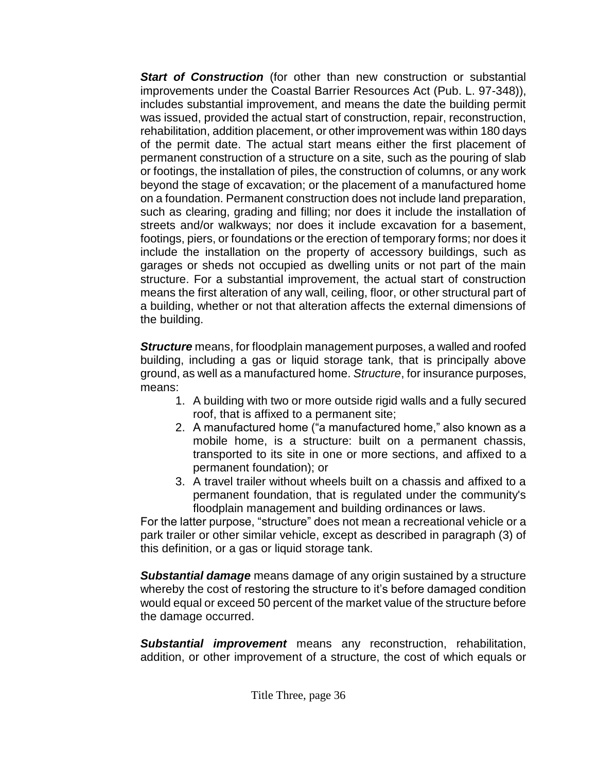***Start of Construction*** (for other than new construction or substantial improvements under the Coastal Barrier Resources Act (Pub. L. 97-348)), includes substantial improvement, and means the date the building permit was issued, provided the actual start of construction, repair, reconstruction, rehabilitation, addition placement, or other improvement was within 180 days of the permit date. The actual start means either the first placement of permanent construction of a structure on a site, such as the pouring of slab or footings, the installation of piles, the construction of columns, or any work beyond the stage of excavation; or the placement of a manufactured home on a foundation. Permanent construction does not include land preparation, such as clearing, grading and filling; nor does it include the installation of streets and/or walkways; nor does it include excavation for a basement, footings, piers, or foundations or the erection of temporary forms; nor does it include the installation on the property of accessory buildings, such as garages or sheds not occupied as dwelling units or not part of the main structure. For a substantial improvement, the actual start of construction means the first alteration of any wall, ceiling, floor, or other structural part of a building, whether or not that alteration affects the external dimensions of the building.

***Structure*** means, for floodplain management purposes, a walled and roofed building, including a gas or liquid storage tank, that is principally above ground, as well as a manufactured home. *Structure*, for insurance purposes, means:

1. A building with two or more outside rigid walls and a fully secured roof, that is affixed to a permanent site;
2. A manufactured home ("a manufactured home," also known as a mobile home, is a structure: built on a permanent chassis, transported to its site in one or more sections, and affixed to a permanent foundation); or
3. A travel trailer without wheels built on a chassis and affixed to a permanent foundation, that is regulated under the community's floodplain management and building ordinances or laws.

For the latter purpose, "structure" does not mean a recreational vehicle or a park trailer or other similar vehicle, except as described in paragraph (3) of this definition, or a gas or liquid storage tank.

***Substantial damage*** means damage of any origin sustained by a structure whereby the cost of restoring the structure to it's before damaged condition would equal or exceed 50 percent of the market value of the structure before the damage occurred.

***Substantial improvement*** means any reconstruction, rehabilitation, addition, or other improvement of a structure, the cost of which equals or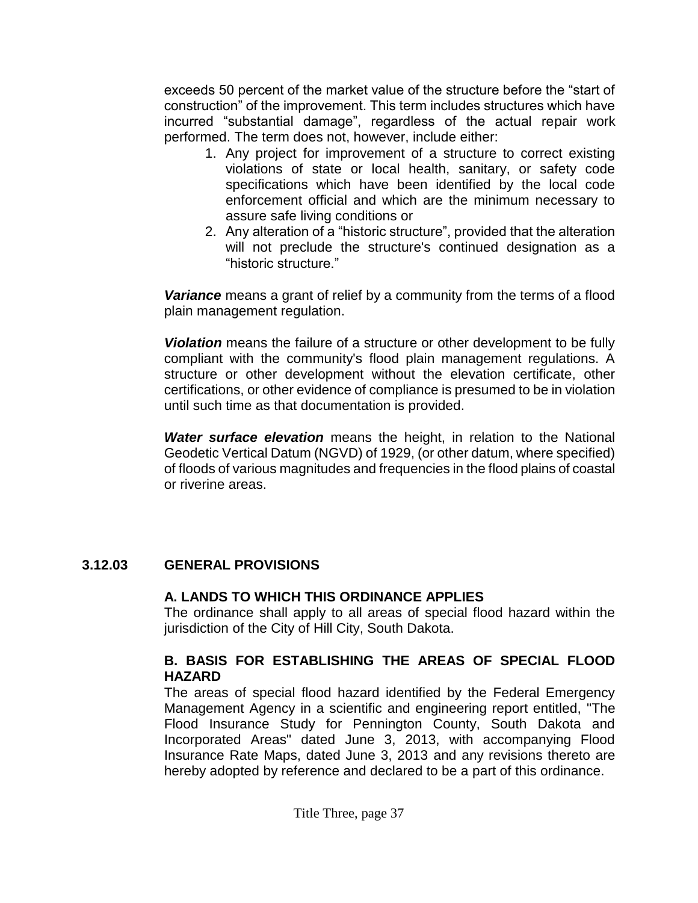exceeds 50 percent of the market value of the structure before the "start of construction" of the improvement. This term includes structures which have incurred "substantial damage", regardless of the actual repair work performed. The term does not, however, include either:

1. Any project for improvement of a structure to correct existing violations of state or local health, sanitary, or safety code specifications which have been identified by the local code enforcement official and which are the minimum necessary to assure safe living conditions or
2. Any alteration of a "historic structure", provided that the alteration will not preclude the structure's continued designation as a "historic structure."

***Variance*** means a grant of relief by a community from the terms of a flood plain management regulation.

***Violation*** means the failure of a structure or other development to be fully compliant with the community's flood plain management regulations. A structure or other development without the elevation certificate, other certifications, or other evidence of compliance is presumed to be in violation until such time as that documentation is provided.

***Water surface elevation*** means the height, in relation to the National Geodetic Vertical Datum (NGVD) of 1929, (or other datum, where specified) of floods of various magnitudes and frequencies in the flood plains of coastal or riverine areas.

## 3.12.03 GENERAL PROVISIONS

### A. LANDS TO WHICH THIS ORDINANCE APPLIES

The ordinance shall apply to all areas of special flood hazard within the jurisdiction of the City of Hill City, South Dakota.

### B. BASIS FOR ESTABLISHING THE AREAS OF SPECIAL FLOOD HAZARD

The areas of special flood hazard identified by the Federal Emergency Management Agency in a scientific and engineering report entitled, "The Flood Insurance Study for Pennington County, South Dakota and Incorporated Areas" dated June 3, 2013, with accompanying Flood Insurance Rate Maps, dated June 3, 2013 and any revisions thereto are hereby adopted by reference and declared to be a part of this ordinance.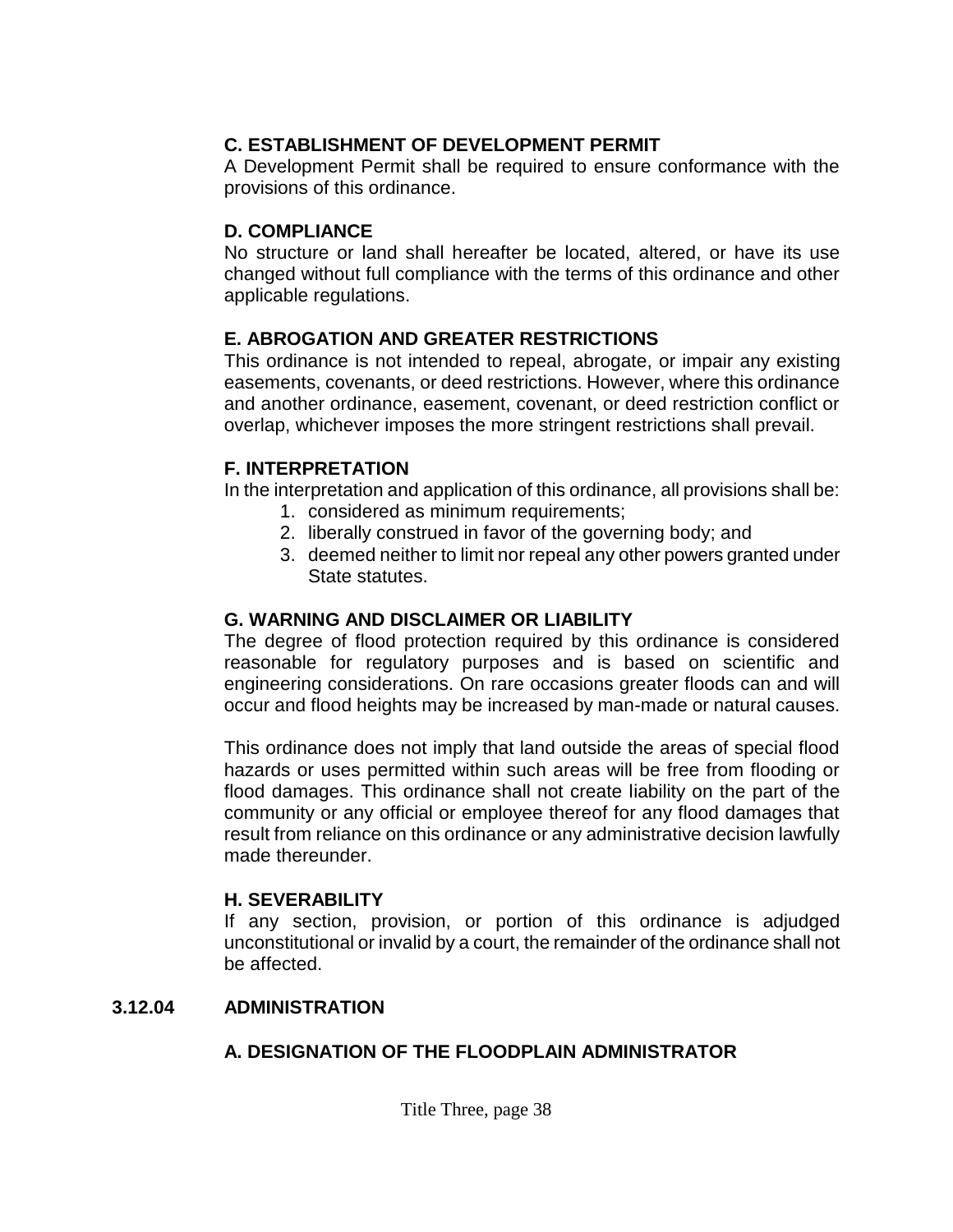### C. ESTABLISHMENT OF DEVELOPMENT PERMIT

A Development Permit shall be required to ensure conformance with the provisions of this ordinance.

### D. COMPLIANCE

No structure or land shall hereafter be located, altered, or have its use changed without full compliance with the terms of this ordinance and other applicable regulations.

### E. ABROGATION AND GREATER RESTRICTIONS

This ordinance is not intended to repeal, abrogate, or impair any existing easements, covenants, or deed restrictions. However, where this ordinance and another ordinance, easement, covenant, or deed restriction conflict or overlap, whichever imposes the more stringent restrictions shall prevail.

### F. INTERPRETATION

In the interpretation and application of this ordinance, all provisions shall be:

1. considered as minimum requirements;
2. liberally construed in favor of the governing body; and
3. deemed neither to limit nor repeal any other powers granted under State statutes.

### G. WARNING AND DISCLAIMER OR LIABILITY

The degree of flood protection required by this ordinance is considered reasonable for regulatory purposes and is based on scientific and engineering considerations. On rare occasions greater floods can and will occur and flood heights may be increased by man-made or natural causes.

This ordinance does not imply that land outside the areas of special flood hazards or uses permitted within such areas will be free from flooding or flood damages. This ordinance shall not create liability on the part of the community or any official or employee thereof for any flood damages that result from reliance on this ordinance or any administrative decision lawfully made thereunder.

### H. SEVERABILITY

If any section, provision, or portion of this ordinance is adjudged unconstitutional or invalid by a court, the remainder of the ordinance shall not be affected.

## 3.12.04 ADMINISTRATION

### A. DESIGNATION OF THE FLOODPLAIN ADMINISTRATOR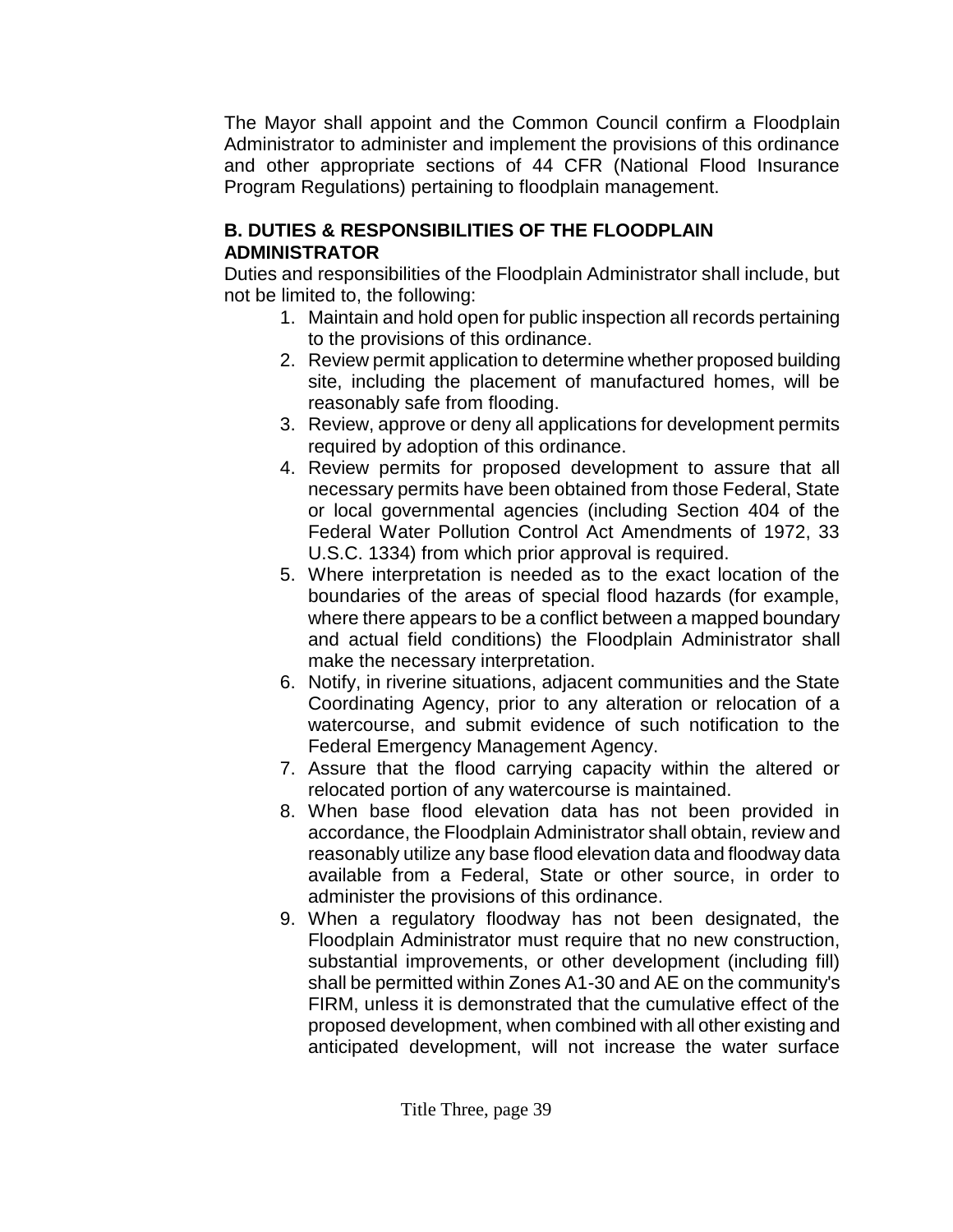The Mayor shall appoint and the Common Council confirm a Floodplain Administrator to administer and implement the provisions of this ordinance and other appropriate sections of 44 CFR (National Flood Insurance Program Regulations) pertaining to floodplain management.

**B. DUTIES & RESPONSIBILITIES OF THE FLOODPLAIN ADMINISTRATOR**

Duties and responsibilities of the Floodplain Administrator shall include, but not be limited to, the following:

1. Maintain and hold open for public inspection all records pertaining to the provisions of this ordinance.
2. Review permit application to determine whether proposed building site, including the placement of manufactured homes, will be reasonably safe from flooding.
3. Review, approve or deny all applications for development permits required by adoption of this ordinance.
4. Review permits for proposed development to assure that all necessary permits have been obtained from those Federal, State or local governmental agencies (including Section 404 of the Federal Water Pollution Control Act Amendments of 1972, 33 U.S.C. 1334) from which prior approval is required.
5. Where interpretation is needed as to the exact location of the boundaries of the areas of special flood hazards (for example, where there appears to be a conflict between a mapped boundary and actual field conditions) the Floodplain Administrator shall make the necessary interpretation.
6. Notify, in riverine situations, adjacent communities and the State Coordinating Agency, prior to any alteration or relocation of a watercourse, and submit evidence of such notification to the Federal Emergency Management Agency.
7. Assure that the flood carrying capacity within the altered or relocated portion of any watercourse is maintained.
8. When base flood elevation data has not been provided in accordance, the Floodplain Administrator shall obtain, review and reasonably utilize any base flood elevation data and floodway data available from a Federal, State or other source, in order to administer the provisions of this ordinance.
9. When a regulatory floodway has not been designated, the Floodplain Administrator must require that no new construction, substantial improvements, or other development (including fill) shall be permitted within Zones A1-30 and AE on the community's FIRM, unless it is demonstrated that the cumulative effect of the proposed development, when combined with all other existing and anticipated development, will not increase the water surface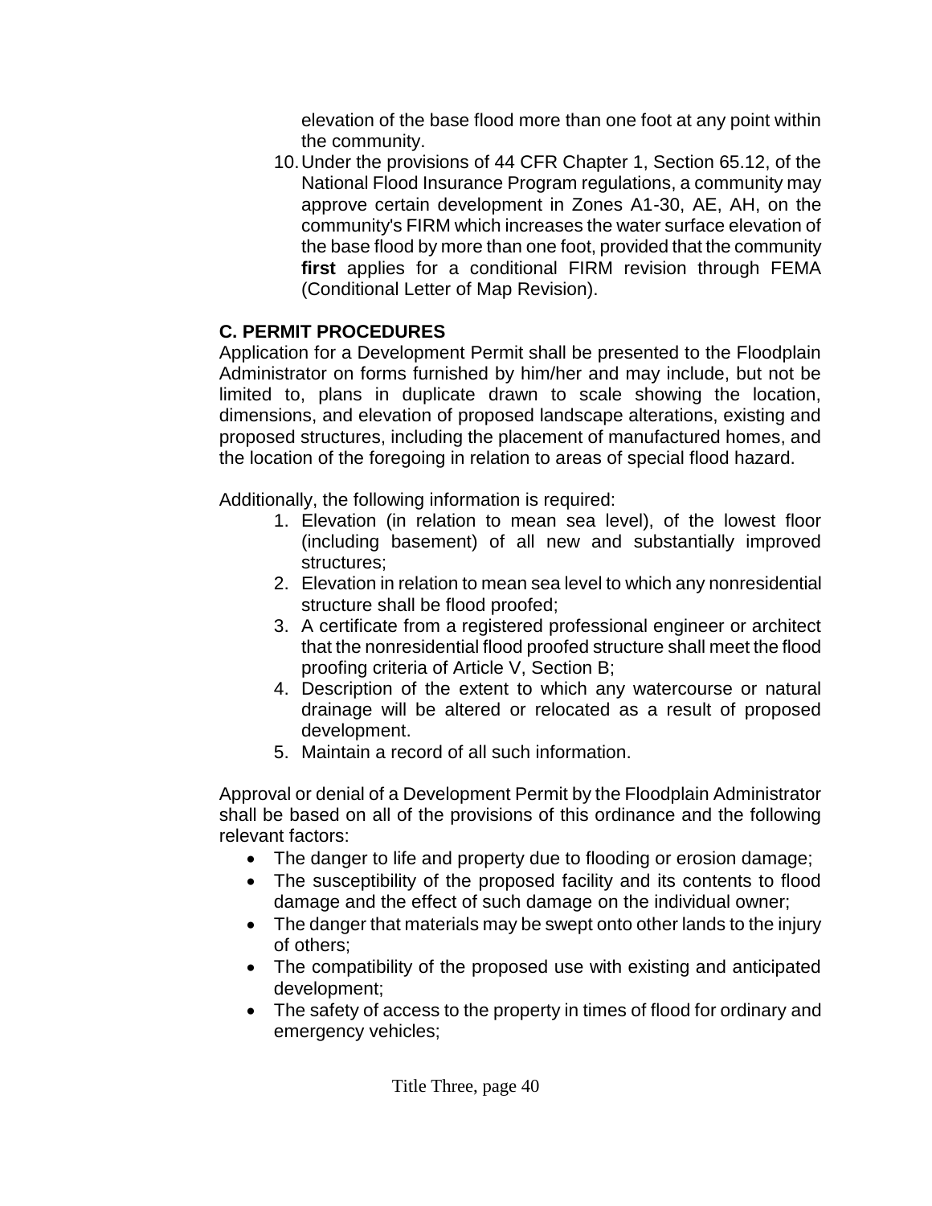elevation of the base flood more than one foot at any point within the community.

10. Under the provisions of 44 CFR Chapter 1, Section 65.12, of the National Flood Insurance Program regulations, a community may approve certain development in Zones A1-30, AE, AH, on the community's FIRM which increases the water surface elevation of the base flood by more than one foot, provided that the community **first** applies for a conditional FIRM revision through FEMA (Conditional Letter of Map Revision).

### C. PERMIT PROCEDURES

Application for a Development Permit shall be presented to the Floodplain Administrator on forms furnished by him/her and may include, but not be limited to, plans in duplicate drawn to scale showing the location, dimensions, and elevation of proposed landscape alterations, existing and proposed structures, including the placement of manufactured homes, and the location of the foregoing in relation to areas of special flood hazard.

Additionally, the following information is required:

1. Elevation (in relation to mean sea level), of the lowest floor (including basement) of all new and substantially improved structures;
2. Elevation in relation to mean sea level to which any nonresidential structure shall be flood proofed;
3. A certificate from a registered professional engineer or architect that the nonresidential flood proofed structure shall meet the flood proofing criteria of Article V, Section B;
4. Description of the extent to which any watercourse or natural drainage will be altered or relocated as a result of proposed development.
5. Maintain a record of all such information.

Approval or denial of a Development Permit by the Floodplain Administrator shall be based on all of the provisions of this ordinance and the following relevant factors:

- The danger to life and property due to flooding or erosion damage;
- The susceptibility of the proposed facility and its contents to flood damage and the effect of such damage on the individual owner;
- The danger that materials may be swept onto other lands to the injury of others;
- The compatibility of the proposed use with existing and anticipated development;
- The safety of access to the property in times of flood for ordinary and emergency vehicles;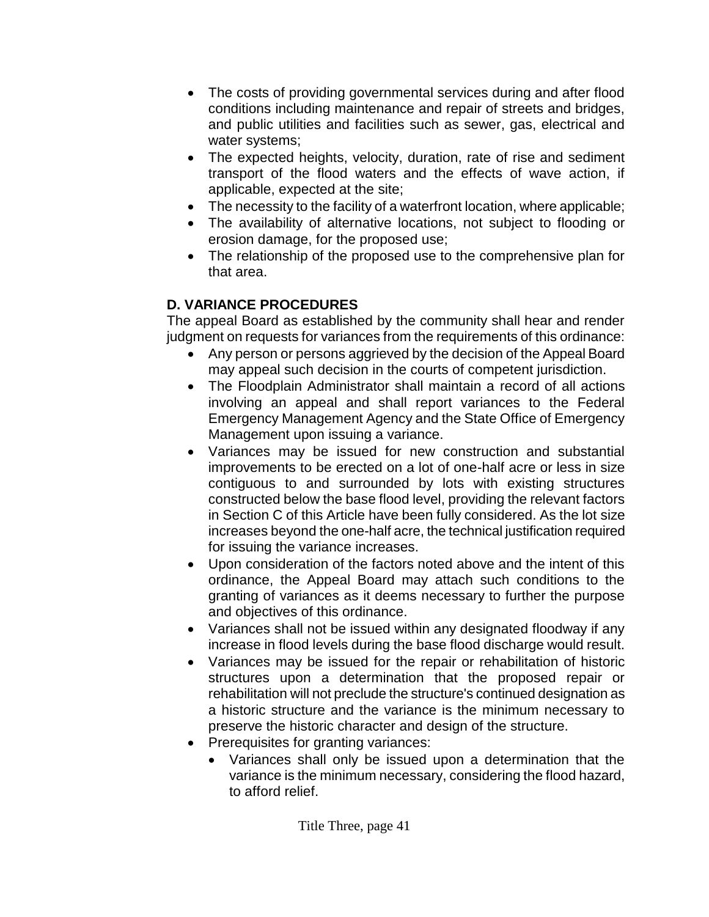- The costs of providing governmental services during and after flood conditions including maintenance and repair of streets and bridges, and public utilities and facilities such as sewer, gas, electrical and water systems;
- The expected heights, velocity, duration, rate of rise and sediment transport of the flood waters and the effects of wave action, if applicable, expected at the site;
- The necessity to the facility of a waterfront location, where applicable;
- The availability of alternative locations, not subject to flooding or erosion damage, for the proposed use;
- The relationship of the proposed use to the comprehensive plan for that area.

**D. VARIANCE PROCEDURES**

The appeal Board as established by the community shall hear and render judgment on requests for variances from the requirements of this ordinance:

- Any person or persons aggrieved by the decision of the Appeal Board may appeal such decision in the courts of competent jurisdiction.
- The Floodplain Administrator shall maintain a record of all actions involving an appeal and shall report variances to the Federal Emergency Management Agency and the State Office of Emergency Management upon issuing a variance.
- Variances may be issued for new construction and substantial improvements to be erected on a lot of one-half acre or less in size contiguous to and surrounded by lots with existing structures constructed below the base flood level, providing the relevant factors in Section C of this Article have been fully considered. As the lot size increases beyond the one-half acre, the technical justification required for issuing the variance increases.
- Upon consideration of the factors noted above and the intent of this ordinance, the Appeal Board may attach such conditions to the granting of variances as it deems necessary to further the purpose and objectives of this ordinance.
- Variances shall not be issued within any designated floodway if any increase in flood levels during the base flood discharge would result.
- Variances may be issued for the repair or rehabilitation of historic structures upon a determination that the proposed repair or rehabilitation will not preclude the structure's continued designation as a historic structure and the variance is the minimum necessary to preserve the historic character and design of the structure.
- Prerequisites for granting variances:
  - Variances shall only be issued upon a determination that the variance is the minimum necessary, considering the flood hazard, to afford relief.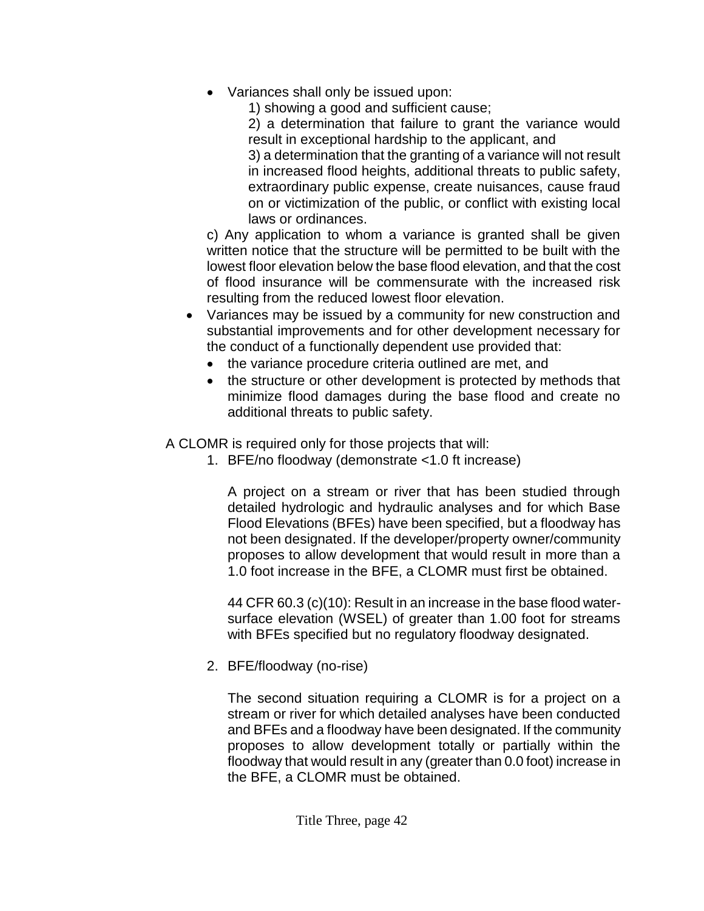- Variances shall only be issued upon:
  1) showing a good and sufficient cause;
  2) a determination that failure to grant the variance would result in exceptional hardship to the applicant, and
  3) a determination that the granting of a variance will not result in increased flood heights, additional threats to public safety, extraordinary public expense, create nuisances, cause fraud on or victimization of the public, or conflict with existing local laws or ordinances.

  c) Any application to whom a variance is granted shall be given written notice that the structure will be permitted to be built with the lowest floor elevation below the base flood elevation, and that the cost of flood insurance will be commensurate with the increased risk resulting from the reduced lowest floor elevation.

- Variances may be issued by a community for new construction and substantial improvements and for other development necessary for the conduct of a functionally dependent use provided that:
  - the variance procedure criteria outlined are met, and
  - the structure or other development is protected by methods that minimize flood damages during the base flood and create no additional threats to public safety.

A CLOMR is required only for those projects that will:

1. BFE/no floodway (demonstrate <1.0 ft increase)

   A project on a stream or river that has been studied through detailed hydrologic and hydraulic analyses and for which Base Flood Elevations (BFEs) have been specified, but a floodway has not been designated. If the developer/property owner/community proposes to allow development that would result in more than a 1.0 foot increase in the BFE, a CLOMR must first be obtained.

   44 CFR 60.3 (c)(10): Result in an increase in the base flood water-surface elevation (WSEL) of greater than 1.00 foot for streams with BFEs specified but no regulatory floodway designated.

2. BFE/floodway (no-rise)

   The second situation requiring a CLOMR is for a project on a stream or river for which detailed analyses have been conducted and BFEs and a floodway have been designated. If the community proposes to allow development totally or partially within the floodway that would result in any (greater than 0.0 foot) increase in the BFE, a CLOMR must be obtained.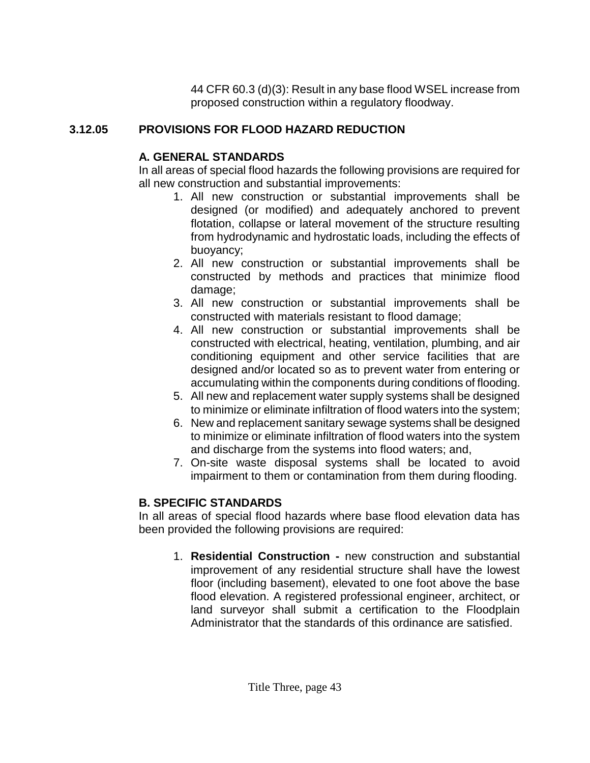44 CFR 60.3 (d)(3): Result in any base flood WSEL increase from proposed construction within a regulatory floodway.

### 3.12.05 PROVISIONS FOR FLOOD HAZARD REDUCTION

**A. GENERAL STANDARDS**

In all areas of special flood hazards the following provisions are required for all new construction and substantial improvements:

1. All new construction or substantial improvements shall be designed (or modified) and adequately anchored to prevent flotation, collapse or lateral movement of the structure resulting from hydrodynamic and hydrostatic loads, including the effects of buoyancy;
2. All new construction or substantial improvements shall be constructed by methods and practices that minimize flood damage;
3. All new construction or substantial improvements shall be constructed with materials resistant to flood damage;
4. All new construction or substantial improvements shall be constructed with electrical, heating, ventilation, plumbing, and air conditioning equipment and other service facilities that are designed and/or located so as to prevent water from entering or accumulating within the components during conditions of flooding.
5. All new and replacement water supply systems shall be designed to minimize or eliminate infiltration of flood waters into the system;
6. New and replacement sanitary sewage systems shall be designed to minimize or eliminate infiltration of flood waters into the system and discharge from the systems into flood waters; and,
7. On-site waste disposal systems shall be located to avoid impairment to them or contamination from them during flooding.

**B. SPECIFIC STANDARDS**

In all areas of special flood hazards where base flood elevation data has been provided the following provisions are required:

1. **Residential Construction -** new construction and substantial improvement of any residential structure shall have the lowest floor (including basement), elevated to one foot above the base flood elevation. A registered professional engineer, architect, or land surveyor shall submit a certification to the Floodplain Administrator that the standards of this ordinance are satisfied.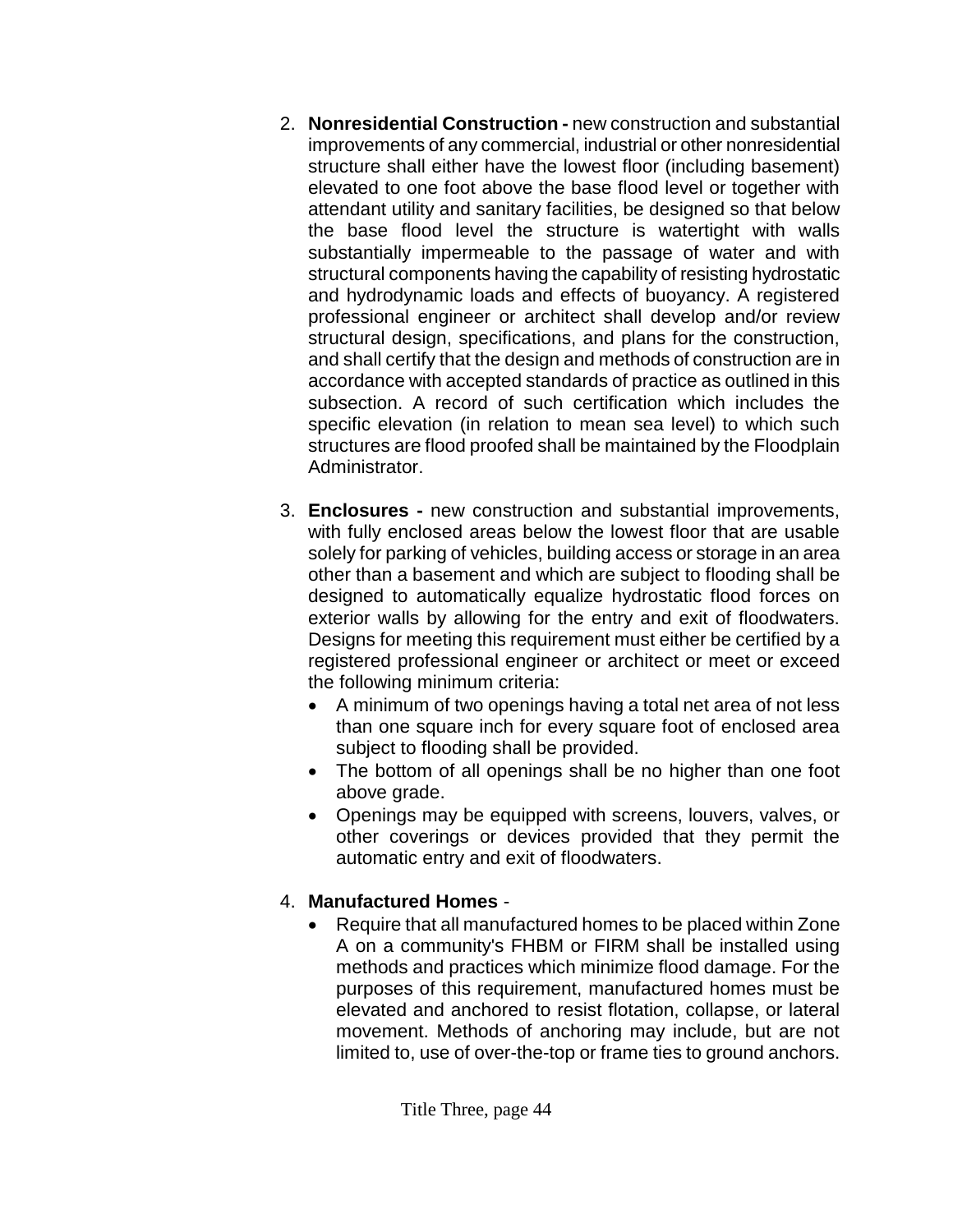2. **Nonresidential Construction -** new construction and substantial improvements of any commercial, industrial or other nonresidential structure shall either have the lowest floor (including basement) elevated to one foot above the base flood level or together with attendant utility and sanitary facilities, be designed so that below the base flood level the structure is watertight with walls substantially impermeable to the passage of water and with structural components having the capability of resisting hydrostatic and hydrodynamic loads and effects of buoyancy. A registered professional engineer or architect shall develop and/or review structural design, specifications, and plans for the construction, and shall certify that the design and methods of construction are in accordance with accepted standards of practice as outlined in this subsection. A record of such certification which includes the specific elevation (in relation to mean sea level) to which such structures are flood proofed shall be maintained by the Floodplain Administrator.

3. **Enclosures -** new construction and substantial improvements, with fully enclosed areas below the lowest floor that are usable solely for parking of vehicles, building access or storage in an area other than a basement and which are subject to flooding shall be designed to automatically equalize hydrostatic flood forces on exterior walls by allowing for the entry and exit of floodwaters. Designs for meeting this requirement must either be certified by a registered professional engineer or architect or meet or exceed the following minimum criteria:
   - A minimum of two openings having a total net area of not less than one square inch for every square foot of enclosed area subject to flooding shall be provided.
   - The bottom of all openings shall be no higher than one foot above grade.
   - Openings may be equipped with screens, louvers, valves, or other coverings or devices provided that they permit the automatic entry and exit of floodwaters.

4. **Manufactured Homes** -
   - Require that all manufactured homes to be placed within Zone A on a community's FHBM or FIRM shall be installed using methods and practices which minimize flood damage. For the purposes of this requirement, manufactured homes must be elevated and anchored to resist flotation, collapse, or lateral movement. Methods of anchoring may include, but are not limited to, use of over-the-top or frame ties to ground anchors.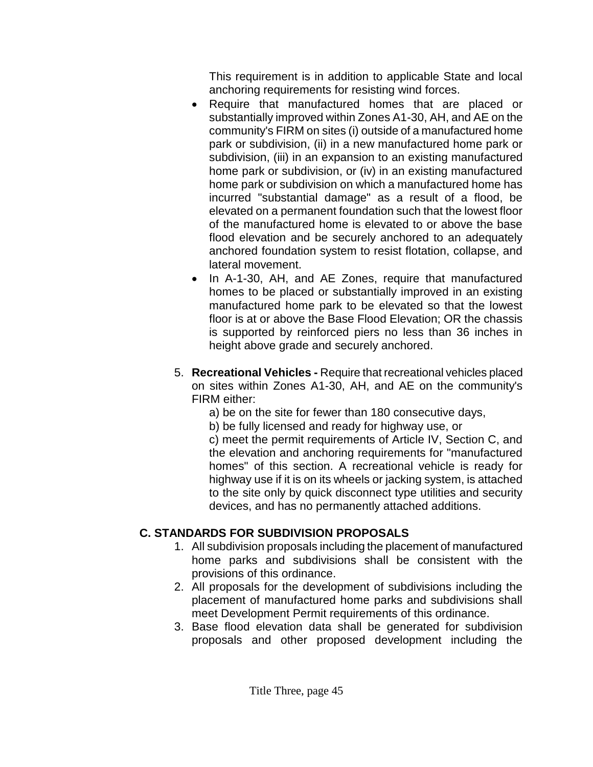This requirement is in addition to applicable State and local anchoring requirements for resisting wind forces.

- Require that manufactured homes that are placed or substantially improved within Zones A1-30, AH, and AE on the community's FIRM on sites (i) outside of a manufactured home park or subdivision, (ii) in a new manufactured home park or subdivision, (iii) in an expansion to an existing manufactured home park or subdivision, or (iv) in an existing manufactured home park or subdivision on which a manufactured home has incurred "substantial damage" as a result of a flood, be elevated on a permanent foundation such that the lowest floor of the manufactured home is elevated to or above the base flood elevation and be securely anchored to an adequately anchored foundation system to resist flotation, collapse, and lateral movement.
- In A-1-30, AH, and AE Zones, require that manufactured homes to be placed or substantially improved in an existing manufactured home park to be elevated so that the lowest floor is at or above the Base Flood Elevation; OR the chassis is supported by reinforced piers no less than 36 inches in height above grade and securely anchored.

5. **Recreational Vehicles -** Require that recreational vehicles placed on sites within Zones A1-30, AH, and AE on the community's FIRM either:

   a) be on the site for fewer than 180 consecutive days,

   b) be fully licensed and ready for highway use, or

   c) meet the permit requirements of Article IV, Section C, and the elevation and anchoring requirements for "manufactured homes" of this section. A recreational vehicle is ready for highway use if it is on its wheels or jacking system, is attached to the site only by quick disconnect type utilities and security devices, and has no permanently attached additions.

## C. STANDARDS FOR SUBDIVISION PROPOSALS

1. All subdivision proposals including the placement of manufactured home parks and subdivisions shall be consistent with the provisions of this ordinance.
2. All proposals for the development of subdivisions including the placement of manufactured home parks and subdivisions shall meet Development Permit requirements of this ordinance.
3. Base flood elevation data shall be generated for subdivision proposals and other proposed development including the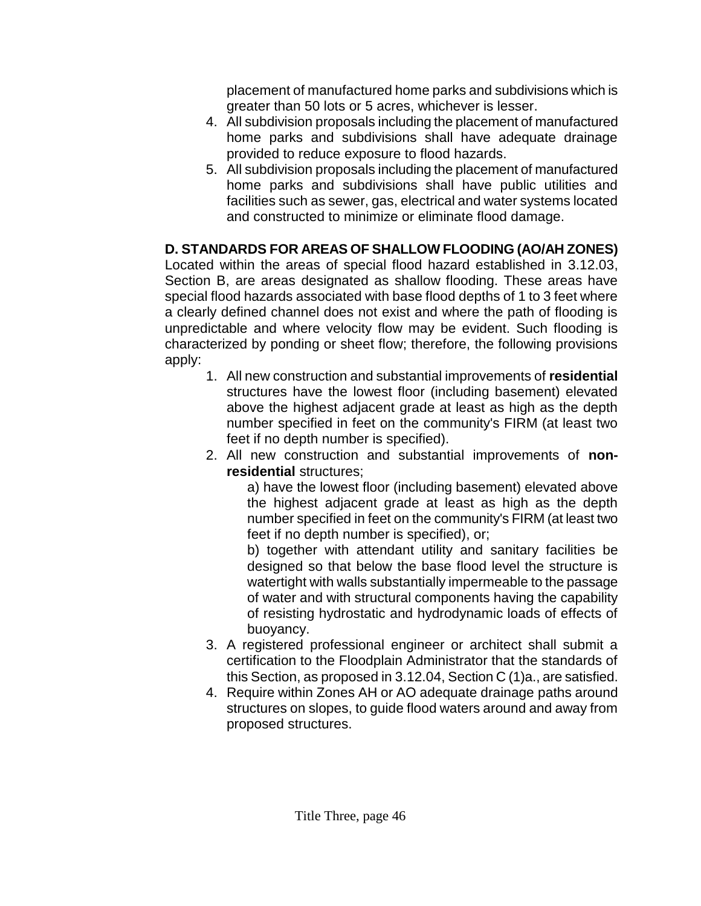placement of manufactured home parks and subdivisions which is greater than 50 lots or 5 acres, whichever is lesser.

4. All subdivision proposals including the placement of manufactured home parks and subdivisions shall have adequate drainage provided to reduce exposure to flood hazards.
5. All subdivision proposals including the placement of manufactured home parks and subdivisions shall have public utilities and facilities such as sewer, gas, electrical and water systems located and constructed to minimize or eliminate flood damage.

**D. STANDARDS FOR AREAS OF SHALLOW FLOODING (AO/AH ZONES)**

Located within the areas of special flood hazard established in 3.12.03, Section B, are areas designated as shallow flooding. These areas have special flood hazards associated with base flood depths of 1 to 3 feet where a clearly defined channel does not exist and where the path of flooding is unpredictable and where velocity flow may be evident. Such flooding is characterized by ponding or sheet flow; therefore, the following provisions apply:

1. All new construction and substantial improvements of **residential** structures have the lowest floor (including basement) elevated above the highest adjacent grade at least as high as the depth number specified in feet on the community's FIRM (at least two feet if no depth number is specified).
2. All new construction and substantial improvements of **non-residential** structures;

   a) have the lowest floor (including basement) elevated above the highest adjacent grade at least as high as the depth number specified in feet on the community's FIRM (at least two feet if no depth number is specified), or;

   b) together with attendant utility and sanitary facilities be designed so that below the base flood level the structure is watertight with walls substantially impermeable to the passage of water and with structural components having the capability of resisting hydrostatic and hydrodynamic loads of effects of buoyancy.
3. A registered professional engineer or architect shall submit a certification to the Floodplain Administrator that the standards of this Section, as proposed in 3.12.04, Section C (1)a., are satisfied.
4. Require within Zones AH or AO adequate drainage paths around structures on slopes, to guide flood waters around and away from proposed structures.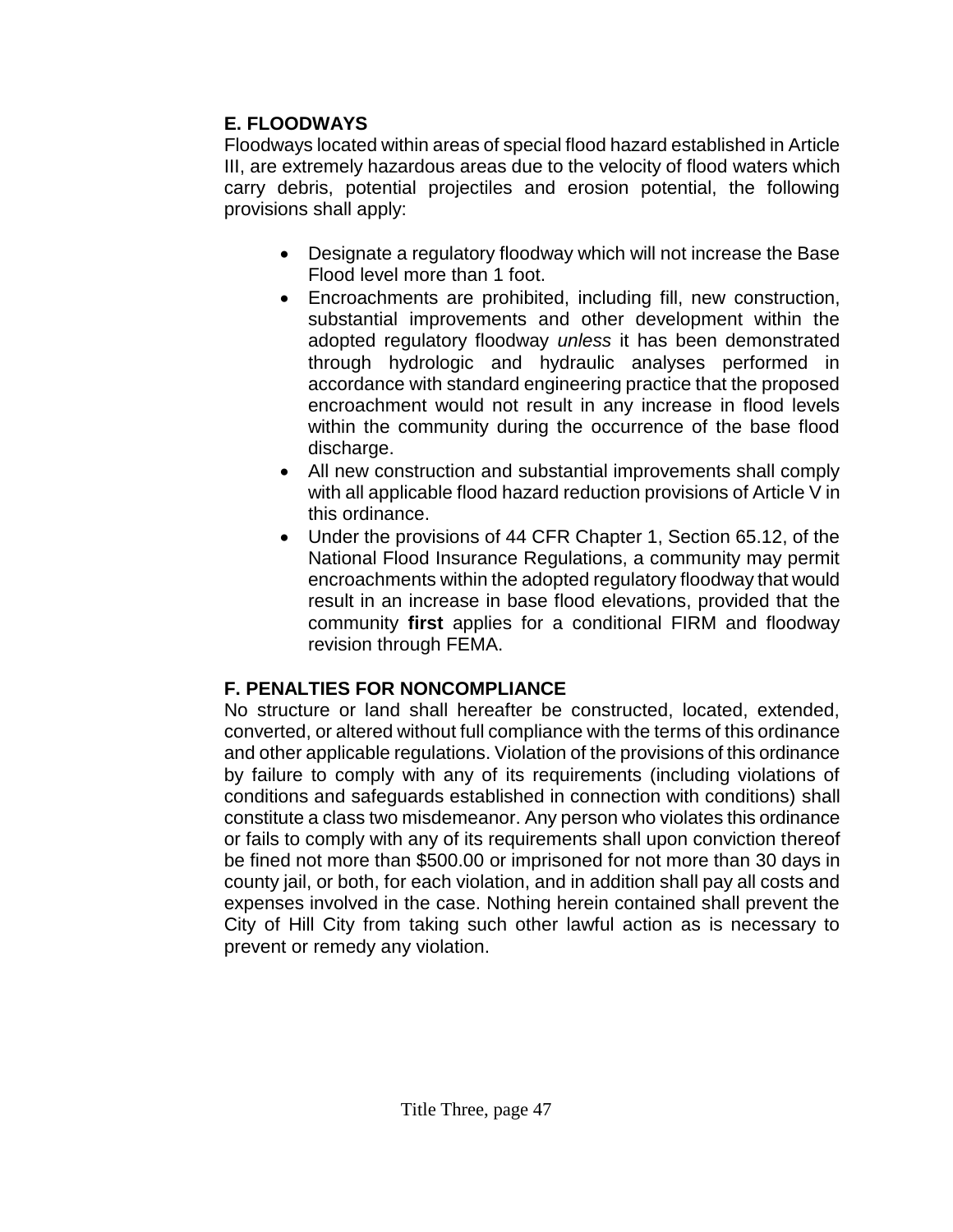### E. FLOODWAYS

Floodways located within areas of special flood hazard established in Article III, are extremely hazardous areas due to the velocity of flood waters which carry debris, potential projectiles and erosion potential, the following provisions shall apply:

- Designate a regulatory floodway which will not increase the Base Flood level more than 1 foot.
- Encroachments are prohibited, including fill, new construction, substantial improvements and other development within the adopted regulatory floodway *unless* it has been demonstrated through hydrologic and hydraulic analyses performed in accordance with standard engineering practice that the proposed encroachment would not result in any increase in flood levels within the community during the occurrence of the base flood discharge.
- All new construction and substantial improvements shall comply with all applicable flood hazard reduction provisions of Article V in this ordinance.
- Under the provisions of 44 CFR Chapter 1, Section 65.12, of the National Flood Insurance Regulations, a community may permit encroachments within the adopted regulatory floodway that would result in an increase in base flood elevations, provided that the community **first** applies for a conditional FIRM and floodway revision through FEMA.

### F. PENALTIES FOR NONCOMPLIANCE

No structure or land shall hereafter be constructed, located, extended, converted, or altered without full compliance with the terms of this ordinance and other applicable regulations. Violation of the provisions of this ordinance by failure to comply with any of its requirements (including violations of conditions and safeguards established in connection with conditions) shall constitute a class two misdemeanor. Any person who violates this ordinance or fails to comply with any of its requirements shall upon conviction thereof be fined not more than $500.00 or imprisoned for not more than 30 days in county jail, or both, for each violation, and in addition shall pay all costs and expenses involved in the case. Nothing herein contained shall prevent the City of Hill City from taking such other lawful action as is necessary to prevent or remedy any violation.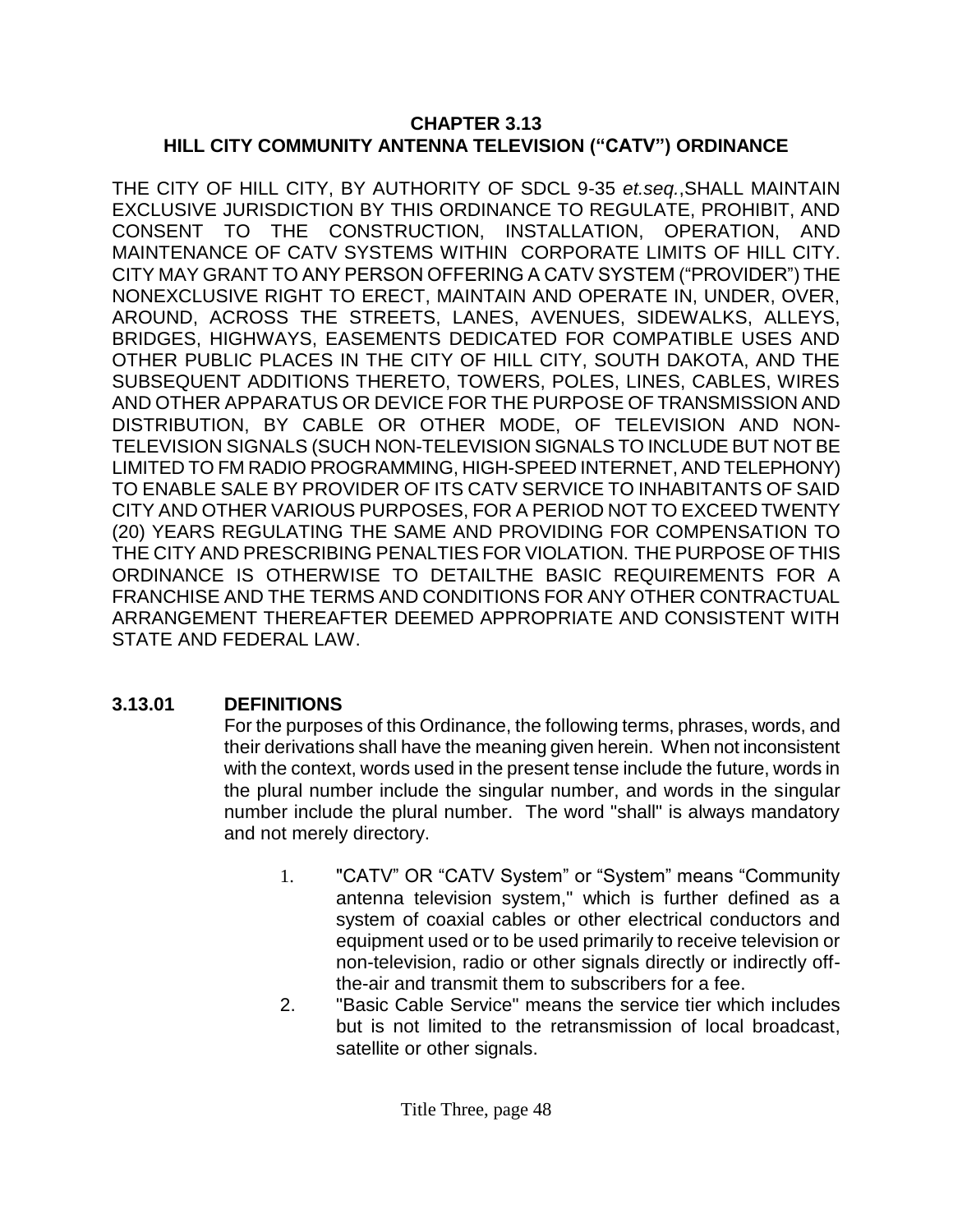# CHAPTER 3.13
# HILL CITY COMMUNITY ANTENNA TELEVISION ("CATV") ORDINANCE

THE CITY OF HILL CITY, BY AUTHORITY OF SDCL 9-35 *et.seq.*,SHALL MAINTAIN EXCLUSIVE JURISDICTION BY THIS ORDINANCE TO REGULATE, PROHIBIT, AND CONSENT TO THE CONSTRUCTION, INSTALLATION, OPERATION, AND MAINTENANCE OF CATV SYSTEMS WITHIN CORPORATE LIMITS OF HILL CITY. CITY MAY GRANT TO ANY PERSON OFFERING A CATV SYSTEM ("PROVIDER") THE NONEXCLUSIVE RIGHT TO ERECT, MAINTAIN AND OPERATE IN, UNDER, OVER, AROUND, ACROSS THE STREETS, LANES, AVENUES, SIDEWALKS, ALLEYS, BRIDGES, HIGHWAYS, EASEMENTS DEDICATED FOR COMPATIBLE USES AND OTHER PUBLIC PLACES IN THE CITY OF HILL CITY, SOUTH DAKOTA, AND THE SUBSEQUENT ADDITIONS THERETO, TOWERS, POLES, LINES, CABLES, WIRES AND OTHER APPARATUS OR DEVICE FOR THE PURPOSE OF TRANSMISSION AND DISTRIBUTION, BY CABLE OR OTHER MODE, OF TELEVISION AND NON-TELEVISION SIGNALS (SUCH NON-TELEVISION SIGNALS TO INCLUDE BUT NOT BE LIMITED TO FM RADIO PROGRAMMING, HIGH-SPEED INTERNET, AND TELEPHONY) TO ENABLE SALE BY PROVIDER OF ITS CATV SERVICE TO INHABITANTS OF SAID CITY AND OTHER VARIOUS PURPOSES, FOR A PERIOD NOT TO EXCEED TWENTY (20) YEARS REGULATING THE SAME AND PROVIDING FOR COMPENSATION TO THE CITY AND PRESCRIBING PENALTIES FOR VIOLATION. THE PURPOSE OF THIS ORDINANCE IS OTHERWISE TO DETAILTHE BASIC REQUIREMENTS FOR A FRANCHISE AND THE TERMS AND CONDITIONS FOR ANY OTHER CONTRACTUAL ARRANGEMENT THEREAFTER DEEMED APPROPRIATE AND CONSISTENT WITH STATE AND FEDERAL LAW.

## 3.13.01 DEFINITIONS

For the purposes of this Ordinance, the following terms, phrases, words, and their derivations shall have the meaning given herein. When not inconsistent with the context, words used in the present tense include the future, words in the plural number include the singular number, and words in the singular number include the plural number. The word "shall" is always mandatory and not merely directory.

1. "CATV" OR "CATV System" or "System" means "Community antenna television system," which is further defined as a system of coaxial cables or other electrical conductors and equipment used or to be used primarily to receive television or non-television, radio or other signals directly or indirectly off-the-air and transmit them to subscribers for a fee.
2. "Basic Cable Service" means the service tier which includes but is not limited to the retransmission of local broadcast, satellite or other signals.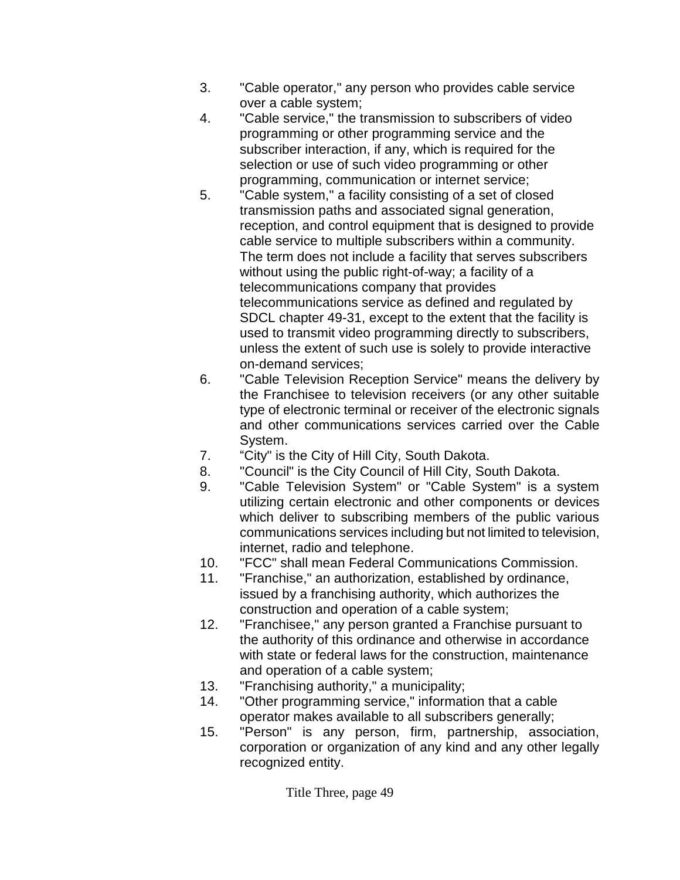3. "Cable operator," any person who provides cable service over a cable system;
4. "Cable service," the transmission to subscribers of video programming or other programming service and the subscriber interaction, if any, which is required for the selection or use of such video programming or other programming, communication or internet service;
5. "Cable system," a facility consisting of a set of closed transmission paths and associated signal generation, reception, and control equipment that is designed to provide cable service to multiple subscribers within a community. The term does not include a facility that serves subscribers without using the public right-of-way; a facility of a telecommunications company that provides telecommunications service as defined and regulated by SDCL chapter 49-31, except to the extent that the facility is used to transmit video programming directly to subscribers, unless the extent of such use is solely to provide interactive on-demand services;
6. "Cable Television Reception Service" means the delivery by the Franchisee to television receivers (or any other suitable type of electronic terminal or receiver of the electronic signals and other communications services carried over the Cable System.
7. “City" is the City of Hill City, South Dakota.
8. "Council" is the City Council of Hill City, South Dakota.
9. "Cable Television System" or "Cable System" is a system utilizing certain electronic and other components or devices which deliver to subscribing members of the public various communications services including but not limited to television, internet, radio and telephone.
10. "FCC" shall mean Federal Communications Commission.
11. "Franchise," an authorization, established by ordinance, issued by a franchising authority, which authorizes the construction and operation of a cable system;
12. "Franchisee," any person granted a Franchise pursuant to the authority of this ordinance and otherwise in accordance with state or federal laws for the construction, maintenance and operation of a cable system;
13. "Franchising authority," a municipality;
14. "Other programming service," information that a cable operator makes available to all subscribers generally;
15. "Person" is any person, firm, partnership, association, corporation or organization of any kind and any other legally recognized entity.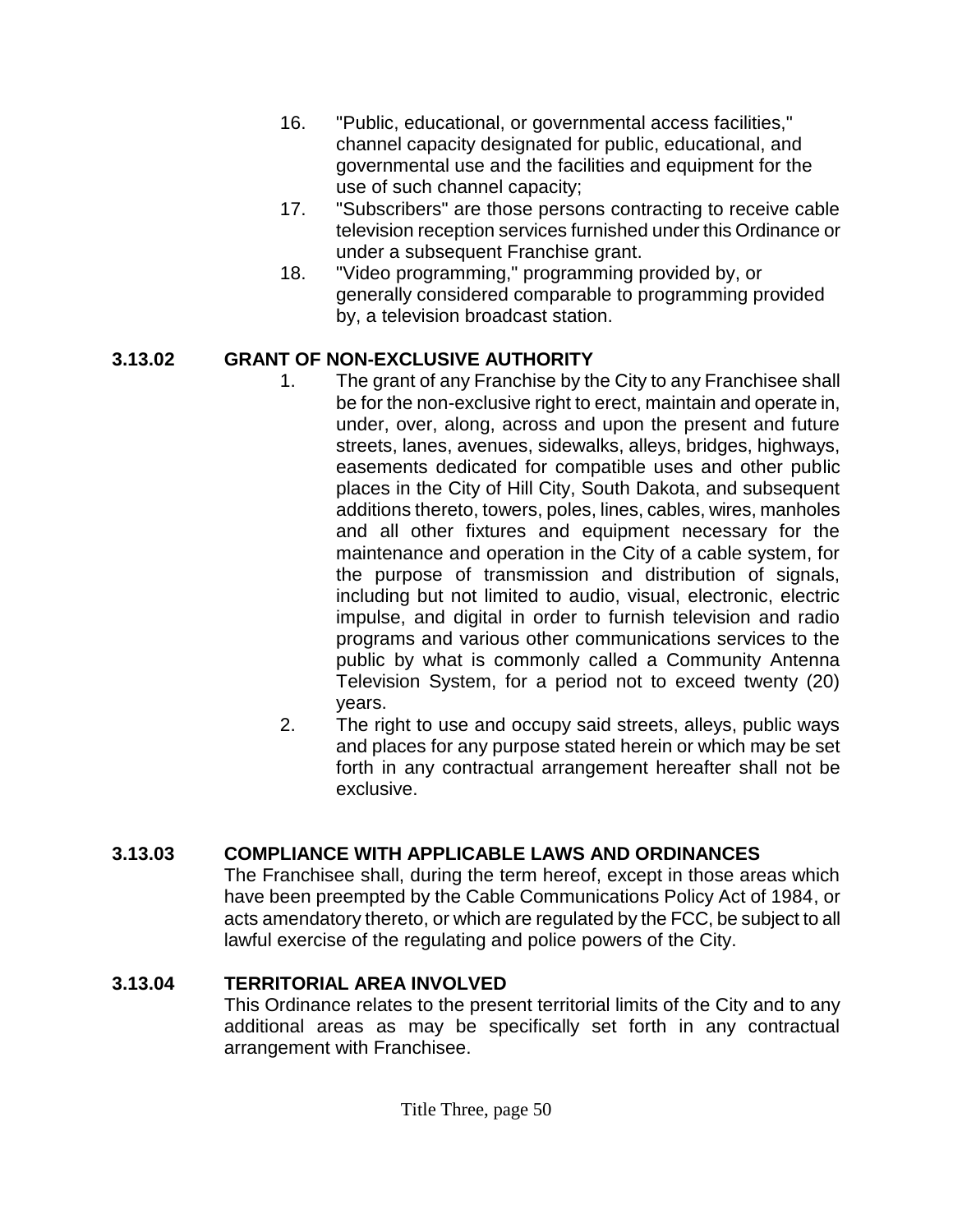16. "Public, educational, or governmental access facilities," channel capacity designated for public, educational, and governmental use and the facilities and equipment for the use of such channel capacity;
17. "Subscribers" are those persons contracting to receive cable television reception services furnished under this Ordinance or under a subsequent Franchise grant.
18. "Video programming," programming provided by, or generally considered comparable to programming provided by, a television broadcast station.

**3.13.02 GRANT OF NON-EXCLUSIVE AUTHORITY**

1. The grant of any Franchise by the City to any Franchisee shall be for the non-exclusive right to erect, maintain and operate in, under, over, along, across and upon the present and future streets, lanes, avenues, sidewalks, alleys, bridges, highways, easements dedicated for compatible uses and other public places in the City of Hill City, South Dakota, and subsequent additions thereto, towers, poles, lines, cables, wires, manholes and all other fixtures and equipment necessary for the maintenance and operation in the City of a cable system, for the purpose of transmission and distribution of signals, including but not limited to audio, visual, electronic, electric impulse, and digital in order to furnish television and radio programs and various other communications services to the public by what is commonly called a Community Antenna Television System, for a period not to exceed twenty (20) years.
2. The right to use and occupy said streets, alleys, public ways and places for any purpose stated herein or which may be set forth in any contractual arrangement hereafter shall not be exclusive.

**3.13.03 COMPLIANCE WITH APPLICABLE LAWS AND ORDINANCES**

The Franchisee shall, during the term hereof, except in those areas which have been preempted by the Cable Communications Policy Act of 1984, or acts amendatory thereto, or which are regulated by the FCC, be subject to all lawful exercise of the regulating and police powers of the City.

**3.13.04 TERRITORIAL AREA INVOLVED**

This Ordinance relates to the present territorial limits of the City and to any additional areas as may be specifically set forth in any contractual arrangement with Franchisee.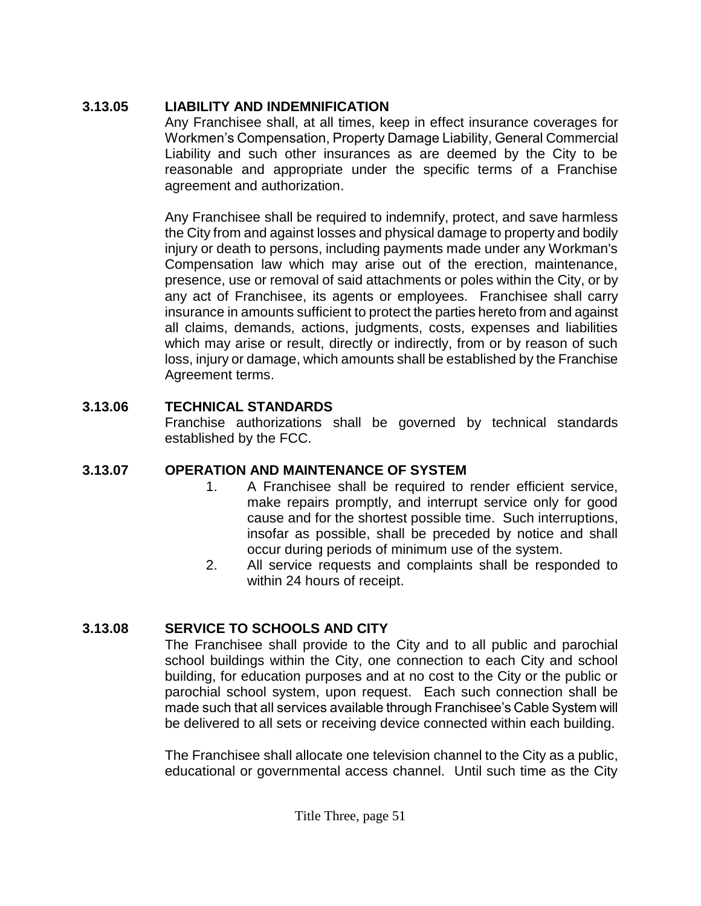### 3.13.05 LIABILITY AND INDEMNIFICATION

Any Franchisee shall, at all times, keep in effect insurance coverages for Workmen's Compensation, Property Damage Liability, General Commercial Liability and such other insurances as are deemed by the City to be reasonable and appropriate under the specific terms of a Franchise agreement and authorization.

Any Franchisee shall be required to indemnify, protect, and save harmless the City from and against losses and physical damage to property and bodily injury or death to persons, including payments made under any Workman's Compensation law which may arise out of the erection, maintenance, presence, use or removal of said attachments or poles within the City, or by any act of Franchisee, its agents or employees. Franchisee shall carry insurance in amounts sufficient to protect the parties hereto from and against all claims, demands, actions, judgments, costs, expenses and liabilities which may arise or result, directly or indirectly, from or by reason of such loss, injury or damage, which amounts shall be established by the Franchise Agreement terms.

### 3.13.06 TECHNICAL STANDARDS

Franchise authorizations shall be governed by technical standards established by the FCC.

### 3.13.07 OPERATION AND MAINTENANCE OF SYSTEM

1. A Franchisee shall be required to render efficient service, make repairs promptly, and interrupt service only for good cause and for the shortest possible time. Such interruptions, insofar as possible, shall be preceded by notice and shall occur during periods of minimum use of the system.
2. All service requests and complaints shall be responded to within 24 hours of receipt.

### 3.13.08 SERVICE TO SCHOOLS AND CITY

The Franchisee shall provide to the City and to all public and parochial school buildings within the City, one connection to each City and school building, for education purposes and at no cost to the City or the public or parochial school system, upon request. Each such connection shall be made such that all services available through Franchisee's Cable System will be delivered to all sets or receiving device connected within each building.

The Franchisee shall allocate one television channel to the City as a public, educational or governmental access channel. Until such time as the City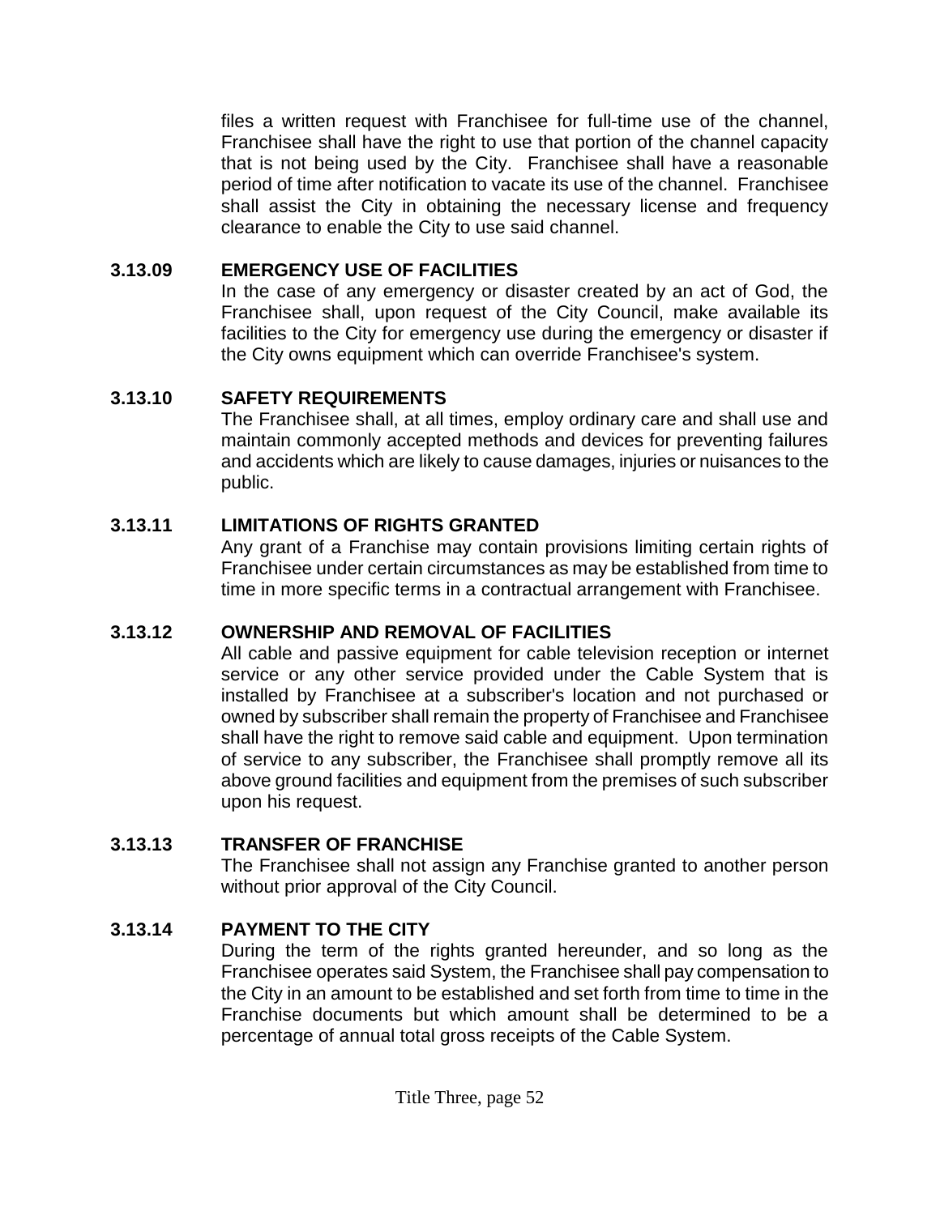files a written request with Franchisee for full-time use of the channel, Franchisee shall have the right to use that portion of the channel capacity that is not being used by the City. Franchisee shall have a reasonable period of time after notification to vacate its use of the channel. Franchisee shall assist the City in obtaining the necessary license and frequency clearance to enable the City to use said channel.

**3.13.09 EMERGENCY USE OF FACILITIES**

In the case of any emergency or disaster created by an act of God, the Franchisee shall, upon request of the City Council, make available its facilities to the City for emergency use during the emergency or disaster if the City owns equipment which can override Franchisee's system.

**3.13.10 SAFETY REQUIREMENTS**

The Franchisee shall, at all times, employ ordinary care and shall use and maintain commonly accepted methods and devices for preventing failures and accidents which are likely to cause damages, injuries or nuisances to the public.

**3.13.11 LIMITATIONS OF RIGHTS GRANTED**

Any grant of a Franchise may contain provisions limiting certain rights of Franchisee under certain circumstances as may be established from time to time in more specific terms in a contractual arrangement with Franchisee.

**3.13.12 OWNERSHIP AND REMOVAL OF FACILITIES**

All cable and passive equipment for cable television reception or internet service or any other service provided under the Cable System that is installed by Franchisee at a subscriber's location and not purchased or owned by subscriber shall remain the property of Franchisee and Franchisee shall have the right to remove said cable and equipment. Upon termination of service to any subscriber, the Franchisee shall promptly remove all its above ground facilities and equipment from the premises of such subscriber upon his request.

**3.13.13 TRANSFER OF FRANCHISE**

The Franchisee shall not assign any Franchise granted to another person without prior approval of the City Council.

**3.13.14 PAYMENT TO THE CITY**

During the term of the rights granted hereunder, and so long as the Franchisee operates said System, the Franchisee shall pay compensation to the City in an amount to be established and set forth from time to time in the Franchise documents but which amount shall be determined to be a percentage of annual total gross receipts of the Cable System.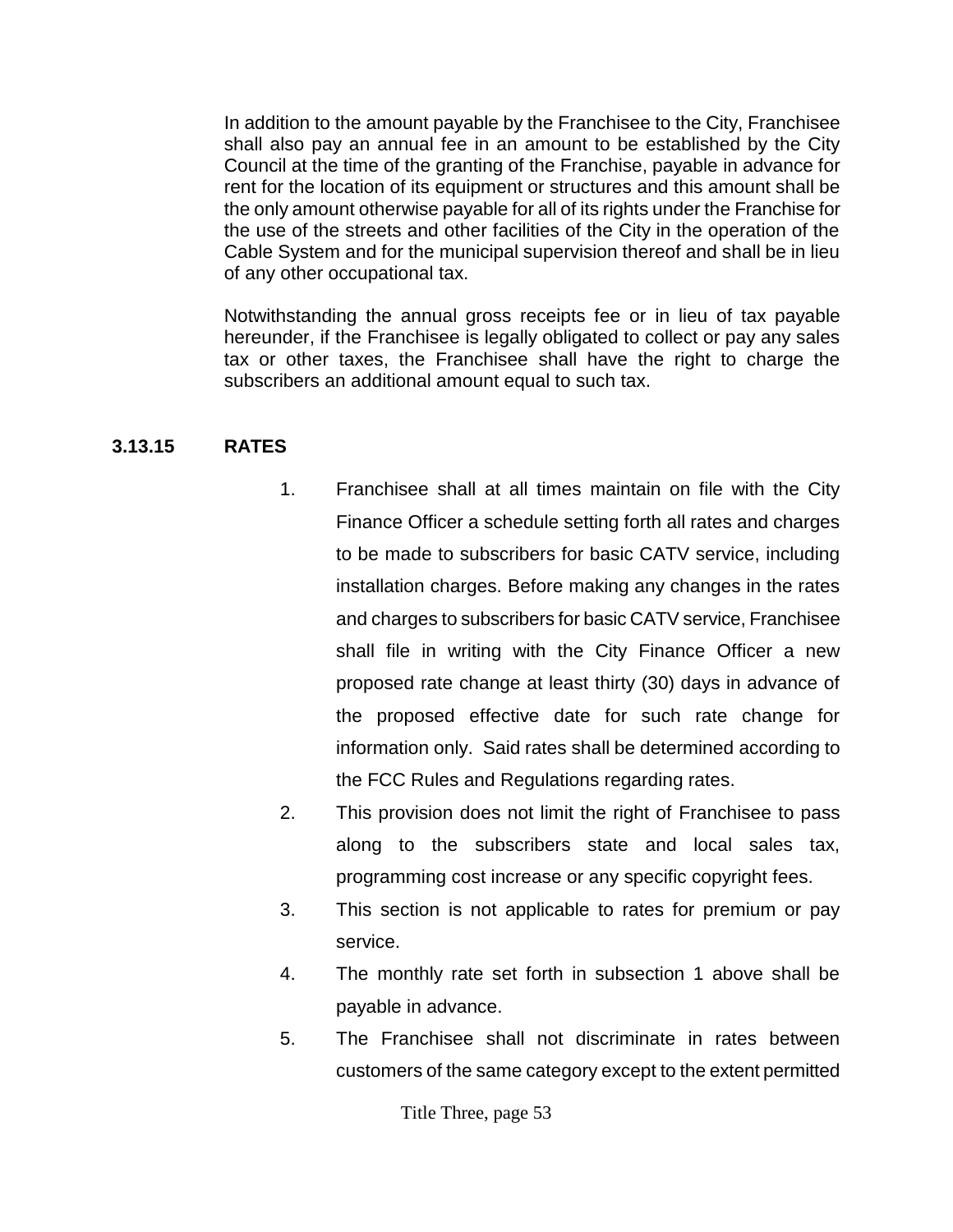In addition to the amount payable by the Franchisee to the City, Franchisee shall also pay an annual fee in an amount to be established by the City Council at the time of the granting of the Franchise, payable in advance for rent for the location of its equipment or structures and this amount shall be the only amount otherwise payable for all of its rights under the Franchise for the use of the streets and other facilities of the City in the operation of the Cable System and for the municipal supervision thereof and shall be in lieu of any other occupational tax.

Notwithstanding the annual gross receipts fee or in lieu of tax payable hereunder, if the Franchisee is legally obligated to collect or pay any sales tax or other taxes, the Franchisee shall have the right to charge the subscribers an additional amount equal to such tax.

**3.13.15 RATES**

1. Franchisee shall at all times maintain on file with the City Finance Officer a schedule setting forth all rates and charges to be made to subscribers for basic CATV service, including installation charges. Before making any changes in the rates and charges to subscribers for basic CATV service, Franchisee shall file in writing with the City Finance Officer a new proposed rate change at least thirty (30) days in advance of the proposed effective date for such rate change for information only. Said rates shall be determined according to the FCC Rules and Regulations regarding rates.
2. This provision does not limit the right of Franchisee to pass along to the subscribers state and local sales tax, programming cost increase or any specific copyright fees.
3. This section is not applicable to rates for premium or pay service.
4. The monthly rate set forth in subsection 1 above shall be payable in advance.
5. The Franchisee shall not discriminate in rates between customers of the same category except to the extent permitted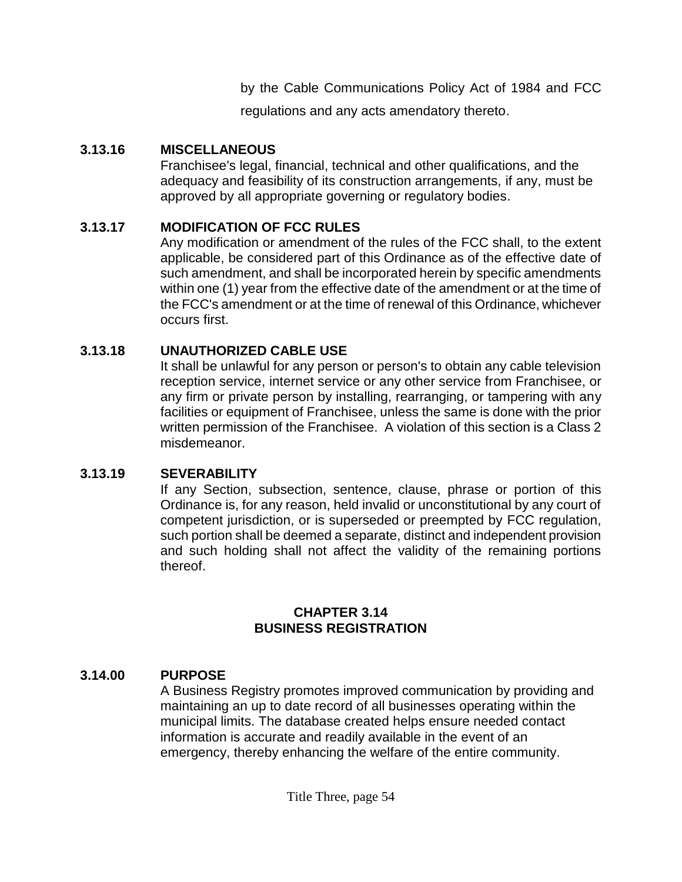by the Cable Communications Policy Act of 1984 and FCC regulations and any acts amendatory thereto.

### 3.13.16 MISCELLANEOUS

Franchisee's legal, financial, technical and other qualifications, and the adequacy and feasibility of its construction arrangements, if any, must be approved by all appropriate governing or regulatory bodies.

### 3.13.17 MODIFICATION OF FCC RULES

Any modification or amendment of the rules of the FCC shall, to the extent applicable, be considered part of this Ordinance as of the effective date of such amendment, and shall be incorporated herein by specific amendments within one (1) year from the effective date of the amendment or at the time of the FCC's amendment or at the time of renewal of this Ordinance, whichever occurs first.

### 3.13.18 UNAUTHORIZED CABLE USE

It shall be unlawful for any person or person's to obtain any cable television reception service, internet service or any other service from Franchisee, or any firm or private person by installing, rearranging, or tampering with any facilities or equipment of Franchisee, unless the same is done with the prior written permission of the Franchisee. A violation of this section is a Class 2 misdemeanor.

### 3.13.19 SEVERABILITY

If any Section, subsection, sentence, clause, phrase or portion of this Ordinance is, for any reason, held invalid or unconstitutional by any court of competent jurisdiction, or is superseded or preempted by FCC regulation, such portion shall be deemed a separate, distinct and independent provision and such holding shall not affect the validity of the remaining portions thereof.

## CHAPTER 3.14
## BUSINESS REGISTRATION

### 3.14.00 PURPOSE

A Business Registry promotes improved communication by providing and maintaining an up to date record of all businesses operating within the municipal limits. The database created helps ensure needed contact information is accurate and readily available in the event of an emergency, thereby enhancing the welfare of the entire community.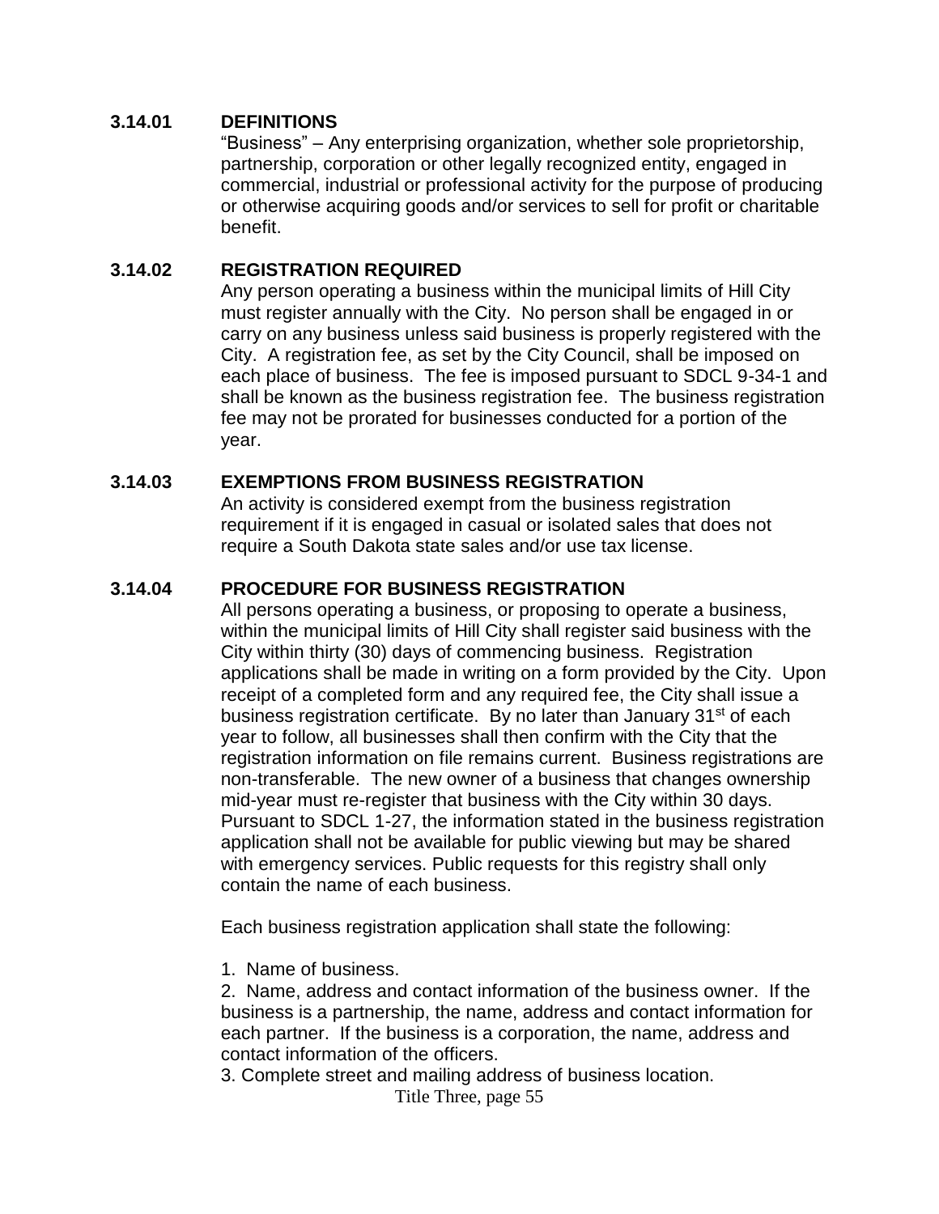### 3.14.01 DEFINITIONS

"Business" – Any enterprising organization, whether sole proprietorship, partnership, corporation or other legally recognized entity, engaged in commercial, industrial or professional activity for the purpose of producing or otherwise acquiring goods and/or services to sell for profit or charitable benefit.

### 3.14.02 REGISTRATION REQUIRED

Any person operating a business within the municipal limits of Hill City must register annually with the City. No person shall be engaged in or carry on any business unless said business is properly registered with the City. A registration fee, as set by the City Council, shall be imposed on each place of business. The fee is imposed pursuant to SDCL 9-34-1 and shall be known as the business registration fee. The business registration fee may not be prorated for businesses conducted for a portion of the year.

### 3.14.03 EXEMPTIONS FROM BUSINESS REGISTRATION

An activity is considered exempt from the business registration requirement if it is engaged in casual or isolated sales that does not require a South Dakota state sales and/or use tax license.

### 3.14.04 PROCEDURE FOR BUSINESS REGISTRATION

All persons operating a business, or proposing to operate a business, within the municipal limits of Hill City shall register said business with the City within thirty (30) days of commencing business. Registration applications shall be made in writing on a form provided by the City. Upon receipt of a completed form and any required fee, the City shall issue a business registration certificate. By no later than January 31st of each year to follow, all businesses shall then confirm with the City that the registration information on file remains current. Business registrations are non-transferable. The new owner of a business that changes ownership mid-year must re-register that business with the City within 30 days. Pursuant to SDCL 1-27, the information stated in the business registration application shall not be available for public viewing but may be shared with emergency services. Public requests for this registry shall only contain the name of each business.

Each business registration application shall state the following:

1. Name of business.
2. Name, address and contact information of the business owner. If the business is a partnership, the name, address and contact information for each partner. If the business is a corporation, the name, address and contact information of the officers.
3. Complete street and mailing address of business location.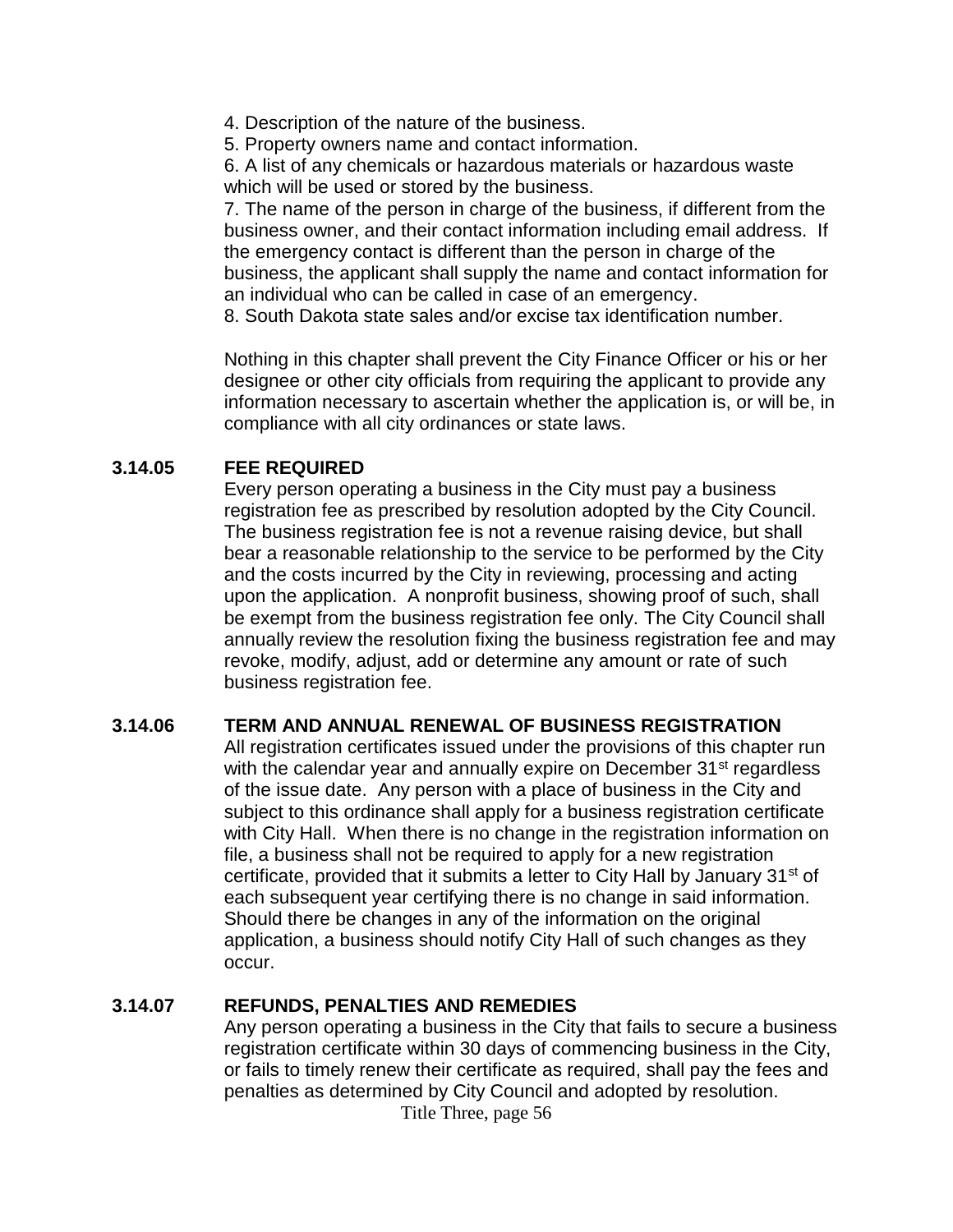4. Description of the nature of the business.

5. Property owners name and contact information.

6. A list of any chemicals or hazardous materials or hazardous waste which will be used or stored by the business.

7. The name of the person in charge of the business, if different from the business owner, and their contact information including email address. If the emergency contact is different than the person in charge of the business, the applicant shall supply the name and contact information for an individual who can be called in case of an emergency.

8. South Dakota state sales and/or excise tax identification number.

Nothing in this chapter shall prevent the City Finance Officer or his or her designee or other city officials from requiring the applicant to provide any information necessary to ascertain whether the application is, or will be, in compliance with all city ordinances or state laws.

**3.14.05 FEE REQUIRED**

Every person operating a business in the City must pay a business registration fee as prescribed by resolution adopted by the City Council. The business registration fee is not a revenue raising device, but shall bear a reasonable relationship to the service to be performed by the City and the costs incurred by the City in reviewing, processing and acting upon the application. A nonprofit business, showing proof of such, shall be exempt from the business registration fee only. The City Council shall annually review the resolution fixing the business registration fee and may revoke, modify, adjust, add or determine any amount or rate of such business registration fee.

**3.14.06 TERM AND ANNUAL RENEWAL OF BUSINESS REGISTRATION**

All registration certificates issued under the provisions of this chapter run with the calendar year and annually expire on December 31st regardless of the issue date. Any person with a place of business in the City and subject to this ordinance shall apply for a business registration certificate with City Hall. When there is no change in the registration information on file, a business shall not be required to apply for a new registration certificate, provided that it submits a letter to City Hall by January 31st of each subsequent year certifying there is no change in said information. Should there be changes in any of the information on the original application, a business should notify City Hall of such changes as they occur.

**3.14.07 REFUNDS, PENALTIES AND REMEDIES**

Any person operating a business in the City that fails to secure a business registration certificate within 30 days of commencing business in the City, or fails to timely renew their certificate as required, shall pay the fees and penalties as determined by City Council and adopted by resolution.